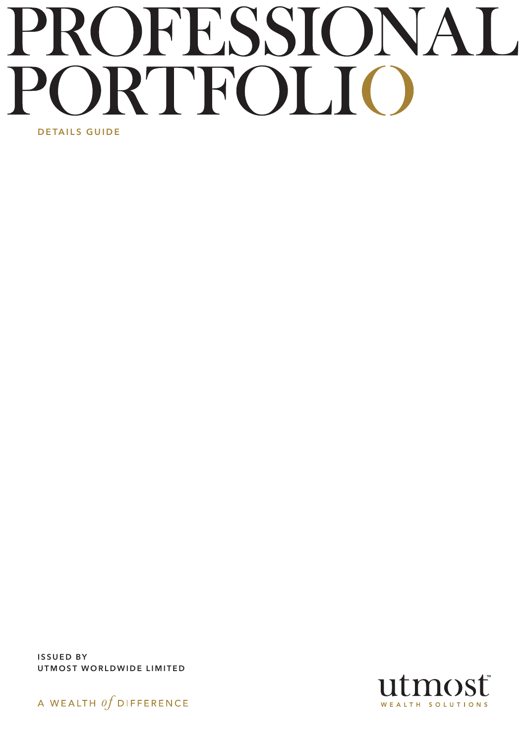# PROFESSIONAL PORTFOLIO

**DETAILS GUIDE**

**ISSUED BY**
**UTMOST WORLDWIDE LIMITED**

A WEALTH *of* DIFFERENCE

utmost™
WEALTH SOLUTIONS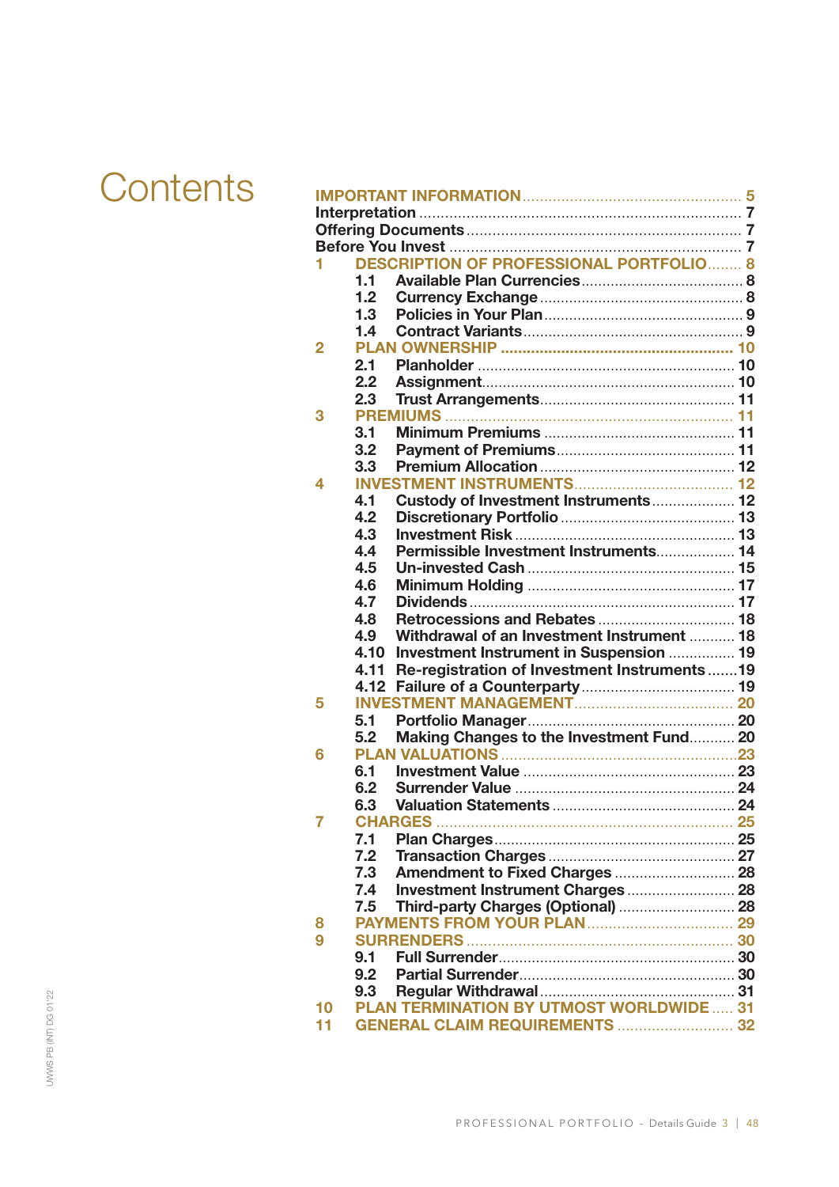# Contents

| | | |
|---|---|---|
| **IMPORTANT INFORMATION** | | 5 |
| **Interpretation** | | 7 |
| **Offering Documents** | | 7 |
| **Before You Invest** | | 7 |
| **1** | **DESCRIPTION OF PROFESSIONAL PORTFOLIO** | 8 |
| 1.1 | Available Plan Currencies | 8 |
| 1.2 | Currency Exchange | 8 |
| 1.3 | Policies in Your Plan | 9 |
| 1.4 | Contract Variants | 9 |
| **2** | **PLAN OWNERSHIP** | 10 |
| 2.1 | Planholder | 10 |
| 2.2 | Assignment | 10 |
| 2.3 | Trust Arrangements | 11 |
| **3** | **PREMIUMS** | 11 |
| 3.1 | Minimum Premiums | 11 |
| 3.2 | Payment of Premiums | 11 |
| 3.3 | Premium Allocation | 12 |
| **4** | **INVESTMENT INSTRUMENTS** | 12 |
| 4.1 | Custody of Investment Instruments | 12 |
| 4.2 | Discretionary Portfolio | 13 |
| 4.3 | Investment Risk | 13 |
| 4.4 | Permissible Investment Instruments | 14 |
| 4.5 | Un-invested Cash | 15 |
| 4.6 | Minimum Holding | 17 |
| 4.7 | Dividends | 17 |
| 4.8 | Retrocessions and Rebates | 18 |
| 4.9 | Withdrawal of an Investment Instrument | 18 |
| 4.10 | Investment Instrument in Suspension | 19 |
| 4.11 | Re-registration of Investment Instruments | 19 |
| 4.12 | Failure of a Counterparty | 19 |
| **5** | **INVESTMENT MANAGEMENT** | 20 |
| 5.1 | Portfolio Manager | 20 |
| 5.2 | Making Changes to the Investment Fund | 20 |
| **6** | **PLAN VALUATIONS** | 23 |
| 6.1 | Investment Value | 23 |
| 6.2 | Surrender Value | 24 |
| 6.3 | Valuation Statements | 24 |
| **7** | **CHARGES** | 25 |
| 7.1 | Plan Charges | 25 |
| 7.2 | Transaction Charges | 27 |
| 7.3 | Amendment to Fixed Charges | 28 |
| 7.4 | Investment Instrument Charges | 28 |
| 7.5 | Third-party Charges (Optional) | 28 |
| **8** | **PAYMENTS FROM YOUR PLAN** | 29 |
| **9** | **SURRENDERS** | 30 |
| 9.1 | Full Surrender | 30 |
| 9.2 | Partial Surrender | 30 |
| 9.3 | Regular Withdrawal | 31 |
| **10** | **PLAN TERMINATION BY UTMOST WORLDWIDE** | 31 |
| **11** | **GENERAL CLAIM REQUIREMENTS** | 32 |

UWWS PB (INT) DG 01'22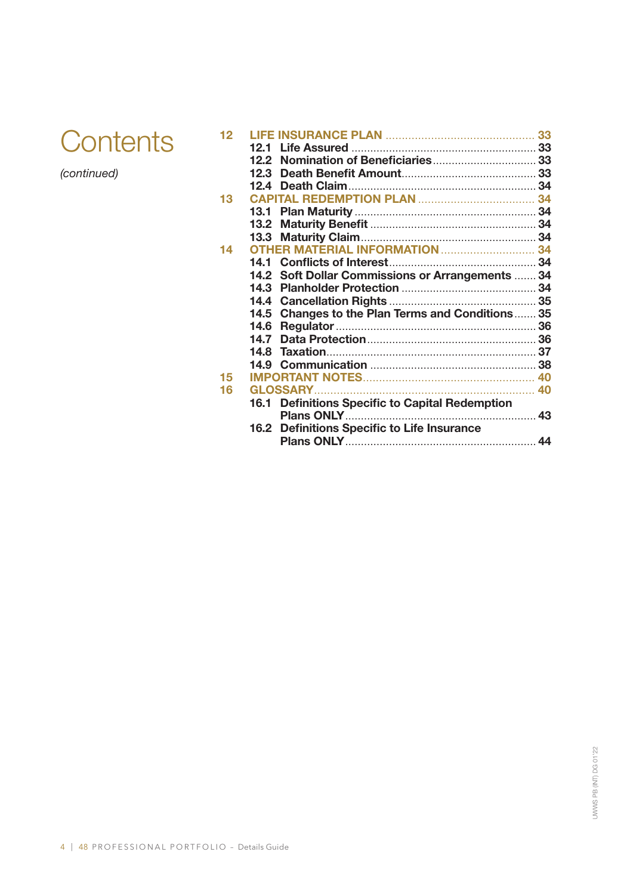# Contents

*(continued)*

| | | |
|---|---|---|
| **12** | **LIFE INSURANCE PLAN** | **33** |
| | **12.1 Life Assured** | **33** |
| | **12.2 Nomination of Beneficiaries** | **33** |
| | **12.3 Death Benefit Amount** | **33** |
| | **12.4 Death Claim** | **34** |
| **13** | **CAPITAL REDEMPTION PLAN** | **34** |
| | **13.1 Plan Maturity** | **34** |
| | **13.2 Maturity Benefit** | **34** |
| | **13.3 Maturity Claim** | **34** |
| **14** | **OTHER MATERIAL INFORMATION** | **34** |
| | **14.1 Conflicts of Interest** | **34** |
| | **14.2 Soft Dollar Commissions or Arrangements** | **34** |
| | **14.3 Planholder Protection** | **34** |
| | **14.4 Cancellation Rights** | **35** |
| | **14.5 Changes to the Plan Terms and Conditions** | **35** |
| | **14.6 Regulator** | **36** |
| | **14.7 Data Protection** | **36** |
| | **14.8 Taxation** | **37** |
| | **14.9 Communication** | **38** |
| **15** | **IMPORTANT NOTES** | **40** |
| **16** | **GLOSSARY** | **40** |
| | **16.1 Definitions Specific to Capital Redemption Plans ONLY** | **43** |
| | **16.2 Definitions Specific to Life Insurance Plans ONLY** | **44** |

UWWS PB (INT) DG 0122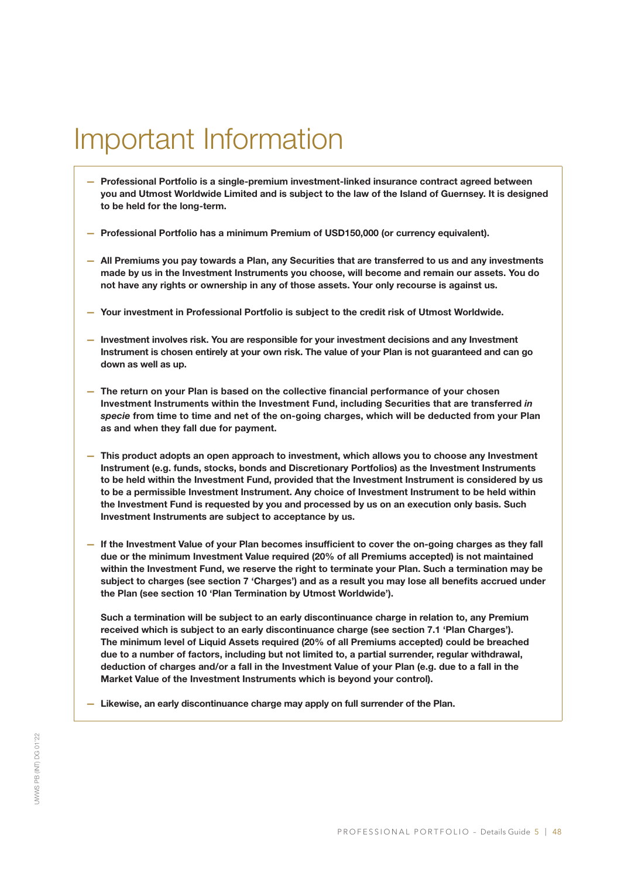# Important Information

- **Professional Portfolio is a single-premium investment-linked insurance contract agreed between you and Utmost Worldwide Limited and is subject to the law of the Island of Guernsey. It is designed to be held for the long-term.**

- **Professional Portfolio has a minimum Premium of USD150,000 (or currency equivalent).**

- **All Premiums you pay towards a Plan, any Securities that are transferred to us and any investments made by us in the Investment Instruments you choose, will become and remain our assets. You do not have any rights or ownership in any of those assets. Your only recourse is against us.**

- **Your investment in Professional Portfolio is subject to the credit risk of Utmost Worldwide.**

- **Investment involves risk. You are responsible for your investment decisions and any Investment Instrument is chosen entirely at your own risk. The value of your Plan is not guaranteed and can go down as well as up.**

- **The return on your Plan is based on the collective financial performance of your chosen Investment Instruments within the Investment Fund, including Securities that are transferred *in specie* from time to time and net of the on-going charges, which will be deducted from your Plan as and when they fall due for payment.**

- **This product adopts an open approach to investment, which allows you to choose any Investment Instrument (e.g. funds, stocks, bonds and Discretionary Portfolios) as the Investment Instruments to be held within the Investment Fund, provided that the Investment Instrument is considered by us to be a permissible Investment Instrument. Any choice of Investment Instrument to be held within the Investment Fund is requested by you and processed by us on an execution only basis. Such Investment Instruments are subject to acceptance by us.**

- **If the Investment Value of your Plan becomes insufficient to cover the on-going charges as they fall due or the minimum Investment Value required (20% of all Premiums accepted) is not maintained within the Investment Fund, we reserve the right to terminate your Plan. Such a termination may be subject to charges (see section 7 'Charges') and as a result you may lose all benefits accrued under the Plan (see section 10 'Plan Termination by Utmost Worldwide').**

  **Such a termination will be subject to an early discontinuance charge in relation to, any Premium received which is subject to an early discontinuance charge (see section 7.1 'Plan Charges'). The minimum level of Liquid Assets required (20% of all Premiums accepted) could be breached due to a number of factors, including but not limited to, a partial surrender, regular withdrawal, deduction of charges and/or a fall in the Investment Value of your Plan (e.g. due to a fall in the Market Value of the Investment Instruments which is beyond your control).**

- **Likewise, an early discontinuance charge may apply on full surrender of the Plan.**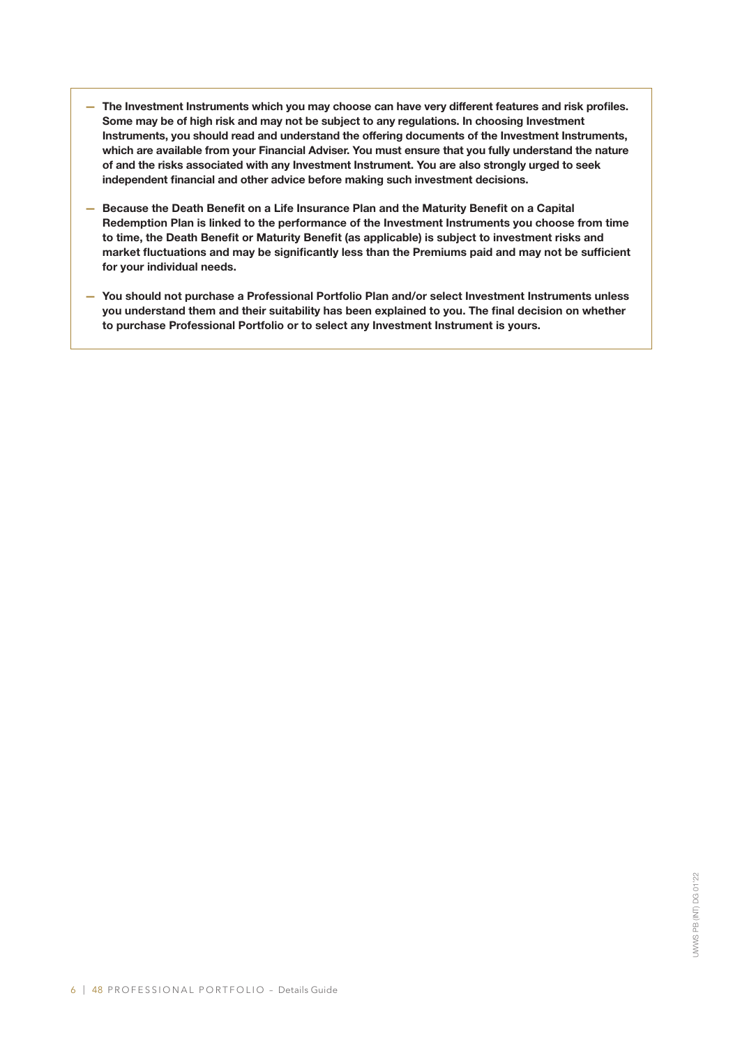- **The Investment Instruments which you may choose can have very different features and risk profiles. Some may be of high risk and may not be subject to any regulations. In choosing Investment Instruments, you should read and understand the offering documents of the Investment Instruments, which are available from your Financial Adviser. You must ensure that you fully understand the nature of and the risks associated with any Investment Instrument. You are also strongly urged to seek independent financial and other advice before making such investment decisions.**

- **Because the Death Benefit on a Life Insurance Plan and the Maturity Benefit on a Capital Redemption Plan is linked to the performance of the Investment Instruments you choose from time to time, the Death Benefit or Maturity Benefit (as applicable) is subject to investment risks and market fluctuations and may be significantly less than the Premiums paid and may not be sufficient for your individual needs.**

- **You should not purchase a Professional Portfolio Plan and/or select Investment Instruments unless you understand them and their suitability has been explained to you. The final decision on whether to purchase Professional Portfolio or to select any Investment Instrument is yours.**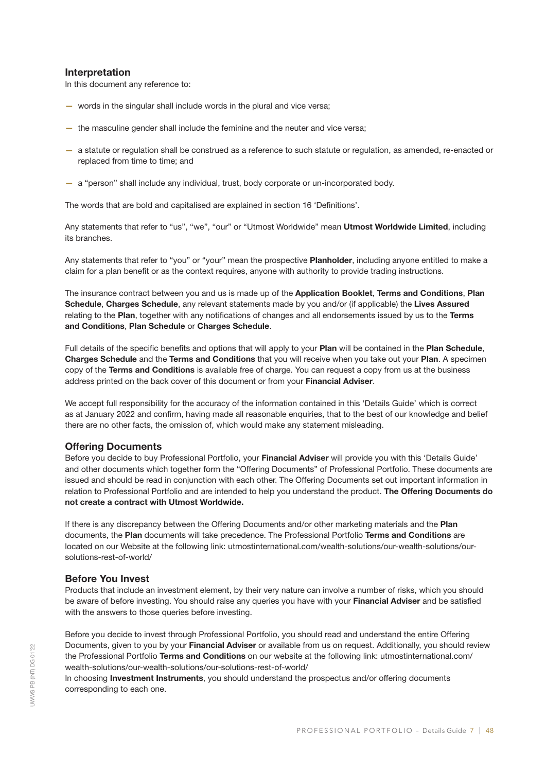## Interpretation

In this document any reference to:

- words in the singular shall include words in the plural and vice versa;
- the masculine gender shall include the feminine and the neuter and vice versa;
- a statute or regulation shall be construed as a reference to such statute or regulation, as amended, re-enacted or replaced from time to time; and
- a "person" shall include any individual, trust, body corporate or un-incorporated body.

The words that are bold and capitalised are explained in section 16 'Definitions'.

Any statements that refer to "us", "we", "our" or "Utmost Worldwide" mean **Utmost Worldwide Limited**, including its branches.

Any statements that refer to "you" or "your" mean the prospective **Planholder**, including anyone entitled to make a claim for a plan benefit or as the context requires, anyone with authority to provide trading instructions.

The insurance contract between you and us is made up of the **Application Booklet**, **Terms and Conditions**, **Plan Schedule**, **Charges Schedule**, any relevant statements made by you and/or (if applicable) the **Lives Assured** relating to the **Plan**, together with any notifications of changes and all endorsements issued by us to the **Terms and Conditions**, **Plan Schedule** or **Charges Schedule**.

Full details of the specific benefits and options that will apply to your **Plan** will be contained in the **Plan Schedule**, **Charges Schedule** and the **Terms and Conditions** that you will receive when you take out your **Plan**. A specimen copy of the **Terms and Conditions** is available free of charge. You can request a copy from us at the business address printed on the back cover of this document or from your **Financial Adviser**.

We accept full responsibility for the accuracy of the information contained in this 'Details Guide' which is correct as at January 2022 and confirm, having made all reasonable enquiries, that to the best of our knowledge and belief there are no other facts, the omission of, which would make any statement misleading.

## Offering Documents

Before you decide to buy Professional Portfolio, your **Financial Adviser** will provide you with this 'Details Guide' and other documents which together form the "Offering Documents" of Professional Portfolio. These documents are issued and should be read in conjunction with each other. The Offering Documents set out important information in relation to Professional Portfolio and are intended to help you understand the product. **The Offering Documents do not create a contract with Utmost Worldwide.**

If there is any discrepancy between the Offering Documents and/or other marketing materials and the **Plan** documents, the **Plan** documents will take precedence. The Professional Portfolio **Terms and Conditions** are located on our Website at the following link: utmostinternational.com/wealth-solutions/our-wealth-solutions/our-solutions-rest-of-world/

## Before You Invest

Products that include an investment element, by their very nature can involve a number of risks, which you should be aware of before investing. You should raise any queries you have with your **Financial Adviser** and be satisfied with the answers to those queries before investing.

Before you decide to invest through Professional Portfolio, you should read and understand the entire Offering Documents, given to you by your **Financial Adviser** or available from us on request. Additionally, you should review the Professional Portfolio **Terms and Conditions** on our website at the following link: utmostinternational.com/wealth-solutions/our-wealth-solutions/our-solutions-rest-of-world/

In choosing **Investment Instruments**, you should understand the prospectus and/or offering documents corresponding to each one.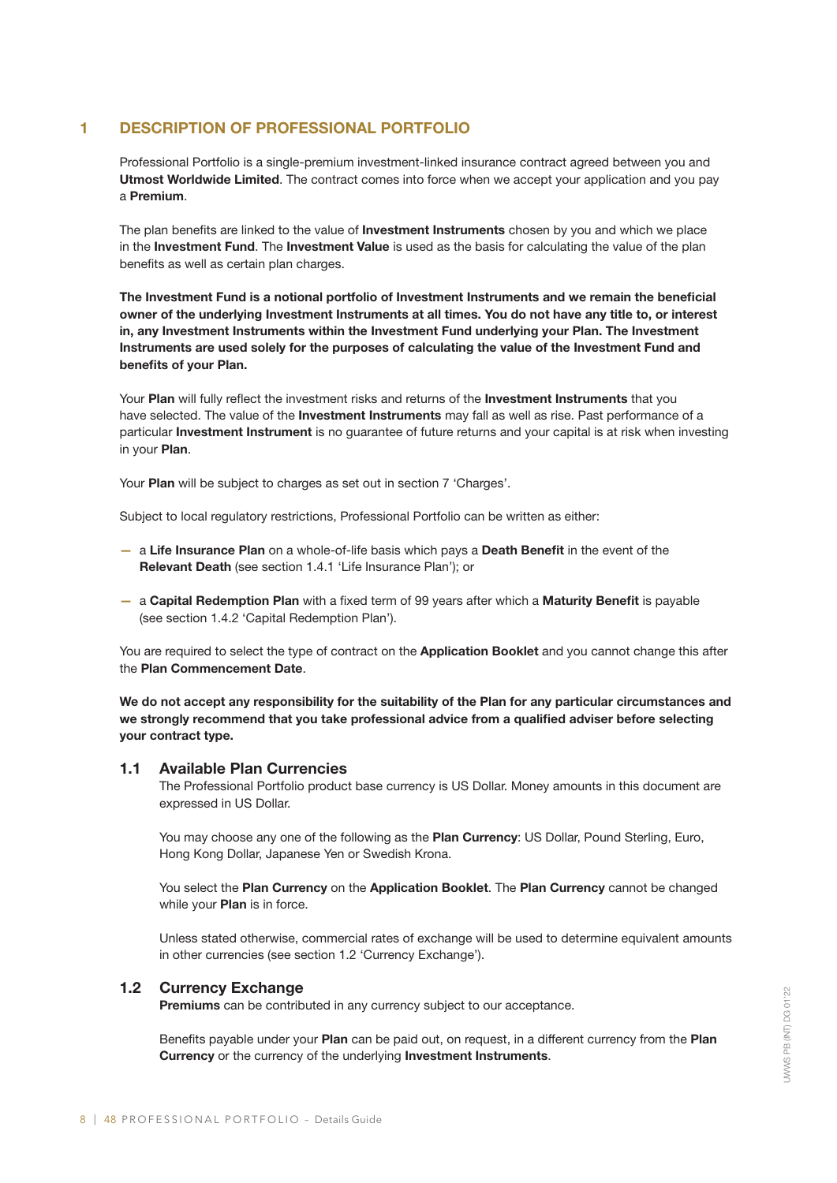# 1 DESCRIPTION OF PROFESSIONAL PORTFOLIO

Professional Portfolio is a single-premium investment-linked insurance contract agreed between you and **Utmost Worldwide Limited**. The contract comes into force when we accept your application and you pay a **Premium**.

The plan benefits are linked to the value of **Investment Instruments** chosen by you and which we place in the **Investment Fund**. The **Investment Value** is used as the basis for calculating the value of the plan benefits as well as certain plan charges.

**The Investment Fund is a notional portfolio of Investment Instruments and we remain the beneficial owner of the underlying Investment Instruments at all times. You do not have any title to, or interest in, any Investment Instruments within the Investment Fund underlying your Plan. The Investment Instruments are used solely for the purposes of calculating the value of the Investment Fund and benefits of your Plan.**

Your **Plan** will fully reflect the investment risks and returns of the **Investment Instruments** that you have selected. The value of the **Investment Instruments** may fall as well as rise. Past performance of a particular **Investment Instrument** is no guarantee of future returns and your capital is at risk when investing in your **Plan**.

Your **Plan** will be subject to charges as set out in section 7 'Charges'.

Subject to local regulatory restrictions, Professional Portfolio can be written as either:

- a **Life Insurance Plan** on a whole-of-life basis which pays a **Death Benefit** in the event of the **Relevant Death** (see section 1.4.1 'Life Insurance Plan'); or
- a **Capital Redemption Plan** with a fixed term of 99 years after which a **Maturity Benefit** is payable (see section 1.4.2 'Capital Redemption Plan').

You are required to select the type of contract on the **Application Booklet** and you cannot change this after the **Plan Commencement Date**.

**We do not accept any responsibility for the suitability of the Plan for any particular circumstances and we strongly recommend that you take professional advice from a qualified adviser before selecting your contract type.**

## 1.1 Available Plan Currencies

The Professional Portfolio product base currency is US Dollar. Money amounts in this document are expressed in US Dollar.

You may choose any one of the following as the **Plan Currency**: US Dollar, Pound Sterling, Euro, Hong Kong Dollar, Japanese Yen or Swedish Krona.

You select the **Plan Currency** on the **Application Booklet**. The **Plan Currency** cannot be changed while your **Plan** is in force.

Unless stated otherwise, commercial rates of exchange will be used to determine equivalent amounts in other currencies (see section 1.2 'Currency Exchange').

## 1.2 Currency Exchange

**Premiums** can be contributed in any currency subject to our acceptance.

Benefits payable under your **Plan** can be paid out, on request, in a different currency from the **Plan Currency** or the currency of the underlying **Investment Instruments**.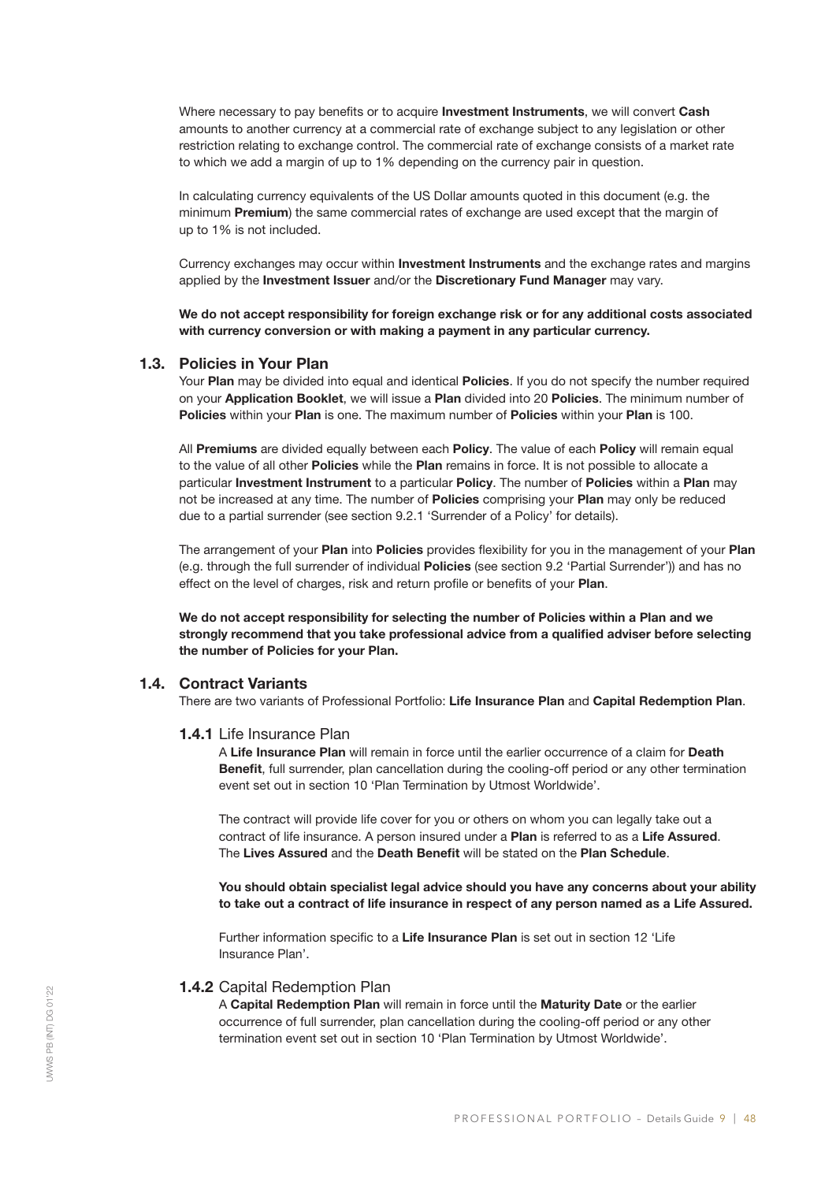Where necessary to pay benefits or to acquire **Investment Instruments**, we will convert **Cash** amounts to another currency at a commercial rate of exchange subject to any legislation or other restriction relating to exchange control. The commercial rate of exchange consists of a market rate to which we add a margin of up to 1% depending on the currency pair in question.

In calculating currency equivalents of the US Dollar amounts quoted in this document (e.g. the minimum **Premium**) the same commercial rates of exchange are used except that the margin of up to 1% is not included.

Currency exchanges may occur within **Investment Instruments** and the exchange rates and margins applied by the **Investment Issuer** and/or the **Discretionary Fund Manager** may vary.

**We do not accept responsibility for foreign exchange risk or for any additional costs associated with currency conversion or with making a payment in any particular currency.**

## 1.3. Policies in Your Plan

Your **Plan** may be divided into equal and identical **Policies**. If you do not specify the number required on your **Application Booklet**, we will issue a **Plan** divided into 20 **Policies**. The minimum number of **Policies** within your **Plan** is one. The maximum number of **Policies** within your **Plan** is 100.

All **Premiums** are divided equally between each **Policy**. The value of each **Policy** will remain equal to the value of all other **Policies** while the **Plan** remains in force. It is not possible to allocate a particular **Investment Instrument** to a particular **Policy**. The number of **Policies** within a **Plan** may not be increased at any time. The number of **Policies** comprising your **Plan** may only be reduced due to a partial surrender (see section 9.2.1 'Surrender of a Policy' for details).

The arrangement of your **Plan** into **Policies** provides flexibility for you in the management of your **Plan** (e.g. through the full surrender of individual **Policies** (see section 9.2 'Partial Surrender')) and has no effect on the level of charges, risk and return profile or benefits of your **Plan**.

**We do not accept responsibility for selecting the number of Policies within a Plan and we strongly recommend that you take professional advice from a qualified adviser before selecting the number of Policies for your Plan.**

## 1.4. Contract Variants

There are two variants of Professional Portfolio: **Life Insurance Plan** and **Capital Redemption Plan**.

### 1.4.1 Life Insurance Plan

A **Life Insurance Plan** will remain in force until the earlier occurrence of a claim for **Death Benefit**, full surrender, plan cancellation during the cooling-off period or any other termination event set out in section 10 'Plan Termination by Utmost Worldwide'.

The contract will provide life cover for you or others on whom you can legally take out a contract of life insurance. A person insured under a **Plan** is referred to as a **Life Assured**. The **Lives Assured** and the **Death Benefit** will be stated on the **Plan Schedule**.

**You should obtain specialist legal advice should you have any concerns about your ability to take out a contract of life insurance in respect of any person named as a Life Assured.**

Further information specific to a **Life Insurance Plan** is set out in section 12 'Life Insurance Plan'.

### 1.4.2 Capital Redemption Plan

A **Capital Redemption Plan** will remain in force until the **Maturity Date** or the earlier occurrence of full surrender, plan cancellation during the cooling-off period or any other termination event set out in section 10 'Plan Termination by Utmost Worldwide'.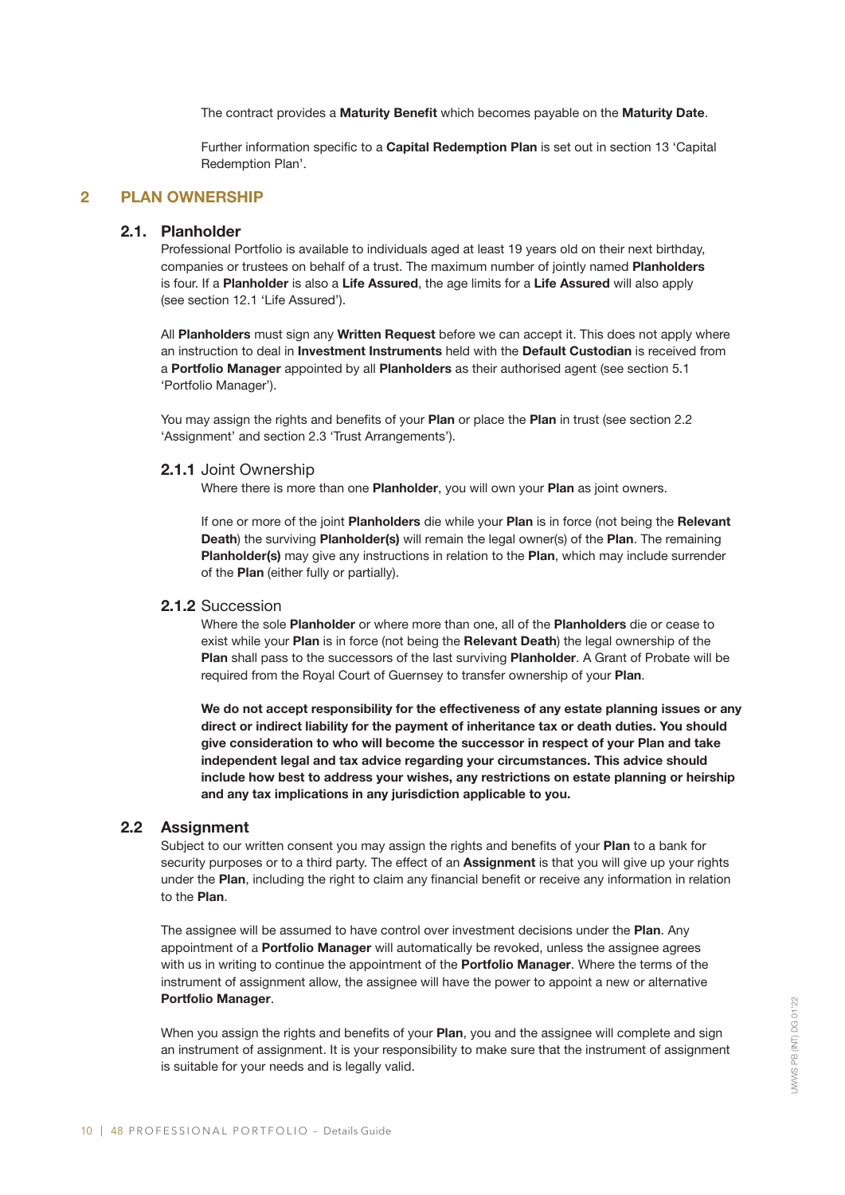The contract provides a **Maturity Benefit** which becomes payable on the **Maturity Date**.

Further information specific to a **Capital Redemption Plan** is set out in section 13 'Capital Redemption Plan'.

## 2 PLAN OWNERSHIP

### 2.1. Planholder

Professional Portfolio is available to individuals aged at least 19 years old on their next birthday, companies or trustees on behalf of a trust. The maximum number of jointly named **Planholders** is four. If a **Planholder** is also a **Life Assured**, the age limits for a **Life Assured** will also apply (see section 12.1 'Life Assured').

All **Planholders** must sign any **Written Request** before we can accept it. This does not apply where an instruction to deal in **Investment Instruments** held with the **Default Custodian** is received from a **Portfolio Manager** appointed by all **Planholders** as their authorised agent (see section 5.1 'Portfolio Manager').

You may assign the rights and benefits of your **Plan** or place the **Plan** in trust (see section 2.2 'Assignment' and section 2.3 'Trust Arrangements').

#### 2.1.1 Joint Ownership

Where there is more than one **Planholder**, you will own your **Plan** as joint owners.

If one or more of the joint **Planholders** die while your **Plan** is in force (not being the **Relevant Death**) the surviving **Planholder(s)** will remain the legal owner(s) of the **Plan**. The remaining **Planholder(s)** may give any instructions in relation to the **Plan**, which may include surrender of the **Plan** (either fully or partially).

#### 2.1.2 Succession

Where the sole **Planholder** or where more than one, all of the **Planholders** die or cease to exist while your **Plan** is in force (not being the **Relevant Death**) the legal ownership of the **Plan** shall pass to the successors of the last surviving **Planholder**. A Grant of Probate will be required from the Royal Court of Guernsey to transfer ownership of your **Plan**.

**We do not accept responsibility for the effectiveness of any estate planning issues or any direct or indirect liability for the payment of inheritance tax or death duties. You should give consideration to who will become the successor in respect of your Plan and take independent legal and tax advice regarding your circumstances. This advice should include how best to address your wishes, any restrictions on estate planning or heirship and any tax implications in any jurisdiction applicable to you.**

### 2.2 Assignment

Subject to our written consent you may assign the rights and benefits of your **Plan** to a bank for security purposes or to a third party. The effect of an **Assignment** is that you will give up your rights under the **Plan**, including the right to claim any financial benefit or receive any information in relation to the **Plan**.

The assignee will be assumed to have control over investment decisions under the **Plan**. Any appointment of a **Portfolio Manager** will automatically be revoked, unless the assignee agrees with us in writing to continue the appointment of the **Portfolio Manager**. Where the terms of the instrument of assignment allow, the assignee will have the power to appoint a new or alternative **Portfolio Manager**.

When you assign the rights and benefits of your **Plan**, you and the assignee will complete and sign an instrument of assignment. It is your responsibility to make sure that the instrument of assignment is suitable for your needs and is legally valid.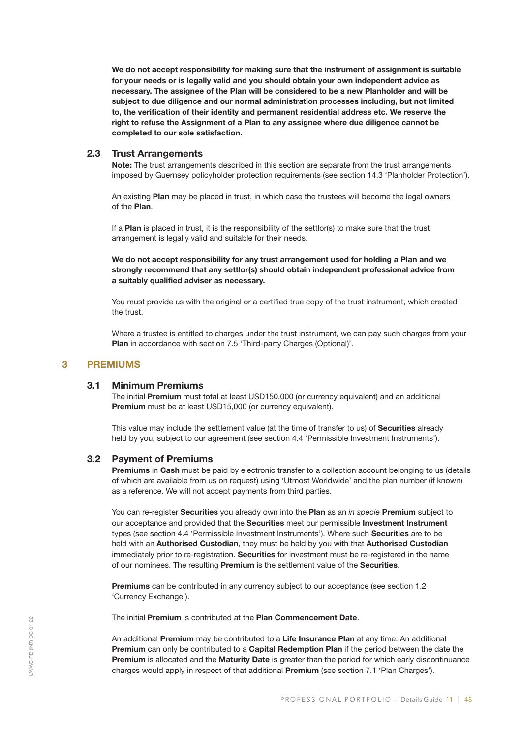**We do not accept responsibility for making sure that the instrument of assignment is suitable for your needs or is legally valid and you should obtain your own independent advice as necessary. The assignee of the Plan will be considered to be a new Planholder and will be subject to due diligence and our normal administration processes including, but not limited to, the verification of their identity and permanent residential address etc. We reserve the right to refuse the Assignment of a Plan to any assignee where due diligence cannot be completed to our sole satisfaction.**

### 2.3 Trust Arrangements

**Note:** The trust arrangements described in this section are separate from the trust arrangements imposed by Guernsey policyholder protection requirements (see section 14.3 'Planholder Protection').

An existing **Plan** may be placed in trust, in which case the trustees will become the legal owners of the **Plan**.

If a **Plan** is placed in trust, it is the responsibility of the settlor(s) to make sure that the trust arrangement is legally valid and suitable for their needs.

**We do not accept responsibility for any trust arrangement used for holding a Plan and we strongly recommend that any settlor(s) should obtain independent professional advice from a suitably qualified adviser as necessary.**

You must provide us with the original or a certified true copy of the trust instrument, which created the trust.

Where a trustee is entitled to charges under the trust instrument, we can pay such charges from your **Plan** in accordance with section 7.5 'Third-party Charges (Optional)'.

## 3 PREMIUMS

### 3.1 Minimum Premiums

The initial **Premium** must total at least USD150,000 (or currency equivalent) and an additional **Premium** must be at least USD15,000 (or currency equivalent).

This value may include the settlement value (at the time of transfer to us) of **Securities** already held by you, subject to our agreement (see section 4.4 'Permissible Investment Instruments').

### 3.2 Payment of Premiums

**Premiums** in **Cash** must be paid by electronic transfer to a collection account belonging to us (details of which are available from us on request) using 'Utmost Worldwide' and the plan number (if known) as a reference. We will not accept payments from third parties.

You can re-register **Securities** you already own into the **Plan** as an *in specie* **Premium** subject to our acceptance and provided that the **Securities** meet our permissible **Investment Instrument** types (see section 4.4 'Permissible Investment Instruments'). Where such **Securities** are to be held with an **Authorised Custodian**, they must be held by you with that **Authorised Custodian** immediately prior to re-registration. **Securities** for investment must be re-registered in the name of our nominees. The resulting **Premium** is the settlement value of the **Securities**.

**Premiums** can be contributed in any currency subject to our acceptance (see section 1.2 'Currency Exchange').

The initial **Premium** is contributed at the **Plan Commencement Date**.

An additional **Premium** may be contributed to a **Life Insurance Plan** at any time. An additional **Premium** can only be contributed to a **Capital Redemption Plan** if the period between the date the **Premium** is allocated and the **Maturity Date** is greater than the period for which early discontinuance charges would apply in respect of that additional **Premium** (see section 7.1 'Plan Charges').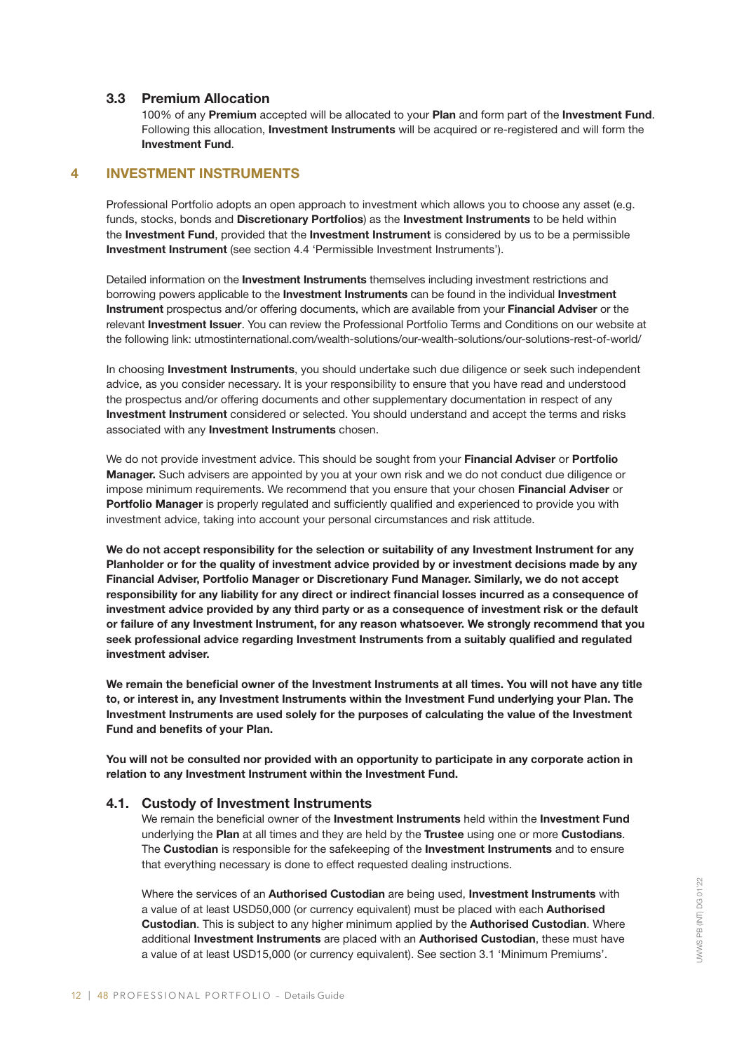### 3.3 Premium Allocation

100% of any **Premium** accepted will be allocated to your **Plan** and form part of the **Investment Fund**. Following this allocation, **Investment Instruments** will be acquired or re-registered and will form the **Investment Fund**.

## 4 INVESTMENT INSTRUMENTS

Professional Portfolio adopts an open approach to investment which allows you to choose any asset (e.g. funds, stocks, bonds and **Discretionary Portfolios**) as the **Investment Instruments** to be held within the **Investment Fund**, provided that the **Investment Instrument** is considered by us to be a permissible **Investment Instrument** (see section 4.4 'Permissible Investment Instruments').

Detailed information on the **Investment Instruments** themselves including investment restrictions and borrowing powers applicable to the **Investment Instruments** can be found in the individual **Investment Instrument** prospectus and/or offering documents, which are available from your **Financial Adviser** or the relevant **Investment Issuer**. You can review the Professional Portfolio Terms and Conditions on our website at the following link: utmostinternational.com/wealth-solutions/our-wealth-solutions/our-solutions-rest-of-world/

In choosing **Investment Instruments**, you should undertake such due diligence or seek such independent advice, as you consider necessary. It is your responsibility to ensure that you have read and understood the prospectus and/or offering documents and other supplementary documentation in respect of any **Investment Instrument** considered or selected. You should understand and accept the terms and risks associated with any **Investment Instruments** chosen.

We do not provide investment advice. This should be sought from your **Financial Adviser** or **Portfolio Manager.** Such advisers are appointed by you at your own risk and we do not conduct due diligence or impose minimum requirements. We recommend that you ensure that your chosen **Financial Adviser** or **Portfolio Manager** is properly regulated and sufficiently qualified and experienced to provide you with investment advice, taking into account your personal circumstances and risk attitude.

**We do not accept responsibility for the selection or suitability of any Investment Instrument for any Planholder or for the quality of investment advice provided by or investment decisions made by any Financial Adviser, Portfolio Manager or Discretionary Fund Manager. Similarly, we do not accept responsibility for any liability for any direct or indirect financial losses incurred as a consequence of investment advice provided by any third party or as a consequence of investment risk or the default or failure of any Investment Instrument, for any reason whatsoever. We strongly recommend that you seek professional advice regarding Investment Instruments from a suitably qualified and regulated investment adviser.**

**We remain the beneficial owner of the Investment Instruments at all times. You will not have any title to, or interest in, any Investment Instruments within the Investment Fund underlying your Plan. The Investment Instruments are used solely for the purposes of calculating the value of the Investment Fund and benefits of your Plan.**

**You will not be consulted nor provided with an opportunity to participate in any corporate action in relation to any Investment Instrument within the Investment Fund.**

### 4.1. Custody of Investment Instruments

We remain the beneficial owner of the **Investment Instruments** held within the **Investment Fund** underlying the **Plan** at all times and they are held by the **Trustee** using one or more **Custodians**. The **Custodian** is responsible for the safekeeping of the **Investment Instruments** and to ensure that everything necessary is done to effect requested dealing instructions.

Where the services of an **Authorised Custodian** are being used, **Investment Instruments** with a value of at least USD50,000 (or currency equivalent) must be placed with each **Authorised Custodian**. This is subject to any higher minimum applied by the **Authorised Custodian**. Where additional **Investment Instruments** are placed with an **Authorised Custodian**, these must have a value of at least USD15,000 (or currency equivalent). See section 3.1 'Minimum Premiums'.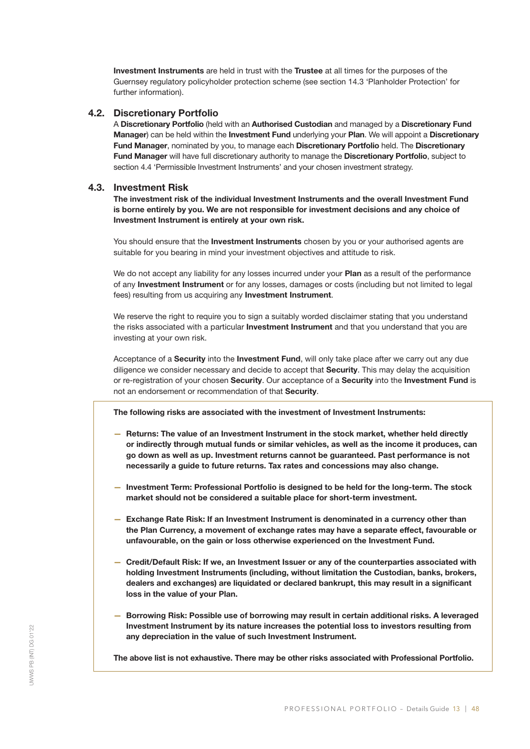**Investment Instruments** are held in trust with the **Trustee** at all times for the purposes of the Guernsey regulatory policyholder protection scheme (see section 14.3 'Planholder Protection' for further information).

## 4.2. Discretionary Portfolio

A **Discretionary Portfolio** (held with an **Authorised Custodian** and managed by a **Discretionary Fund Manager**) can be held within the **Investment Fund** underlying your **Plan**. We will appoint a **Discretionary Fund Manager**, nominated by you, to manage each **Discretionary Portfolio** held. The **Discretionary Fund Manager** will have full discretionary authority to manage the **Discretionary Portfolio**, subject to section 4.4 'Permissible Investment Instruments' and your chosen investment strategy.

## 4.3. Investment Risk

**The investment risk of the individual Investment Instruments and the overall Investment Fund is borne entirely by you. We are not responsible for investment decisions and any choice of Investment Instrument is entirely at your own risk.**

You should ensure that the **Investment Instruments** chosen by you or your authorised agents are suitable for you bearing in mind your investment objectives and attitude to risk.

We do not accept any liability for any losses incurred under your **Plan** as a result of the performance of any **Investment Instrument** or for any losses, damages or costs (including but not limited to legal fees) resulting from us acquiring any **Investment Instrument**.

We reserve the right to require you to sign a suitably worded disclaimer stating that you understand the risks associated with a particular **Investment Instrument** and that you understand that you are investing at your own risk.

Acceptance of a **Security** into the **Investment Fund**, will only take place after we carry out any due diligence we consider necessary and decide to accept that **Security**. This may delay the acquisition or re-registration of your chosen **Security**. Our acceptance of a **Security** into the **Investment Fund** is not an endorsement or recommendation of that **Security**.

**The following risks are associated with the investment of Investment Instruments:**

- **Returns: The value of an Investment Instrument in the stock market, whether held directly or indirectly through mutual funds or similar vehicles, as well as the income it produces, can go down as well as up. Investment returns cannot be guaranteed. Past performance is not necessarily a guide to future returns. Tax rates and concessions may also change.**
- **Investment Term: Professional Portfolio is designed to be held for the long-term. The stock market should not be considered a suitable place for short-term investment.**
- **Exchange Rate Risk: If an Investment Instrument is denominated in a currency other than the Plan Currency, a movement of exchange rates may have a separate effect, favourable or unfavourable, on the gain or loss otherwise experienced on the Investment Fund.**
- **Credit/Default Risk: If we, an Investment Issuer or any of the counterparties associated with holding Investment Instruments (including, without limitation the Custodian, banks, brokers, dealers and exchanges) are liquidated or declared bankrupt, this may result in a significant loss in the value of your Plan.**
- **Borrowing Risk: Possible use of borrowing may result in certain additional risks. A leveraged Investment Instrument by its nature increases the potential loss to investors resulting from any depreciation in the value of such Investment Instrument.**

**The above list is not exhaustive. There may be other risks associated with Professional Portfolio.**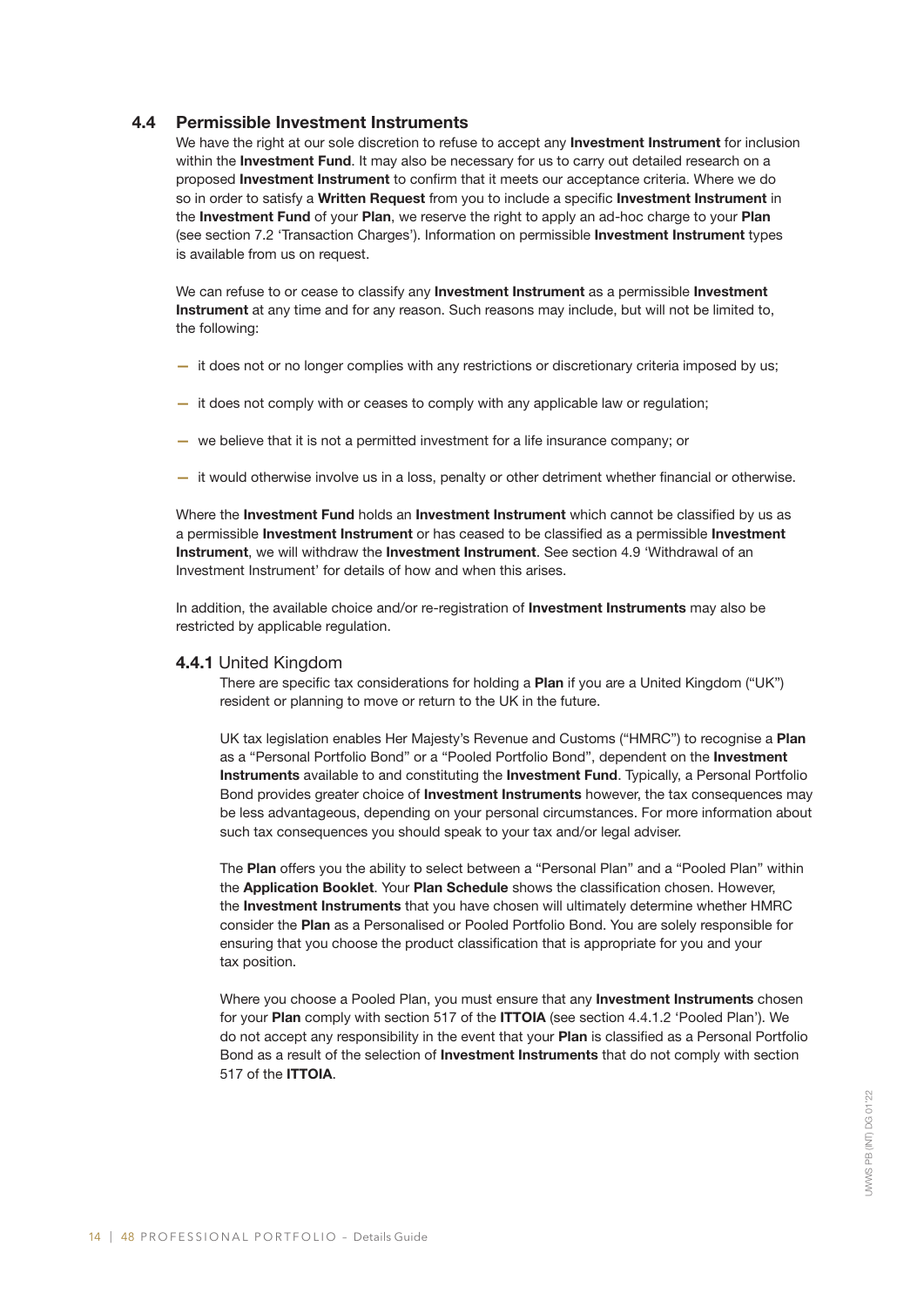## 4.4 Permissible Investment Instruments

We have the right at our sole discretion to refuse to accept any **Investment Instrument** for inclusion within the **Investment Fund**. It may also be necessary for us to carry out detailed research on a proposed **Investment Instrument** to confirm that it meets our acceptance criteria. Where we do so in order to satisfy a **Written Request** from you to include a specific **Investment Instrument** in the **Investment Fund** of your **Plan**, we reserve the right to apply an ad-hoc charge to your **Plan** (see section 7.2 'Transaction Charges'). Information on permissible **Investment Instrument** types is available from us on request.

We can refuse to or cease to classify any **Investment Instrument** as a permissible **Investment Instrument** at any time and for any reason. Such reasons may include, but will not be limited to, the following:

- it does not or no longer complies with any restrictions or discretionary criteria imposed by us;
- it does not comply with or ceases to comply with any applicable law or regulation;
- we believe that it is not a permitted investment for a life insurance company; or
- it would otherwise involve us in a loss, penalty or other detriment whether financial or otherwise.

Where the **Investment Fund** holds an **Investment Instrument** which cannot be classified by us as a permissible **Investment Instrument** or has ceased to be classified as a permissible **Investment Instrument**, we will withdraw the **Investment Instrument**. See section 4.9 'Withdrawal of an Investment Instrument' for details of how and when this arises.

In addition, the available choice and/or re-registration of **Investment Instruments** may also be restricted by applicable regulation.

### 4.4.1 United Kingdom

There are specific tax considerations for holding a **Plan** if you are a United Kingdom ("UK") resident or planning to move or return to the UK in the future.

UK tax legislation enables Her Majesty's Revenue and Customs ("HMRC") to recognise a **Plan** as a "Personal Portfolio Bond" or a "Pooled Portfolio Bond", dependent on the **Investment Instruments** available to and constituting the **Investment Fund**. Typically, a Personal Portfolio Bond provides greater choice of **Investment Instruments** however, the tax consequences may be less advantageous, depending on your personal circumstances. For more information about such tax consequences you should speak to your tax and/or legal adviser.

The **Plan** offers you the ability to select between a "Personal Plan" and a "Pooled Plan" within the **Application Booklet**. Your **Plan Schedule** shows the classification chosen. However, the **Investment Instruments** that you have chosen will ultimately determine whether HMRC consider the **Plan** as a Personalised or Pooled Portfolio Bond. You are solely responsible for ensuring that you choose the product classification that is appropriate for you and your tax position.

Where you choose a Pooled Plan, you must ensure that any **Investment Instruments** chosen for your **Plan** comply with section 517 of the **ITTOIA** (see section 4.4.1.2 'Pooled Plan'). We do not accept any responsibility in the event that your **Plan** is classified as a Personal Portfolio Bond as a result of the selection of **Investment Instruments** that do not comply with section 517 of the **ITTOIA**.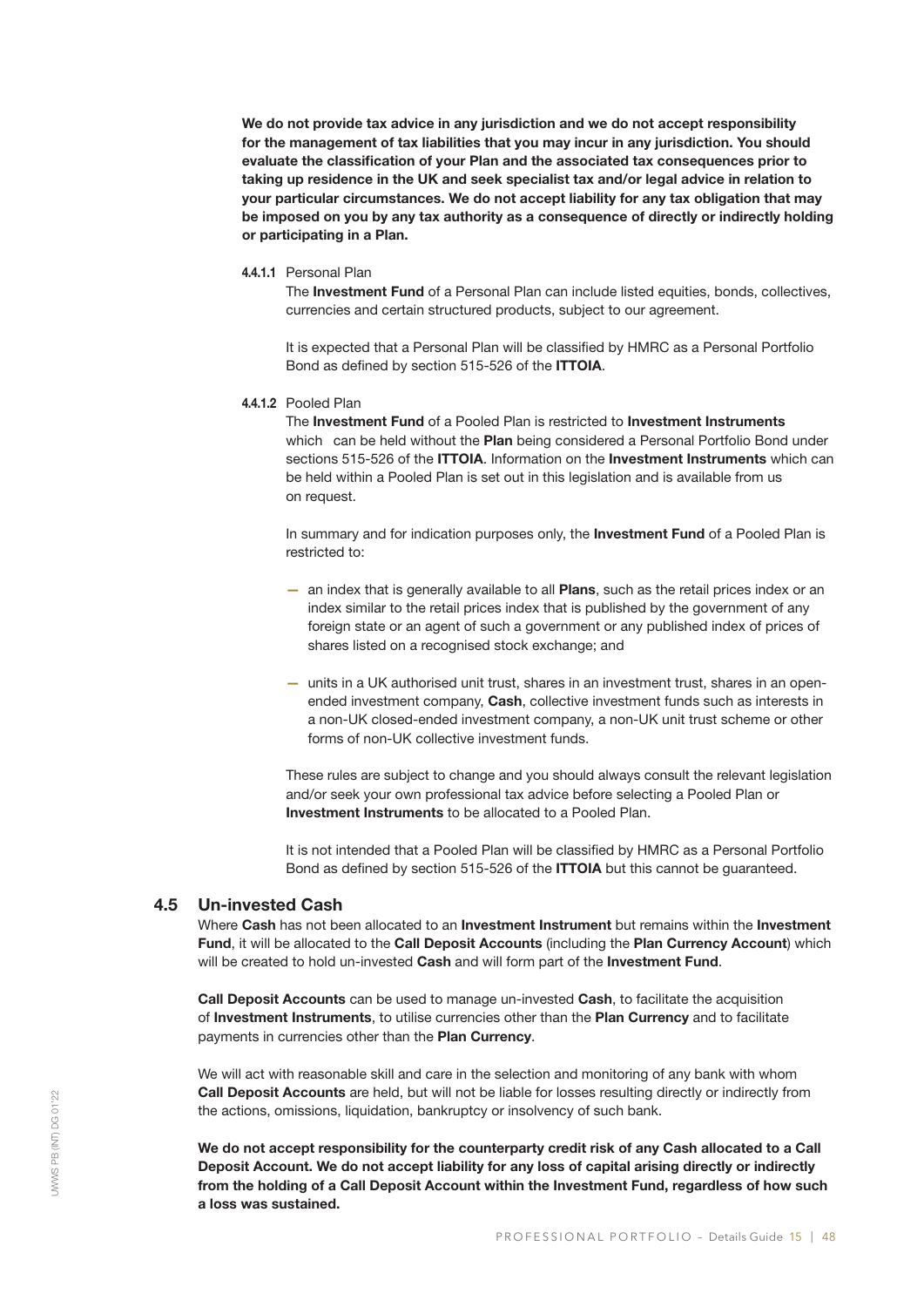**We do not provide tax advice in any jurisdiction and we do not accept responsibility for the management of tax liabilities that you may incur in any jurisdiction. You should evaluate the classification of your Plan and the associated tax consequences prior to taking up residence in the UK and seek specialist tax and/or legal advice in relation to your particular circumstances. We do not accept liability for any tax obligation that may be imposed on you by any tax authority as a consequence of directly or indirectly holding or participating in a Plan.**

**4.4.1.1** Personal Plan

The **Investment Fund** of a Personal Plan can include listed equities, bonds, collectives, currencies and certain structured products, subject to our agreement.

It is expected that a Personal Plan will be classified by HMRC as a Personal Portfolio Bond as defined by section 515-526 of the **ITTOIA**.

**4.4.1.2** Pooled Plan

The **Investment Fund** of a Pooled Plan is restricted to **Investment Instruments** which can be held without the **Plan** being considered a Personal Portfolio Bond under sections 515-526 of the **ITTOIA**. Information on the **Investment Instruments** which can be held within a Pooled Plan is set out in this legislation and is available from us on request.

In summary and for indication purposes only, the **Investment Fund** of a Pooled Plan is restricted to:

- an index that is generally available to all **Plans**, such as the retail prices index or an index similar to the retail prices index that is published by the government of any foreign state or an agent of such a government or any published index of prices of shares listed on a recognised stock exchange; and
- units in a UK authorised unit trust, shares in an investment trust, shares in an open-ended investment company, **Cash**, collective investment funds such as interests in a non-UK closed-ended investment company, a non-UK unit trust scheme or other forms of non-UK collective investment funds.

These rules are subject to change and you should always consult the relevant legislation and/or seek your own professional tax advice before selecting a Pooled Plan or **Investment Instruments** to be allocated to a Pooled Plan.

It is not intended that a Pooled Plan will be classified by HMRC as a Personal Portfolio Bond as defined by section 515-526 of the **ITTOIA** but this cannot be guaranteed.

## 4.5 Un-invested Cash

Where **Cash** has not been allocated to an **Investment Instrument** but remains within the **Investment Fund**, it will be allocated to the **Call Deposit Accounts** (including the **Plan Currency Account**) which will be created to hold un-invested **Cash** and will form part of the **Investment Fund**.

**Call Deposit Accounts** can be used to manage un-invested **Cash**, to facilitate the acquisition of **Investment Instruments**, to utilise currencies other than the **Plan Currency** and to facilitate payments in currencies other than the **Plan Currency**.

We will act with reasonable skill and care in the selection and monitoring of any bank with whom **Call Deposit Accounts** are held, but will not be liable for losses resulting directly or indirectly from the actions, omissions, liquidation, bankruptcy or insolvency of such bank.

**We do not accept responsibility for the counterparty credit risk of any Cash allocated to a Call Deposit Account. We do not accept liability for any loss of capital arising directly or indirectly from the holding of a Call Deposit Account within the Investment Fund, regardless of how such a loss was sustained.**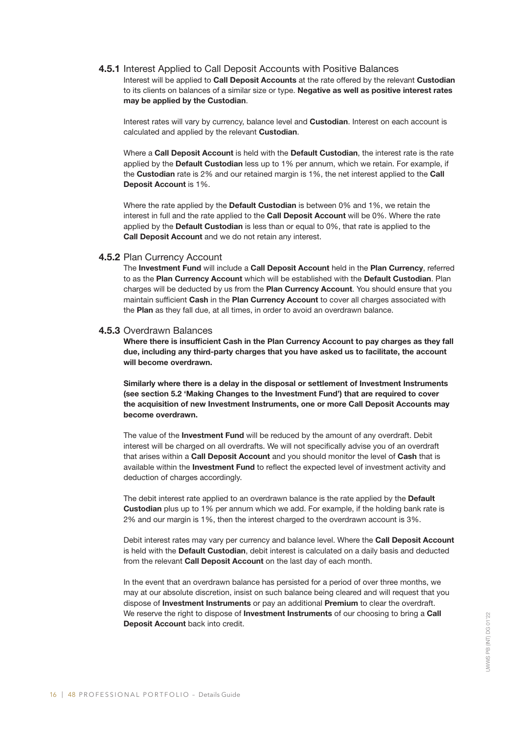### 4.5.1 Interest Applied to Call Deposit Accounts with Positive Balances

Interest will be applied to **Call Deposit Accounts** at the rate offered by the relevant **Custodian** to its clients on balances of a similar size or type. **Negative as well as positive interest rates may be applied by the Custodian**.

Interest rates will vary by currency, balance level and **Custodian**. Interest on each account is calculated and applied by the relevant **Custodian**.

Where a **Call Deposit Account** is held with the **Default Custodian**, the interest rate is the rate applied by the **Default Custodian** less up to 1% per annum, which we retain. For example, if the **Custodian** rate is 2% and our retained margin is 1%, the net interest applied to the **Call Deposit Account** is 1%.

Where the rate applied by the **Default Custodian** is between 0% and 1%, we retain the interest in full and the rate applied to the **Call Deposit Account** will be 0%. Where the rate applied by the **Default Custodian** is less than or equal to 0%, that rate is applied to the **Call Deposit Account** and we do not retain any interest.

### 4.5.2 Plan Currency Account

The **Investment Fund** will include a **Call Deposit Account** held in the **Plan Currency**, referred to as the **Plan Currency Account** which will be established with the **Default Custodian**. Plan charges will be deducted by us from the **Plan Currency Account**. You should ensure that you maintain sufficient **Cash** in the **Plan Currency Account** to cover all charges associated with the **Plan** as they fall due, at all times, in order to avoid an overdrawn balance.

### 4.5.3 Overdrawn Balances

**Where there is insufficient Cash in the Plan Currency Account to pay charges as they fall due, including any third-party charges that you have asked us to facilitate, the account will become overdrawn.**

**Similarly where there is a delay in the disposal or settlement of Investment Instruments (see section 5.2 'Making Changes to the Investment Fund') that are required to cover the acquisition of new Investment Instruments, one or more Call Deposit Accounts may become overdrawn.**

The value of the **Investment Fund** will be reduced by the amount of any overdraft. Debit interest will be charged on all overdrafts. We will not specifically advise you of an overdraft that arises within a **Call Deposit Account** and you should monitor the level of **Cash** that is available within the **Investment Fund** to reflect the expected level of investment activity and deduction of charges accordingly.

The debit interest rate applied to an overdrawn balance is the rate applied by the **Default Custodian** plus up to 1% per annum which we add. For example, if the holding bank rate is 2% and our margin is 1%, then the interest charged to the overdrawn account is 3%.

Debit interest rates may vary per currency and balance level. Where the **Call Deposit Account** is held with the **Default Custodian**, debit interest is calculated on a daily basis and deducted from the relevant **Call Deposit Account** on the last day of each month.

In the event that an overdrawn balance has persisted for a period of over three months, we may at our absolute discretion, insist on such balance being cleared and will request that you dispose of **Investment Instruments** or pay an additional **Premium** to clear the overdraft. We reserve the right to dispose of **Investment Instruments** of our choosing to bring a **Call Deposit Account** back into credit.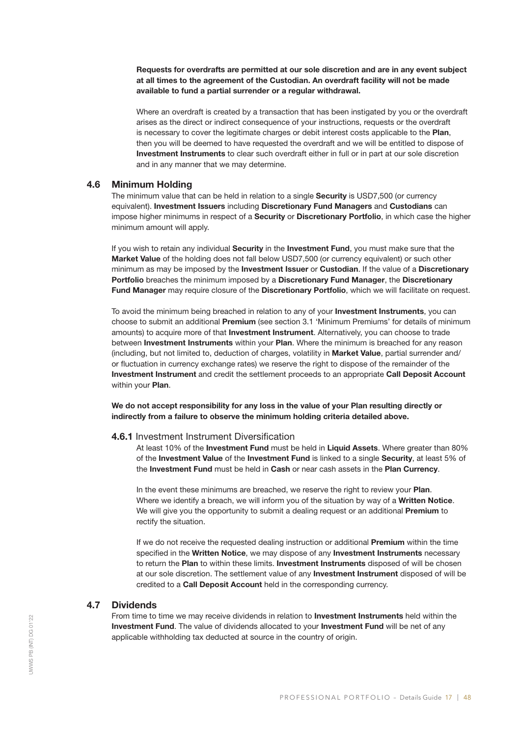**Requests for overdrafts are permitted at our sole discretion and are in any event subject at all times to the agreement of the Custodian. An overdraft facility will not be made available to fund a partial surrender or a regular withdrawal.**

Where an overdraft is created by a transaction that has been instigated by you or the overdraft arises as the direct or indirect consequence of your instructions, requests or the overdraft is necessary to cover the legitimate charges or debit interest costs applicable to the **Plan**, then you will be deemed to have requested the overdraft and we will be entitled to dispose of **Investment Instruments** to clear such overdraft either in full or in part at our sole discretion and in any manner that we may determine.

## 4.6 Minimum Holding

The minimum value that can be held in relation to a single **Security** is USD7,500 (or currency equivalent). **Investment Issuers** including **Discretionary Fund Managers** and **Custodians** can impose higher minimums in respect of a **Security** or **Discretionary Portfolio**, in which case the higher minimum amount will apply.

If you wish to retain any individual **Security** in the **Investment Fund**, you must make sure that the **Market Value** of the holding does not fall below USD7,500 (or currency equivalent) or such other minimum as may be imposed by the **Investment Issuer** or **Custodian**. If the value of a **Discretionary Portfolio** breaches the minimum imposed by a **Discretionary Fund Manager**, the **Discretionary Fund Manager** may require closure of the **Discretionary Portfolio**, which we will facilitate on request.

To avoid the minimum being breached in relation to any of your **Investment Instruments**, you can choose to submit an additional **Premium** (see section 3.1 'Minimum Premiums' for details of minimum amounts) to acquire more of that **Investment Instrument**. Alternatively, you can choose to trade between **Investment Instruments** within your **Plan**. Where the minimum is breached for any reason (including, but not limited to, deduction of charges, volatility in **Market Value**, partial surrender and/or fluctuation in currency exchange rates) we reserve the right to dispose of the remainder of the **Investment Instrument** and credit the settlement proceeds to an appropriate **Call Deposit Account** within your **Plan**.

**We do not accept responsibility for any loss in the value of your Plan resulting directly or indirectly from a failure to observe the minimum holding criteria detailed above.**

### **4.6.1** Investment Instrument Diversification

At least 10% of the **Investment Fund** must be held in **Liquid Assets**. Where greater than 80% of the **Investment Value** of the **Investment Fund** is linked to a single **Security**, at least 5% of the **Investment Fund** must be held in **Cash** or near cash assets in the **Plan Currency**.

In the event these minimums are breached, we reserve the right to review your **Plan**. Where we identify a breach, we will inform you of the situation by way of a **Written Notice**. We will give you the opportunity to submit a dealing request or an additional **Premium** to rectify the situation.

If we do not receive the requested dealing instruction or additional **Premium** within the time specified in the **Written Notice**, we may dispose of any **Investment Instruments** necessary to return the **Plan** to within these limits. **Investment Instruments** disposed of will be chosen at our sole discretion. The settlement value of any **Investment Instrument** disposed of will be credited to a **Call Deposit Account** held in the corresponding currency.

## 4.7 Dividends

From time to time we may receive dividends in relation to **Investment Instruments** held within the **Investment Fund**. The value of dividends allocated to your **Investment Fund** will be net of any applicable withholding tax deducted at source in the country of origin.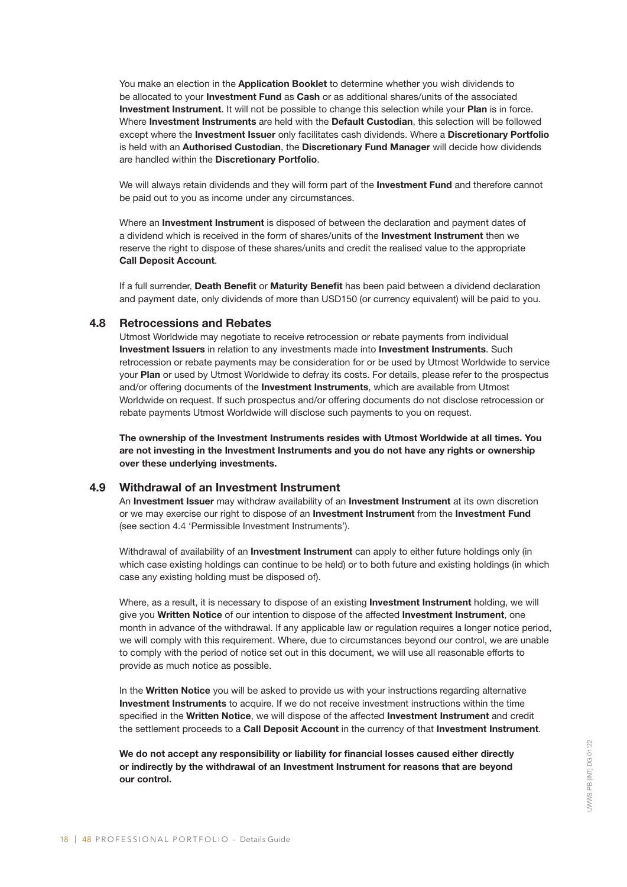You make an election in the **Application Booklet** to determine whether you wish dividends to be allocated to your **Investment Fund** as **Cash** or as additional shares/units of the associated **Investment Instrument**. It will not be possible to change this selection while your **Plan** is in force. Where **Investment Instruments** are held with the **Default Custodian**, this selection will be followed except where the **Investment Issuer** only facilitates cash dividends. Where a **Discretionary Portfolio** is held with an **Authorised Custodian**, the **Discretionary Fund Manager** will decide how dividends are handled within the **Discretionary Portfolio**.

We will always retain dividends and they will form part of the **Investment Fund** and therefore cannot be paid out to you as income under any circumstances.

Where an **Investment Instrument** is disposed of between the declaration and payment dates of a dividend which is received in the form of shares/units of the **Investment Instrument** then we reserve the right to dispose of these shares/units and credit the realised value to the appropriate **Call Deposit Account**.

If a full surrender, **Death Benefit** or **Maturity Benefit** has been paid between a dividend declaration and payment date, only dividends of more than USD150 (or currency equivalent) will be paid to you.

## 4.8 Retrocessions and Rebates

Utmost Worldwide may negotiate to receive retrocession or rebate payments from individual **Investment Issuers** in relation to any investments made into **Investment Instruments**. Such retrocession or rebate payments may be consideration for or be used by Utmost Worldwide to service your **Plan** or used by Utmost Worldwide to defray its costs. For details, please refer to the prospectus and/or offering documents of the **Investment Instruments**, which are available from Utmost Worldwide on request. If such prospectus and/or offering documents do not disclose retrocession or rebate payments Utmost Worldwide will disclose such payments to you on request.

**The ownership of the Investment Instruments resides with Utmost Worldwide at all times. You are not investing in the Investment Instruments and you do not have any rights or ownership over these underlying investments.**

## 4.9 Withdrawal of an Investment Instrument

An **Investment Issuer** may withdraw availability of an **Investment Instrument** at its own discretion or we may exercise our right to dispose of an **Investment Instrument** from the **Investment Fund** (see section 4.4 'Permissible Investment Instruments').

Withdrawal of availability of an **Investment Instrument** can apply to either future holdings only (in which case existing holdings can continue to be held) or to both future and existing holdings (in which case any existing holding must be disposed of).

Where, as a result, it is necessary to dispose of an existing **Investment Instrument** holding, we will give you **Written Notice** of our intention to dispose of the affected **Investment Instrument**, one month in advance of the withdrawal. If any applicable law or regulation requires a longer notice period, we will comply with this requirement. Where, due to circumstances beyond our control, we are unable to comply with the period of notice set out in this document, we will use all reasonable efforts to provide as much notice as possible.

In the **Written Notice** you will be asked to provide us with your instructions regarding alternative **Investment Instruments** to acquire. If we do not receive investment instructions within the time specified in the **Written Notice**, we will dispose of the affected **Investment Instrument** and credit the settlement proceeds to a **Call Deposit Account** in the currency of that **Investment Instrument**.

**We do not accept any responsibility or liability for financial losses caused either directly or indirectly by the withdrawal of an Investment Instrument for reasons that are beyond our control.**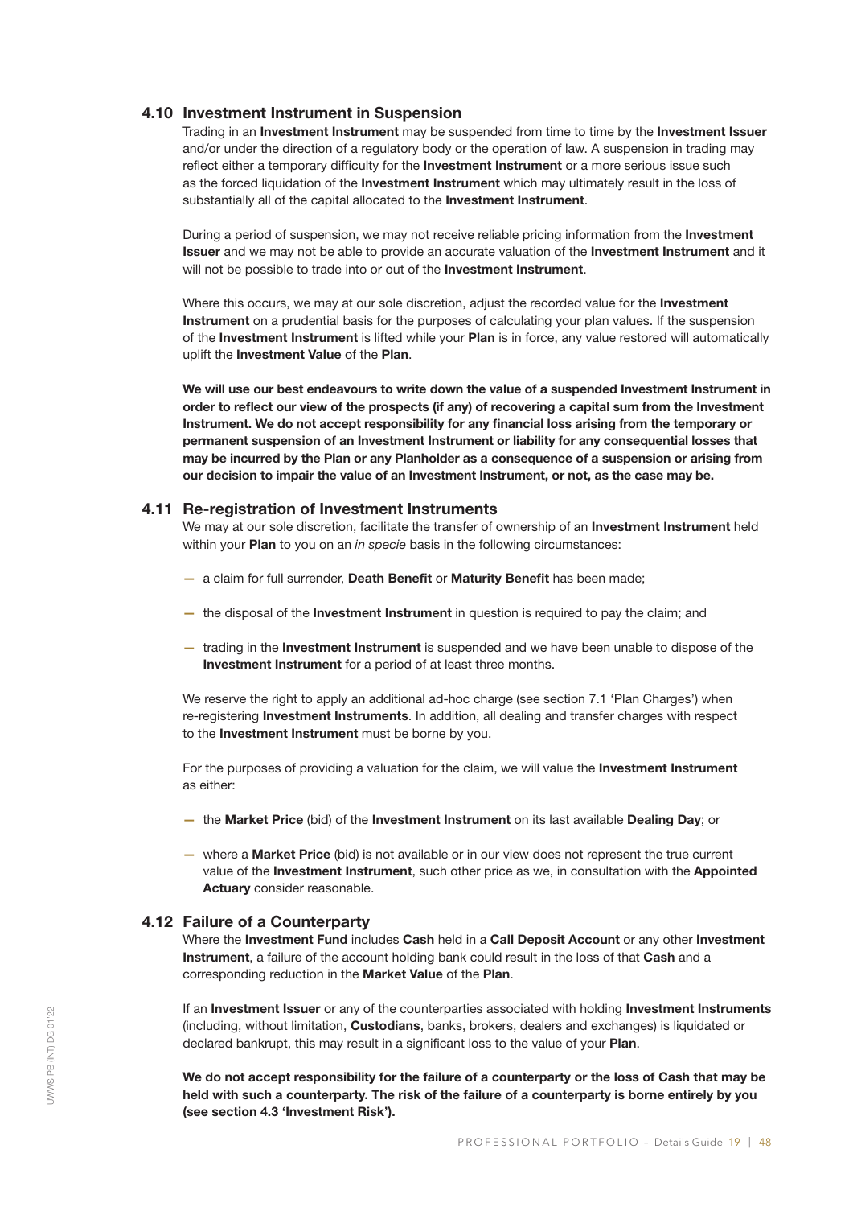### 4.10 Investment Instrument in Suspension

Trading in an **Investment Instrument** may be suspended from time to time by the **Investment Issuer** and/or under the direction of a regulatory body or the operation of law. A suspension in trading may reflect either a temporary difficulty for the **Investment Instrument** or a more serious issue such as the forced liquidation of the **Investment Instrument** which may ultimately result in the loss of substantially all of the capital allocated to the **Investment Instrument**.

During a period of suspension, we may not receive reliable pricing information from the **Investment Issuer** and we may not be able to provide an accurate valuation of the **Investment Instrument** and it will not be possible to trade into or out of the **Investment Instrument**.

Where this occurs, we may at our sole discretion, adjust the recorded value for the **Investment Instrument** on a prudential basis for the purposes of calculating your plan values. If the suspension of the **Investment Instrument** is lifted while your **Plan** is in force, any value restored will automatically uplift the **Investment Value** of the **Plan**.

**We will use our best endeavours to write down the value of a suspended Investment Instrument in order to reflect our view of the prospects (if any) of recovering a capital sum from the Investment Instrument. We do not accept responsibility for any financial loss arising from the temporary or permanent suspension of an Investment Instrument or liability for any consequential losses that may be incurred by the Plan or any Planholder as a consequence of a suspension or arising from our decision to impair the value of an Investment Instrument, or not, as the case may be.**

### 4.11 Re-registration of Investment Instruments

We may at our sole discretion, facilitate the transfer of ownership of an **Investment Instrument** held within your **Plan** to you on an *in specie* basis in the following circumstances:

- a claim for full surrender, **Death Benefit** or **Maturity Benefit** has been made;
- the disposal of the **Investment Instrument** in question is required to pay the claim; and
- trading in the **Investment Instrument** is suspended and we have been unable to dispose of the **Investment Instrument** for a period of at least three months.

We reserve the right to apply an additional ad-hoc charge (see section 7.1 'Plan Charges') when re-registering **Investment Instruments**. In addition, all dealing and transfer charges with respect to the **Investment Instrument** must be borne by you.

For the purposes of providing a valuation for the claim, we will value the **Investment Instrument** as either:

- the **Market Price** (bid) of the **Investment Instrument** on its last available **Dealing Day**; or
- where a **Market Price** (bid) is not available or in our view does not represent the true current value of the **Investment Instrument**, such other price as we, in consultation with the **Appointed Actuary** consider reasonable.

### 4.12 Failure of a Counterparty

Where the **Investment Fund** includes **Cash** held in a **Call Deposit Account** or any other **Investment Instrument**, a failure of the account holding bank could result in the loss of that **Cash** and a corresponding reduction in the **Market Value** of the **Plan**.

If an **Investment Issuer** or any of the counterparties associated with holding **Investment Instruments** (including, without limitation, **Custodians**, banks, brokers, dealers and exchanges) is liquidated or declared bankrupt, this may result in a significant loss to the value of your **Plan**.

**We do not accept responsibility for the failure of a counterparty or the loss of Cash that may be held with such a counterparty. The risk of the failure of a counterparty is borne entirely by you (see section 4.3 'Investment Risk').**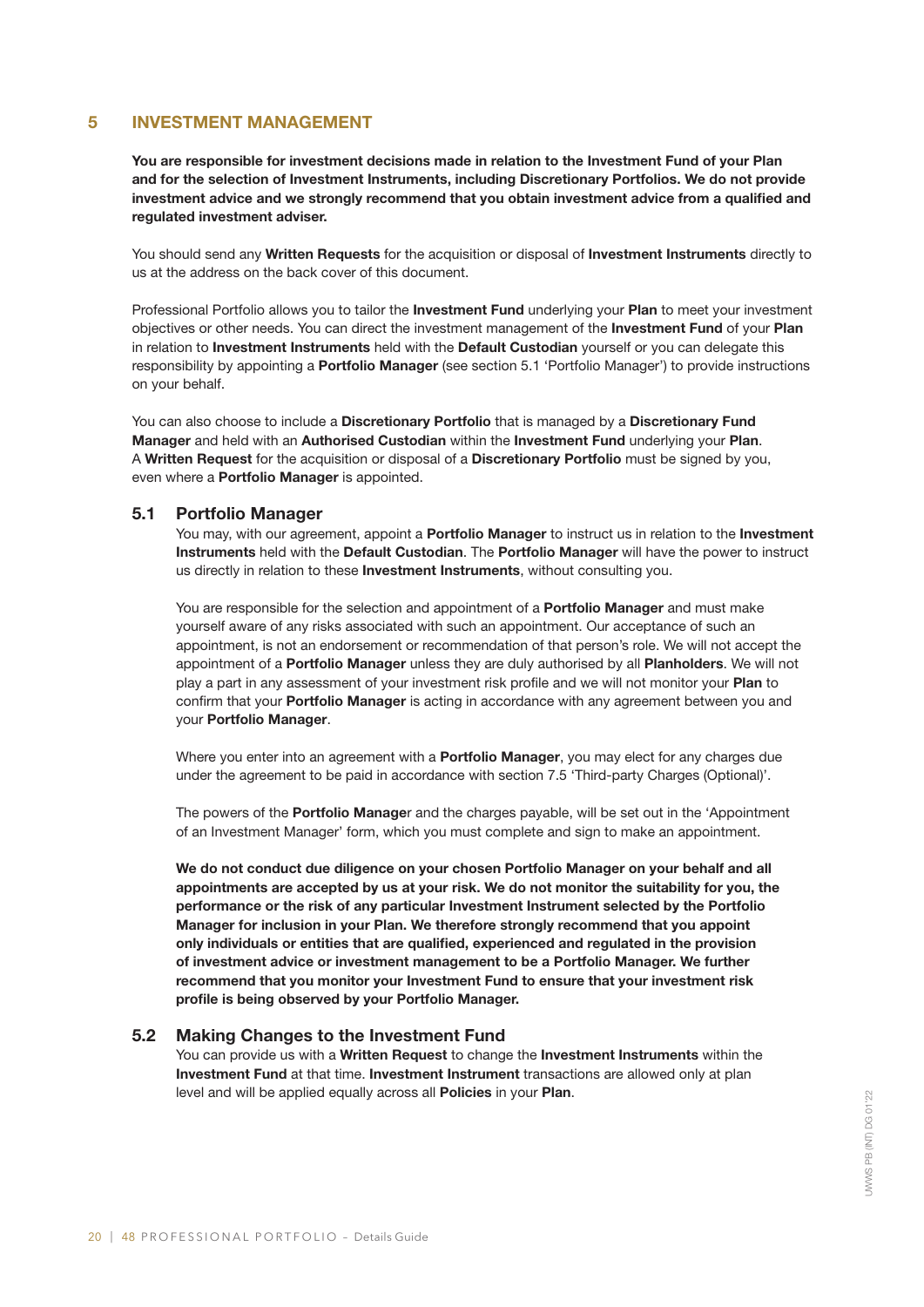## 5 INVESTMENT MANAGEMENT

**You are responsible for investment decisions made in relation to the Investment Fund of your Plan and for the selection of Investment Instruments, including Discretionary Portfolios. We do not provide investment advice and we strongly recommend that you obtain investment advice from a qualified and regulated investment adviser.**

You should send any **Written Requests** for the acquisition or disposal of **Investment Instruments** directly to us at the address on the back cover of this document.

Professional Portfolio allows you to tailor the **Investment Fund** underlying your **Plan** to meet your investment objectives or other needs. You can direct the investment management of the **Investment Fund** of your **Plan** in relation to **Investment Instruments** held with the **Default Custodian** yourself or you can delegate this responsibility by appointing a **Portfolio Manager** (see section 5.1 'Portfolio Manager') to provide instructions on your behalf.

You can also choose to include a **Discretionary Portfolio** that is managed by a **Discretionary Fund Manager** and held with an **Authorised Custodian** within the **Investment Fund** underlying your **Plan**. A **Written Request** for the acquisition or disposal of a **Discretionary Portfolio** must be signed by you, even where a **Portfolio Manager** is appointed.

### 5.1 Portfolio Manager

You may, with our agreement, appoint a **Portfolio Manager** to instruct us in relation to the **Investment Instruments** held with the **Default Custodian**. The **Portfolio Manager** will have the power to instruct us directly in relation to these **Investment Instruments**, without consulting you.

You are responsible for the selection and appointment of a **Portfolio Manager** and must make yourself aware of any risks associated with such an appointment. Our acceptance of such an appointment, is not an endorsement or recommendation of that person's role. We will not accept the appointment of a **Portfolio Manager** unless they are duly authorised by all **Planholders**. We will not play a part in any assessment of your investment risk profile and we will not monitor your **Plan** to confirm that your **Portfolio Manager** is acting in accordance with any agreement between you and your **Portfolio Manager**.

Where you enter into an agreement with a **Portfolio Manager**, you may elect for any charges due under the agreement to be paid in accordance with section 7.5 'Third-party Charges (Optional)'.

The powers of the **Portfolio Manage**r and the charges payable, will be set out in the 'Appointment of an Investment Manager' form, which you must complete and sign to make an appointment.

**We do not conduct due diligence on your chosen Portfolio Manager on your behalf and all appointments are accepted by us at your risk. We do not monitor the suitability for you, the performance or the risk of any particular Investment Instrument selected by the Portfolio Manager for inclusion in your Plan. We therefore strongly recommend that you appoint only individuals or entities that are qualified, experienced and regulated in the provision of investment advice or investment management to be a Portfolio Manager. We further recommend that you monitor your Investment Fund to ensure that your investment risk profile is being observed by your Portfolio Manager.**

### 5.2 Making Changes to the Investment Fund

You can provide us with a **Written Request** to change the **Investment Instruments** within the **Investment Fund** at that time. **Investment Instrument** transactions are allowed only at plan level and will be applied equally across all **Policies** in your **Plan**.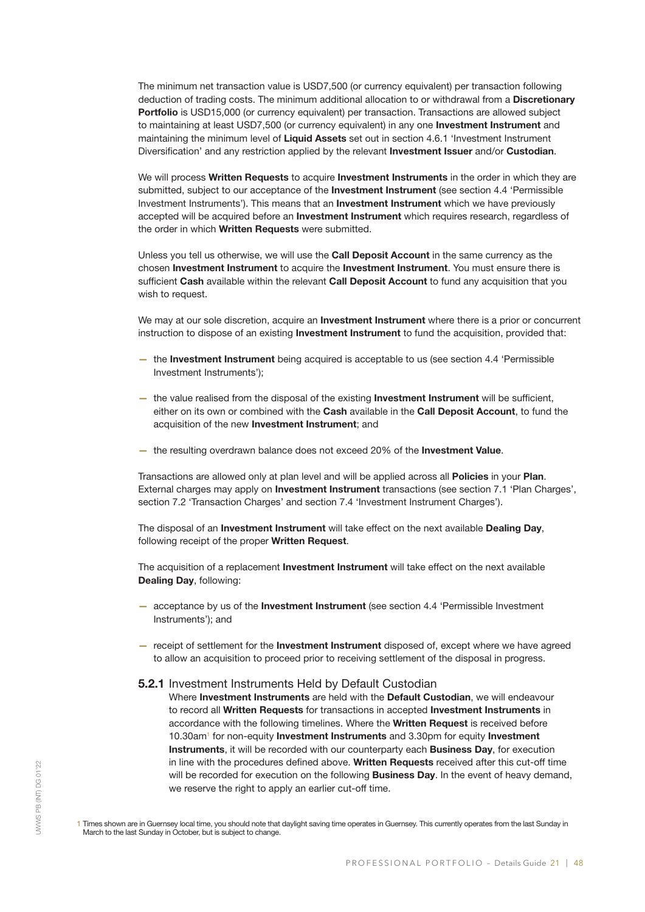The minimum net transaction value is USD7,500 (or currency equivalent) per transaction following deduction of trading costs. The minimum additional allocation to or withdrawal from a **Discretionary Portfolio** is USD15,000 (or currency equivalent) per transaction. Transactions are allowed subject to maintaining at least USD7,500 (or currency equivalent) in any one **Investment Instrument** and maintaining the minimum level of **Liquid Assets** set out in section 4.6.1 'Investment Instrument Diversification' and any restriction applied by the relevant **Investment Issuer** and/or **Custodian**.

We will process **Written Requests** to acquire **Investment Instruments** in the order in which they are submitted, subject to our acceptance of the **Investment Instrument** (see section 4.4 'Permissible Investment Instruments'). This means that an **Investment Instrument** which we have previously accepted will be acquired before an **Investment Instrument** which requires research, regardless of the order in which **Written Requests** were submitted.

Unless you tell us otherwise, we will use the **Call Deposit Account** in the same currency as the chosen **Investment Instrument** to acquire the **Investment Instrument**. You must ensure there is sufficient **Cash** available within the relevant **Call Deposit Account** to fund any acquisition that you wish to request.

We may at our sole discretion, acquire an **Investment Instrument** where there is a prior or concurrent instruction to dispose of an existing **Investment Instrument** to fund the acquisition, provided that:

- the **Investment Instrument** being acquired is acceptable to us (see section 4.4 'Permissible Investment Instruments');
- the value realised from the disposal of the existing **Investment Instrument** will be sufficient, either on its own or combined with the **Cash** available in the **Call Deposit Account**, to fund the acquisition of the new **Investment Instrument**; and
- the resulting overdrawn balance does not exceed 20% of the **Investment Value**.

Transactions are allowed only at plan level and will be applied across all **Policies** in your **Plan**. External charges may apply on **Investment Instrument** transactions (see section 7.1 'Plan Charges', section 7.2 'Transaction Charges' and section 7.4 'Investment Instrument Charges').

The disposal of an **Investment Instrument** will take effect on the next available **Dealing Day**, following receipt of the proper **Written Request**.

The acquisition of a replacement **Investment Instrument** will take effect on the next available **Dealing Day**, following:

- acceptance by us of the **Investment Instrument** (see section 4.4 'Permissible Investment Instruments'); and
- receipt of settlement for the **Investment Instrument** disposed of, except where we have agreed to allow an acquisition to proceed prior to receiving settlement of the disposal in progress.

### 5.2.1 Investment Instruments Held by Default Custodian

Where **Investment Instruments** are held with the **Default Custodian**, we will endeavour to record all **Written Requests** for transactions in accepted **Investment Instruments** in accordance with the following timelines. Where the **Written Request** is received before 10.30am[1] for non-equity **Investment Instruments** and 3.30pm for equity **Investment Instruments**, it will be recorded with our counterparty each **Business Day**, for execution in line with the procedures defined above. **Written Requests** received after this cut-off time will be recorded for execution on the following **Business Day**. In the event of heavy demand, we reserve the right to apply an earlier cut-off time.

1 Times shown are in Guernsey local time, you should note that daylight saving time operates in Guernsey. This currently operates from the last Sunday in March to the last Sunday in October, but is subject to change.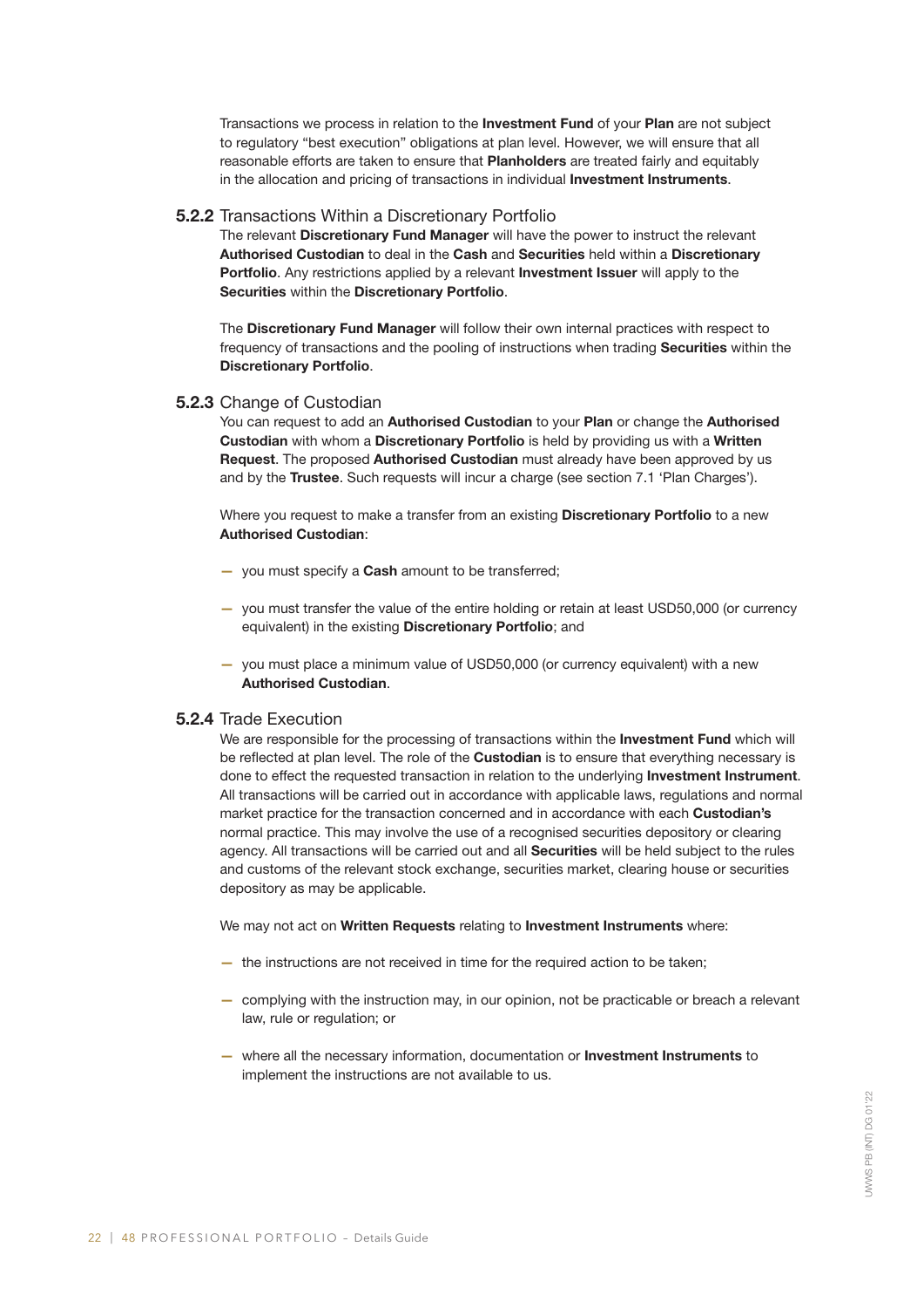Transactions we process in relation to the **Investment Fund** of your **Plan** are not subject to regulatory "best execution" obligations at plan level. However, we will ensure that all reasonable efforts are taken to ensure that **Planholders** are treated fairly and equitably in the allocation and pricing of transactions in individual **Investment Instruments**.

### 5.2.2 Transactions Within a Discretionary Portfolio

The relevant **Discretionary Fund Manager** will have the power to instruct the relevant **Authorised Custodian** to deal in the **Cash** and **Securities** held within a **Discretionary Portfolio**. Any restrictions applied by a relevant **Investment Issuer** will apply to the **Securities** within the **Discretionary Portfolio**.

The **Discretionary Fund Manager** will follow their own internal practices with respect to frequency of transactions and the pooling of instructions when trading **Securities** within the **Discretionary Portfolio**.

### 5.2.3 Change of Custodian

You can request to add an **Authorised Custodian** to your **Plan** or change the **Authorised Custodian** with whom a **Discretionary Portfolio** is held by providing us with a **Written Request**. The proposed **Authorised Custodian** must already have been approved by us and by the **Trustee**. Such requests will incur a charge (see section 7.1 'Plan Charges').

Where you request to make a transfer from an existing **Discretionary Portfolio** to a new **Authorised Custodian**:

- you must specify a **Cash** amount to be transferred;
- you must transfer the value of the entire holding or retain at least USD50,000 (or currency equivalent) in the existing **Discretionary Portfolio**; and
- you must place a minimum value of USD50,000 (or currency equivalent) with a new **Authorised Custodian**.

### 5.2.4 Trade Execution

We are responsible for the processing of transactions within the **Investment Fund** which will be reflected at plan level. The role of the **Custodian** is to ensure that everything necessary is done to effect the requested transaction in relation to the underlying **Investment Instrument**. All transactions will be carried out in accordance with applicable laws, regulations and normal market practice for the transaction concerned and in accordance with each **Custodian's** normal practice. This may involve the use of a recognised securities depository or clearing agency. All transactions will be carried out and all **Securities** will be held subject to the rules and customs of the relevant stock exchange, securities market, clearing house or securities depository as may be applicable.

We may not act on **Written Requests** relating to **Investment Instruments** where:

- the instructions are not received in time for the required action to be taken;
- complying with the instruction may, in our opinion, not be practicable or breach a relevant law, rule or regulation; or
- where all the necessary information, documentation or **Investment Instruments** to implement the instructions are not available to us.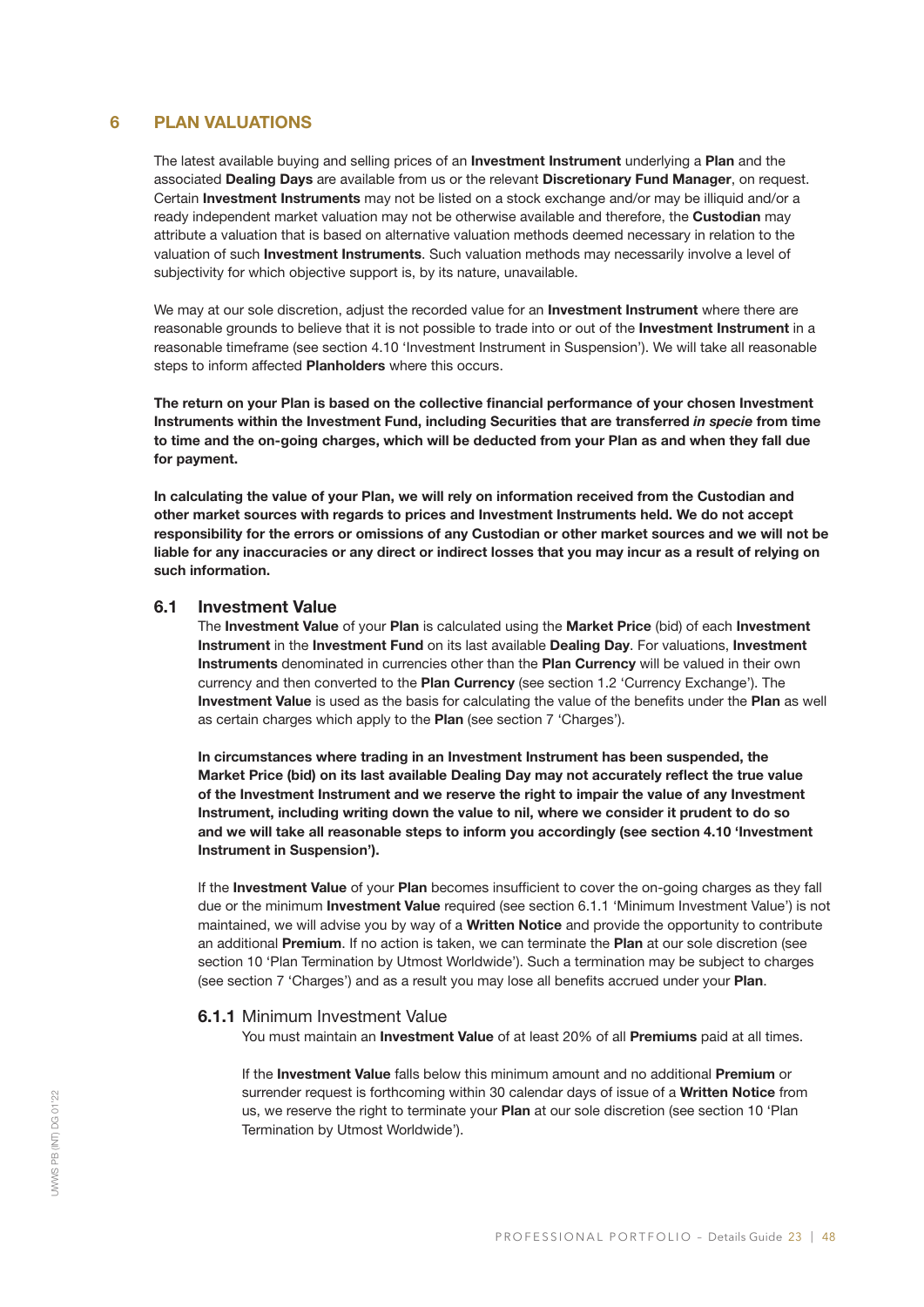## 6 PLAN VALUATIONS

The latest available buying and selling prices of an **Investment Instrument** underlying a **Plan** and the associated **Dealing Days** are available from us or the relevant **Discretionary Fund Manager**, on request. Certain **Investment Instruments** may not be listed on a stock exchange and/or may be illiquid and/or a ready independent market valuation may not be otherwise available and therefore, the **Custodian** may attribute a valuation that is based on alternative valuation methods deemed necessary in relation to the valuation of such **Investment Instruments**. Such valuation methods may necessarily involve a level of subjectivity for which objective support is, by its nature, unavailable.

We may at our sole discretion, adjust the recorded value for an **Investment Instrument** where there are reasonable grounds to believe that it is not possible to trade into or out of the **Investment Instrument** in a reasonable timeframe (see section 4.10 'Investment Instrument in Suspension'). We will take all reasonable steps to inform affected **Planholders** where this occurs.

**The return on your Plan is based on the collective financial performance of your chosen Investment Instruments within the Investment Fund, including Securities that are transferred *in specie* from time to time and the on-going charges, which will be deducted from your Plan as and when they fall due for payment.**

**In calculating the value of your Plan, we will rely on information received from the Custodian and other market sources with regards to prices and Investment Instruments held. We do not accept responsibility for the errors or omissions of any Custodian or other market sources and we will not be liable for any inaccuracies or any direct or indirect losses that you may incur as a result of relying on such information.**

### 6.1 Investment Value

The **Investment Value** of your **Plan** is calculated using the **Market Price** (bid) of each **Investment Instrument** in the **Investment Fund** on its last available **Dealing Day**. For valuations, **Investment Instruments** denominated in currencies other than the **Plan Currency** will be valued in their own currency and then converted to the **Plan Currency** (see section 1.2 'Currency Exchange'). The **Investment Value** is used as the basis for calculating the value of the benefits under the **Plan** as well as certain charges which apply to the **Plan** (see section 7 'Charges').

**In circumstances where trading in an Investment Instrument has been suspended, the Market Price (bid) on its last available Dealing Day may not accurately reflect the true value of the Investment Instrument and we reserve the right to impair the value of any Investment Instrument, including writing down the value to nil, where we consider it prudent to do so and we will take all reasonable steps to inform you accordingly (see section 4.10 'Investment Instrument in Suspension').**

If the **Investment Value** of your **Plan** becomes insufficient to cover the on-going charges as they fall due or the minimum **Investment Value** required (see section 6.1.1 'Minimum Investment Value') is not maintained, we will advise you by way of a **Written Notice** and provide the opportunity to contribute an additional **Premium**. If no action is taken, we can terminate the **Plan** at our sole discretion (see section 10 'Plan Termination by Utmost Worldwide'). Such a termination may be subject to charges (see section 7 'Charges') and as a result you may lose all benefits accrued under your **Plan**.

#### 6.1.1 Minimum Investment Value

You must maintain an **Investment Value** of at least 20% of all **Premiums** paid at all times.

If the **Investment Value** falls below this minimum amount and no additional **Premium** or surrender request is forthcoming within 30 calendar days of issue of a **Written Notice** from us, we reserve the right to terminate your **Plan** at our sole discretion (see section 10 'Plan Termination by Utmost Worldwide').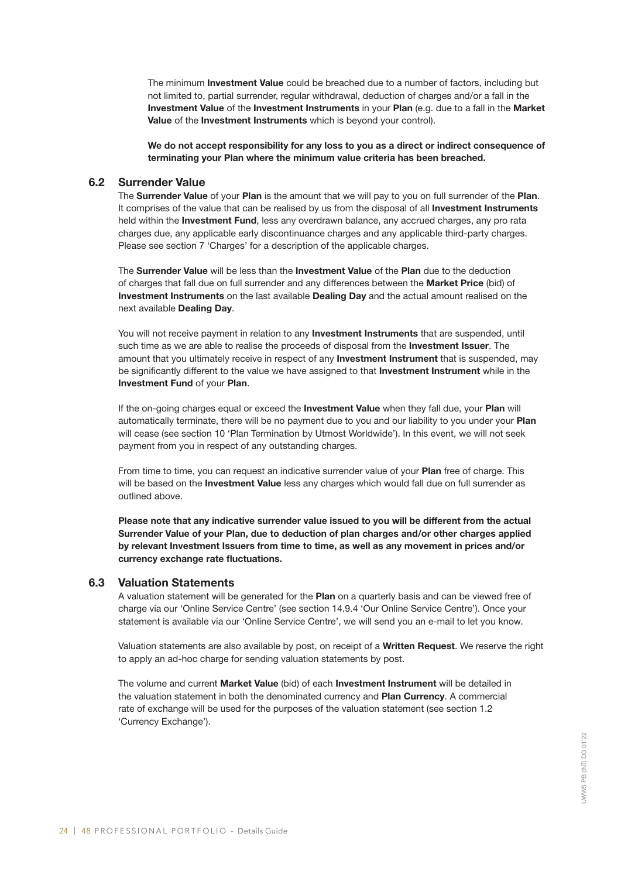The minimum **Investment Value** could be breached due to a number of factors, including but not limited to, partial surrender, regular withdrawal, deduction of charges and/or a fall in the **Investment Value** of the **Investment Instruments** in your **Plan** (e.g. due to a fall in the **Market Value** of the **Investment Instruments** which is beyond your control).

**We do not accept responsibility for any loss to you as a direct or indirect consequence of terminating your Plan where the minimum value criteria has been breached.**

### 6.2 Surrender Value

The **Surrender Value** of your **Plan** is the amount that we will pay to you on full surrender of the **Plan**. It comprises of the value that can be realised by us from the disposal of all **Investment Instruments** held within the **Investment Fund**, less any overdrawn balance, any accrued charges, any pro rata charges due, any applicable early discontinuance charges and any applicable third-party charges. Please see section 7 'Charges' for a description of the applicable charges.

The **Surrender Value** will be less than the **Investment Value** of the **Plan** due to the deduction of charges that fall due on full surrender and any differences between the **Market Price** (bid) of **Investment Instruments** on the last available **Dealing Day** and the actual amount realised on the next available **Dealing Day**.

You will not receive payment in relation to any **Investment Instruments** that are suspended, until such time as we are able to realise the proceeds of disposal from the **Investment Issuer**. The amount that you ultimately receive in respect of any **Investment Instrument** that is suspended, may be significantly different to the value we have assigned to that **Investment Instrument** while in the **Investment Fund** of your **Plan**.

If the on-going charges equal or exceed the **Investment Value** when they fall due, your **Plan** will automatically terminate, there will be no payment due to you and our liability to you under your **Plan** will cease (see section 10 'Plan Termination by Utmost Worldwide'). In this event, we will not seek payment from you in respect of any outstanding charges.

From time to time, you can request an indicative surrender value of your **Plan** free of charge. This will be based on the **Investment Value** less any charges which would fall due on full surrender as outlined above.

**Please note that any indicative surrender value issued to you will be different from the actual Surrender Value of your Plan, due to deduction of plan charges and/or other charges applied by relevant Investment Issuers from time to time, as well as any movement in prices and/or currency exchange rate fluctuations.**

### 6.3 Valuation Statements

A valuation statement will be generated for the **Plan** on a quarterly basis and can be viewed free of charge via our 'Online Service Centre' (see section 14.9.4 'Our Online Service Centre'). Once your statement is available via our 'Online Service Centre', we will send you an e-mail to let you know.

Valuation statements are also available by post, on receipt of a **Written Request**. We reserve the right to apply an ad-hoc charge for sending valuation statements by post.

The volume and current **Market Value** (bid) of each **Investment Instrument** will be detailed in the valuation statement in both the denominated currency and **Plan Currency**. A commercial rate of exchange will be used for the purposes of the valuation statement (see section 1.2 'Currency Exchange').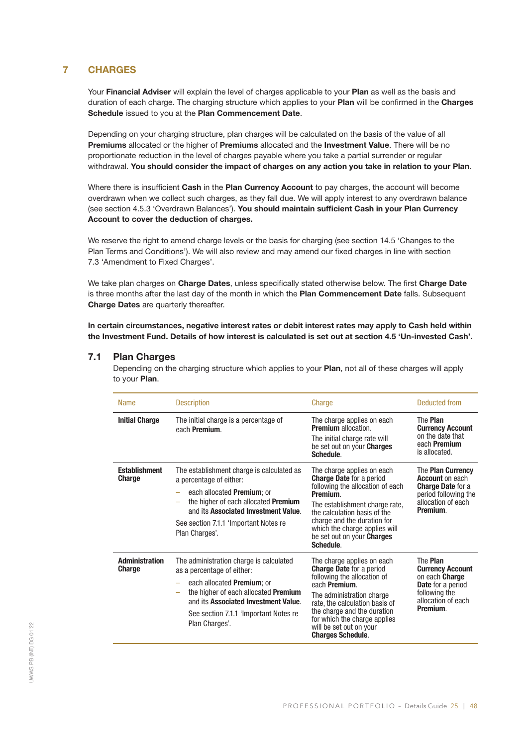# 7 CHARGES

Your **Financial Adviser** will explain the level of charges applicable to your **Plan** as well as the basis and duration of each charge. The charging structure which applies to your **Plan** will be confirmed in the **Charges Schedule** issued to you at the **Plan Commencement Date**.

Depending on your charging structure, plan charges will be calculated on the basis of the value of all **Premiums** allocated or the higher of **Premiums** allocated and the **Investment Value**. There will be no proportionate reduction in the level of charges payable where you take a partial surrender or regular withdrawal. **You should consider the impact of charges on any action you take in relation to your Plan**.

Where there is insufficient **Cash** in the **Plan Currency Account** to pay charges, the account will become overdrawn when we collect such charges, as they fall due. We will apply interest to any overdrawn balance (see section 4.5.3 'Overdrawn Balances'). **You should maintain sufficient Cash in your Plan Currency Account to cover the deduction of charges.**

We reserve the right to amend charge levels or the basis for charging (see section 14.5 'Changes to the Plan Terms and Conditions'). We will also review and may amend our fixed charges in line with section 7.3 'Amendment to Fixed Charges'.

We take plan charges on **Charge Dates**, unless specifically stated otherwise below. The first **Charge Date** is three months after the last day of the month in which the **Plan Commencement Date** falls. Subsequent **Charge Dates** are quarterly thereafter.

**In certain circumstances, negative interest rates or debit interest rates may apply to Cash held within the Investment Fund. Details of how interest is calculated is set out at section 4.5 'Un-invested Cash'.**

## 7.1 Plan Charges

Depending on the charging structure which applies to your **Plan**, not all of these charges will apply to your **Plan**.

| Name | Description | Charge | Deducted from |
|---|---|---|---|
| **Initial Charge** | The initial charge is a percentage of each **Premium**. | The charge applies on each **Premium** allocation.<br>The initial charge rate will be set out on your **Charges Schedule**. | The **Plan Currency Account** on the date that each **Premium** is allocated. |
| **Establishment Charge** | The establishment charge is calculated as a percentage of either:<br>– each allocated **Premium**; or<br>– the higher of each allocated **Premium** and its **Associated Investment Value**.<br>See section 7.1.1 'Important Notes re Plan Charges'. | The charge applies on each **Charge Date** for a period following the allocation of each **Premium**.<br>The establishment charge rate, the calculation basis of the charge and the duration for which the charge applies will be set out on your **Charges Schedule**. | The **Plan Currency Account** on each **Charge Date** for a period following the allocation of each **Premium**. |
| **Administration Charge** | The administration charge is calculated as a percentage of either:<br>– each allocated **Premium**; or<br>– the higher of each allocated **Premium** and its **Associated Investment Value**.<br>See section 7.1.1 'Important Notes re Plan Charges'. | The charge applies on each **Charge Date** for a period following the allocation of each **Premium**.<br>The administration charge rate, the calculation basis of the charge and the duration for which the charge applies will be set out on your **Charges Schedule**. | The **Plan Currency Account** on each **Charge Date** for a period following the allocation of each **Premium**. |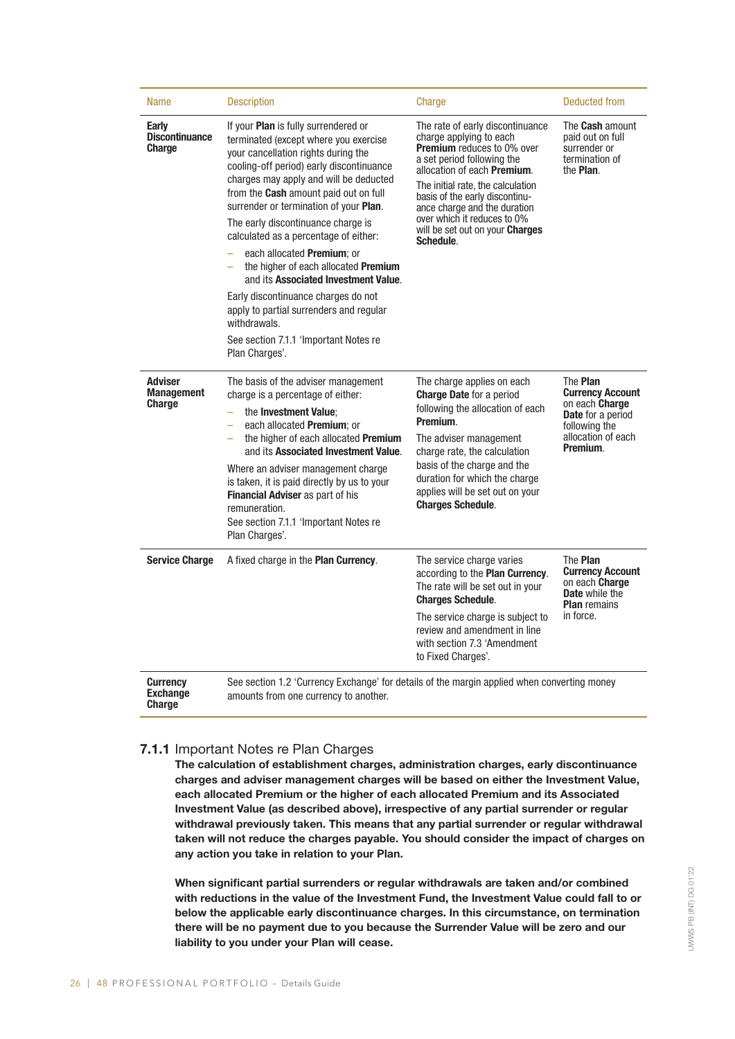| Name | Description | Charge | Deducted from |
|---|---|---|---|
| **Early Discontinuance Charge** | If your **Plan** is fully surrendered or terminated (except where you exercise your cancellation rights during the cooling-off period) early discontinuance charges may apply and will be deducted from the **Cash** amount paid out on full surrender or termination of your **Plan**.<br>The early discontinuance charge is calculated as a percentage of either:<br>– each allocated **Premium**; or<br>– the higher of each allocated **Premium** and its **Associated Investment Value**.<br>Early discontinuance charges do not apply to partial surrenders and regular withdrawals.<br>See section 7.1.1 'Important Notes re Plan Charges'. | The rate of early discontinuance charge applying to each **Premium** reduces to 0% over a set period following the allocation of each **Premium**.<br>The initial rate, the calculation basis of the early discontinuance charge and the duration over which it reduces to 0% will be set out on your **Charges Schedule**. | The **Cash** amount paid out on full surrender or termination of the **Plan**. |
| **Adviser Management Charge** | The basis of the adviser management charge is a percentage of either:<br>– the **Investment Value**;<br>– each allocated **Premium**; or<br>– the higher of each allocated **Premium** and its **Associated Investment Value**.<br>Where an adviser management charge is taken, it is paid directly by us to your **Financial Adviser** as part of his remuneration.<br>See section 7.1.1 'Important Notes re Plan Charges'. | The charge applies on each **Charge Date** for a period following the allocation of each **Premium**.<br>The adviser management charge rate, the calculation basis of the charge and the duration for which the charge applies will be set out on your **Charges Schedule**. | The **Plan Currency Account** on each **Charge Date** for a period following the allocation of each **Premium**. |
| **Service Charge** | A fixed charge in the **Plan Currency**. | The service charge varies according to the **Plan Currency**. The rate will be set out in your **Charges Schedule**.<br>The service charge is subject to review and amendment in line with section 7.3 'Amendment to Fixed Charges'. | The **Plan Currency Account** on each **Charge Date** while the **Plan** remains in force. |
| **Currency Exchange Charge** | See section 1.2 'Currency Exchange' for details of the margin applied when converting money amounts from one currency to another. | | |

### **7.1.1** Important Notes re Plan Charges

**The calculation of establishment charges, administration charges, early discontinuance charges and adviser management charges will be based on either the Investment Value, each allocated Premium or the higher of each allocated Premium and its Associated Investment Value (as described above), irrespective of any partial surrender or regular withdrawal previously taken. This means that any partial surrender or regular withdrawal taken will not reduce the charges payable. You should consider the impact of charges on any action you take in relation to your Plan.**

**When significant partial surrenders or regular withdrawals are taken and/or combined with reductions in the value of the Investment Fund, the Investment Value could fall to or below the applicable early discontinuance charges. In this circumstance, on termination there will be no payment due to you because the Surrender Value will be zero and our liability to you under your Plan will cease.**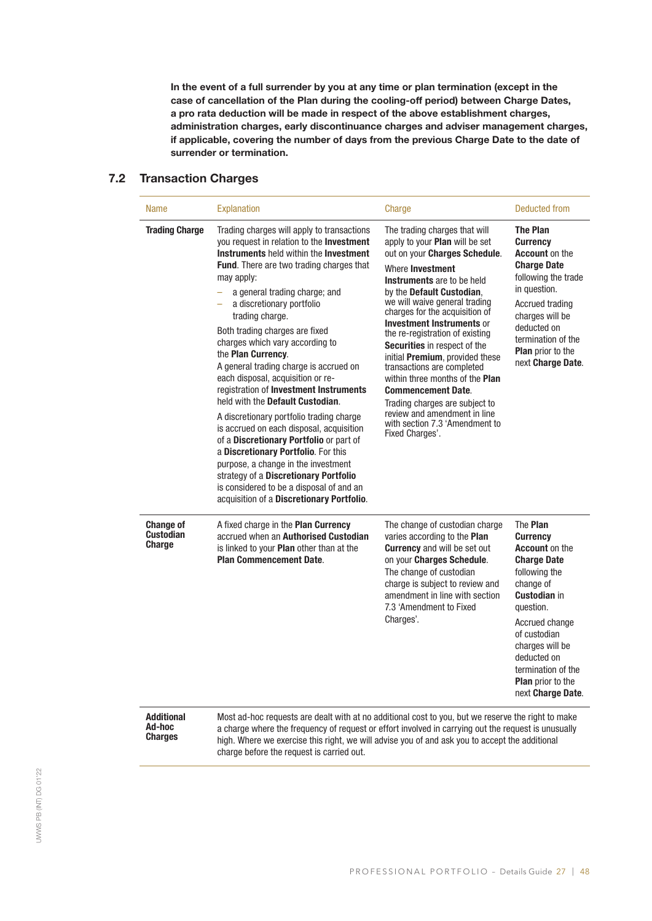**In the event of a full surrender by you at any time or plan termination (except in the case of cancellation of the Plan during the cooling-off period) between Charge Dates, a pro rata deduction will be made in respect of the above establishment charges, administration charges, early discontinuance charges and adviser management charges, if applicable, covering the number of days from the previous Charge Date to the date of surrender or termination.**

## 7.2 Transaction Charges

| Name | Explanation | Charge | Deducted from |
|---|---|---|---|
| **Trading Charge** | Trading charges will apply to transactions you request in relation to the **Investment Instruments** held within the **Investment Fund**. There are two trading charges that may apply:<br>– a general trading charge; and<br>– a discretionary portfolio trading charge.<br>Both trading charges are fixed charges which vary according to the **Plan Currency**.<br>A general trading charge is accrued on each disposal, acquisition or re-registration of **Investment Instruments** held with the **Default Custodian**.<br>A discretionary portfolio trading charge is accrued on each disposal, acquisition of a **Discretionary Portfolio** or part of a **Discretionary Portfolio**. For this purpose, a change in the investment strategy of a **Discretionary Portfolio** is considered to be a disposal of and an acquisition of a **Discretionary Portfolio**. | The trading charges that will apply to your **Plan** will be set out on your **Charges Schedule**.<br>Where **Investment Instruments** are to be held by the **Default Custodian**, we will waive general trading charges for the acquisition of **Investment Instruments** or the re-registration of existing **Securities** in respect of the initial **Premium**, provided these transactions are completed within three months of the **Plan Commencement Date**.<br>Trading charges are subject to review and amendment in line with section 7.3 'Amendment to Fixed Charges'. | **The Plan Currency Account** on the **Charge Date** following the trade in question.<br>Accrued trading charges will be deducted on termination of the **Plan** prior to the next **Charge Date**. |
| **Change of Custodian Charge** | A fixed charge in the **Plan Currency** accrued when an **Authorised Custodian** is linked to your **Plan** other than at the **Plan Commencement Date**. | The change of custodian charge varies according to the **Plan Currency** and will be set out on your **Charges Schedule**.<br>The change of custodian charge is subject to review and amendment in line with section 7.3 'Amendment to Fixed Charges'. | The **Plan Currency Account** on the **Charge Date** following the change of **Custodian** in question.<br>Accrued change of custodian charges will be deducted on termination of the **Plan** prior to the next **Charge Date**. |
| **Additional Ad-hoc Charges** | Most ad-hoc requests are dealt with at no additional cost to you, but we reserve the right to make a charge where the frequency of request or effort involved in carrying out the request is unusually high. Where we exercise this right, we will advise you of and ask you to accept the additional charge before the request is carried out. | | |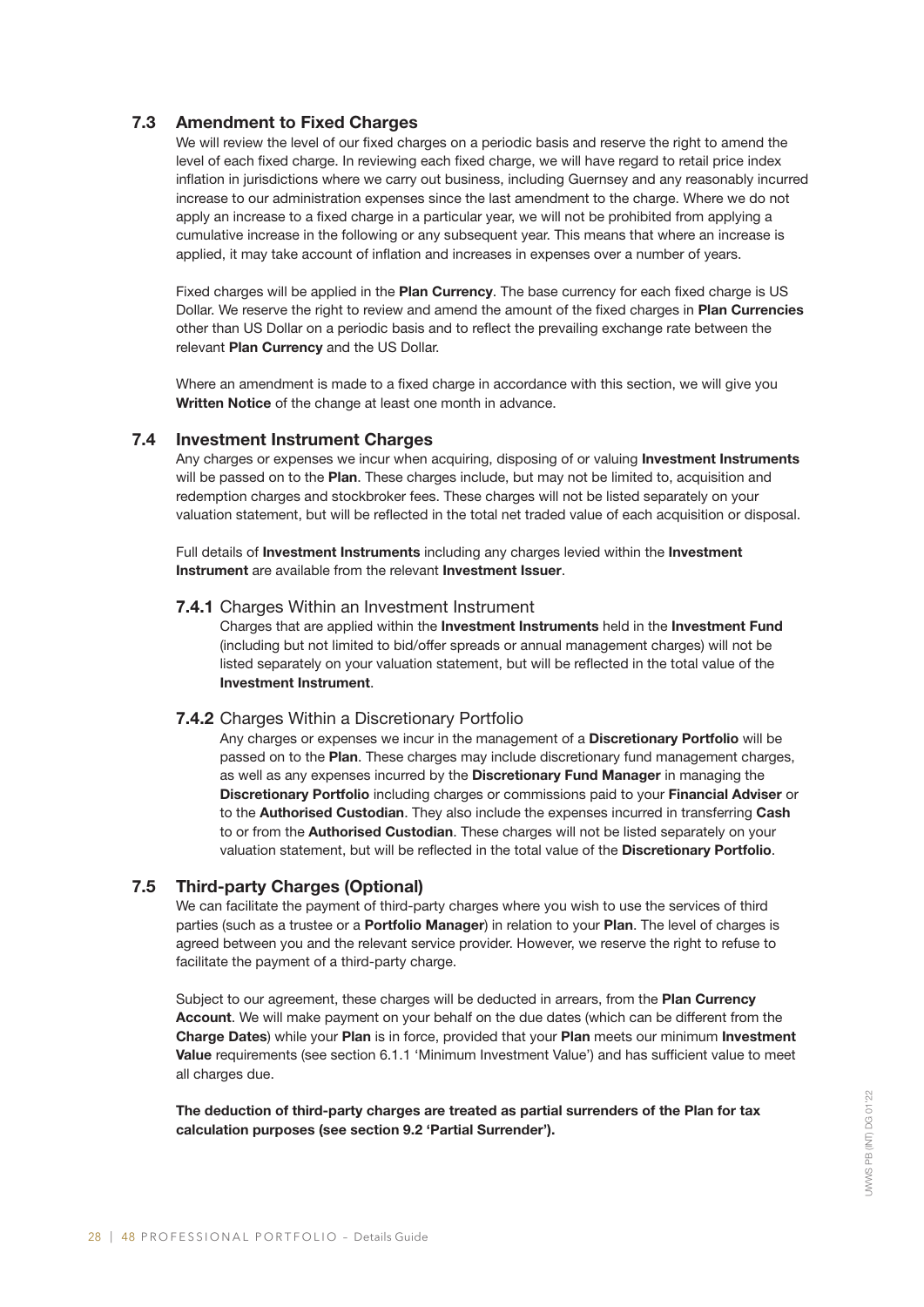### 7.3 Amendment to Fixed Charges

We will review the level of our fixed charges on a periodic basis and reserve the right to amend the level of each fixed charge. In reviewing each fixed charge, we will have regard to retail price index inflation in jurisdictions where we carry out business, including Guernsey and any reasonably incurred increase to our administration expenses since the last amendment to the charge. Where we do not apply an increase to a fixed charge in a particular year, we will not be prohibited from applying a cumulative increase in the following or any subsequent year. This means that where an increase is applied, it may take account of inflation and increases in expenses over a number of years.

Fixed charges will be applied in the **Plan Currency**. The base currency for each fixed charge is US Dollar. We reserve the right to review and amend the amount of the fixed charges in **Plan Currencies** other than US Dollar on a periodic basis and to reflect the prevailing exchange rate between the relevant **Plan Currency** and the US Dollar.

Where an amendment is made to a fixed charge in accordance with this section, we will give you **Written Notice** of the change at least one month in advance.

### 7.4 Investment Instrument Charges

Any charges or expenses we incur when acquiring, disposing of or valuing **Investment Instruments** will be passed on to the **Plan**. These charges include, but may not be limited to, acquisition and redemption charges and stockbroker fees. These charges will not be listed separately on your valuation statement, but will be reflected in the total net traded value of each acquisition or disposal.

Full details of **Investment Instruments** including any charges levied within the **Investment Instrument** are available from the relevant **Investment Issuer**.

#### **7.4.1** Charges Within an Investment Instrument

Charges that are applied within the **Investment Instruments** held in the **Investment Fund** (including but not limited to bid/offer spreads or annual management charges) will not be listed separately on your valuation statement, but will be reflected in the total value of the **Investment Instrument**.

#### **7.4.2** Charges Within a Discretionary Portfolio

Any charges or expenses we incur in the management of a **Discretionary Portfolio** will be passed on to the **Plan**. These charges may include discretionary fund management charges, as well as any expenses incurred by the **Discretionary Fund Manager** in managing the **Discretionary Portfolio** including charges or commissions paid to your **Financial Adviser** or to the **Authorised Custodian**. They also include the expenses incurred in transferring **Cash** to or from the **Authorised Custodian**. These charges will not be listed separately on your valuation statement, but will be reflected in the total value of the **Discretionary Portfolio**.

### 7.5 Third-party Charges (Optional)

We can facilitate the payment of third-party charges where you wish to use the services of third parties (such as a trustee or a **Portfolio Manager**) in relation to your **Plan**. The level of charges is agreed between you and the relevant service provider. However, we reserve the right to refuse to facilitate the payment of a third-party charge.

Subject to our agreement, these charges will be deducted in arrears, from the **Plan Currency Account**. We will make payment on your behalf on the due dates (which can be different from the **Charge Dates**) while your **Plan** is in force, provided that your **Plan** meets our minimum **Investment Value** requirements (see section 6.1.1 'Minimum Investment Value') and has sufficient value to meet all charges due.

**The deduction of third-party charges are treated as partial surrenders of the Plan for tax calculation purposes (see section 9.2 'Partial Surrender').**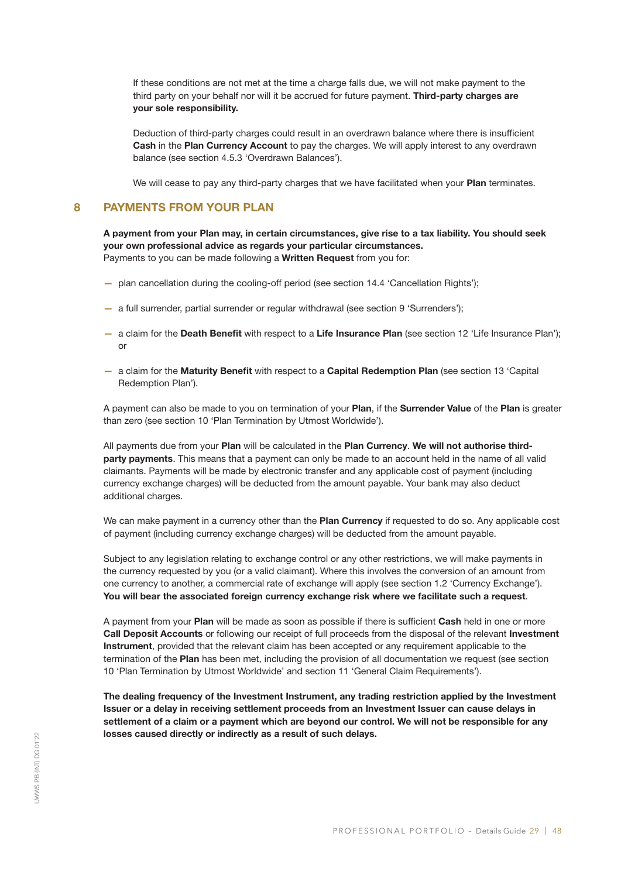If these conditions are not met at the time a charge falls due, we will not make payment to the third party on your behalf nor will it be accrued for future payment. **Third-party charges are your sole responsibility.**

Deduction of third-party charges could result in an overdrawn balance where there is insufficient **Cash** in the **Plan Currency Account** to pay the charges. We will apply interest to any overdrawn balance (see section 4.5.3 'Overdrawn Balances').

We will cease to pay any third-party charges that we have facilitated when your **Plan** terminates.

## 8 PAYMENTS FROM YOUR PLAN

**A payment from your Plan may, in certain circumstances, give rise to a tax liability. You should seek your own professional advice as regards your particular circumstances.**
Payments to you can be made following a **Written Request** from you for:

- plan cancellation during the cooling-off period (see section 14.4 'Cancellation Rights');
- a full surrender, partial surrender or regular withdrawal (see section 9 'Surrenders');
- a claim for the **Death Benefit** with respect to a **Life Insurance Plan** (see section 12 'Life Insurance Plan'); or
- a claim for the **Maturity Benefit** with respect to a **Capital Redemption Plan** (see section 13 'Capital Redemption Plan').

A payment can also be made to you on termination of your **Plan**, if the **Surrender Value** of the **Plan** is greater than zero (see section 10 'Plan Termination by Utmost Worldwide').

All payments due from your **Plan** will be calculated in the **Plan Currency**. **We will not authorise third-party payments**. This means that a payment can only be made to an account held in the name of all valid claimants. Payments will be made by electronic transfer and any applicable cost of payment (including currency exchange charges) will be deducted from the amount payable. Your bank may also deduct additional charges.

We can make payment in a currency other than the **Plan Currency** if requested to do so. Any applicable cost of payment (including currency exchange charges) will be deducted from the amount payable.

Subject to any legislation relating to exchange control or any other restrictions, we will make payments in the currency requested by you (or a valid claimant). Where this involves the conversion of an amount from one currency to another, a commercial rate of exchange will apply (see section 1.2 'Currency Exchange'). **You will bear the associated foreign currency exchange risk where we facilitate such a request**.

A payment from your **Plan** will be made as soon as possible if there is sufficient **Cash** held in one or more **Call Deposit Accounts** or following our receipt of full proceeds from the disposal of the relevant **Investment Instrument**, provided that the relevant claim has been accepted or any requirement applicable to the termination of the **Plan** has been met, including the provision of all documentation we request (see section 10 'Plan Termination by Utmost Worldwide' and section 11 'General Claim Requirements').

**The dealing frequency of the Investment Instrument, any trading restriction applied by the Investment Issuer or a delay in receiving settlement proceeds from an Investment Issuer can cause delays in settlement of a claim or a payment which are beyond our control. We will not be responsible for any losses caused directly or indirectly as a result of such delays.**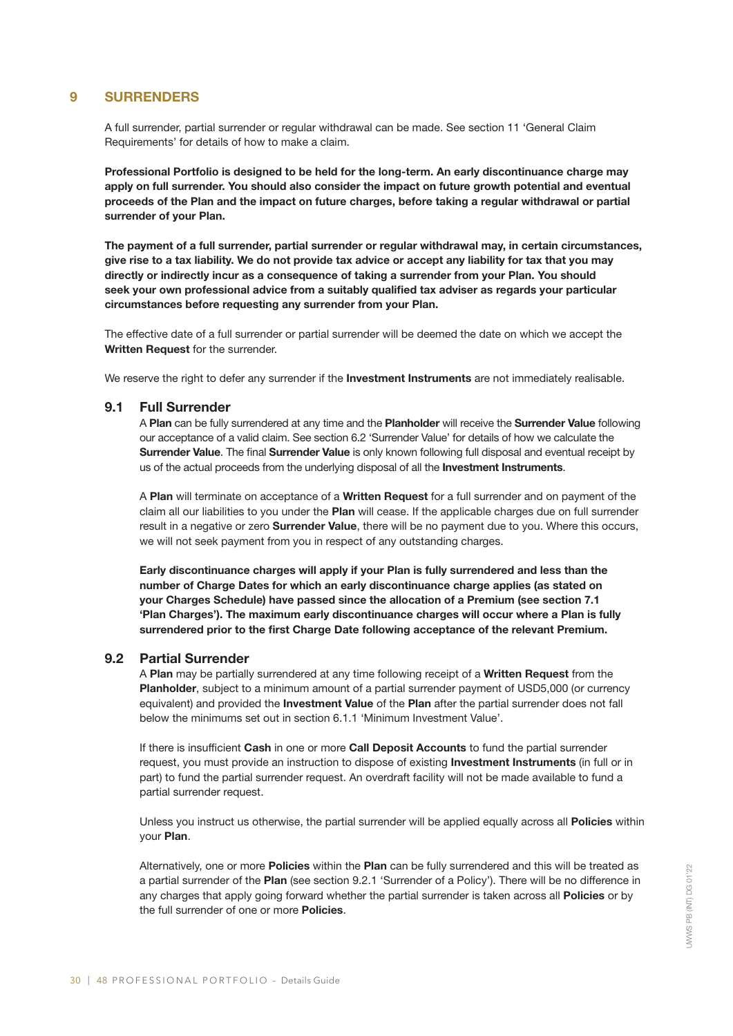# 9 SURRENDERS

A full surrender, partial surrender or regular withdrawal can be made. See section 11 'General Claim Requirements' for details of how to make a claim.

**Professional Portfolio is designed to be held for the long-term. An early discontinuance charge may apply on full surrender. You should also consider the impact on future growth potential and eventual proceeds of the Plan and the impact on future charges, before taking a regular withdrawal or partial surrender of your Plan.**

**The payment of a full surrender, partial surrender or regular withdrawal may, in certain circumstances, give rise to a tax liability. We do not provide tax advice or accept any liability for tax that you may directly or indirectly incur as a consequence of taking a surrender from your Plan. You should seek your own professional advice from a suitably qualified tax adviser as regards your particular circumstances before requesting any surrender from your Plan.**

The effective date of a full surrender or partial surrender will be deemed the date on which we accept the **Written Request** for the surrender.

We reserve the right to defer any surrender if the **Investment Instruments** are not immediately realisable.

## 9.1 Full Surrender

A **Plan** can be fully surrendered at any time and the **Planholder** will receive the **Surrender Value** following our acceptance of a valid claim. See section 6.2 'Surrender Value' for details of how we calculate the **Surrender Value**. The final **Surrender Value** is only known following full disposal and eventual receipt by us of the actual proceeds from the underlying disposal of all the **Investment Instruments**.

A **Plan** will terminate on acceptance of a **Written Request** for a full surrender and on payment of the claim all our liabilities to you under the **Plan** will cease. If the applicable charges due on full surrender result in a negative or zero **Surrender Value**, there will be no payment due to you. Where this occurs, we will not seek payment from you in respect of any outstanding charges.

**Early discontinuance charges will apply if your Plan is fully surrendered and less than the number of Charge Dates for which an early discontinuance charge applies (as stated on your Charges Schedule) have passed since the allocation of a Premium (see section 7.1 'Plan Charges'). The maximum early discontinuance charges will occur where a Plan is fully surrendered prior to the first Charge Date following acceptance of the relevant Premium.**

## 9.2 Partial Surrender

A **Plan** may be partially surrendered at any time following receipt of a **Written Request** from the **Planholder**, subject to a minimum amount of a partial surrender payment of USD5,000 (or currency equivalent) and provided the **Investment Value** of the **Plan** after the partial surrender does not fall below the minimums set out in section 6.1.1 'Minimum Investment Value'.

If there is insufficient **Cash** in one or more **Call Deposit Accounts** to fund the partial surrender request, you must provide an instruction to dispose of existing **Investment Instruments** (in full or in part) to fund the partial surrender request. An overdraft facility will not be made available to fund a partial surrender request.

Unless you instruct us otherwise, the partial surrender will be applied equally across all **Policies** within your **Plan**.

Alternatively, one or more **Policies** within the **Plan** can be fully surrendered and this will be treated as a partial surrender of the **Plan** (see section 9.2.1 'Surrender of a Policy'). There will be no difference in any charges that apply going forward whether the partial surrender is taken across all **Policies** or by the full surrender of one or more **Policies**.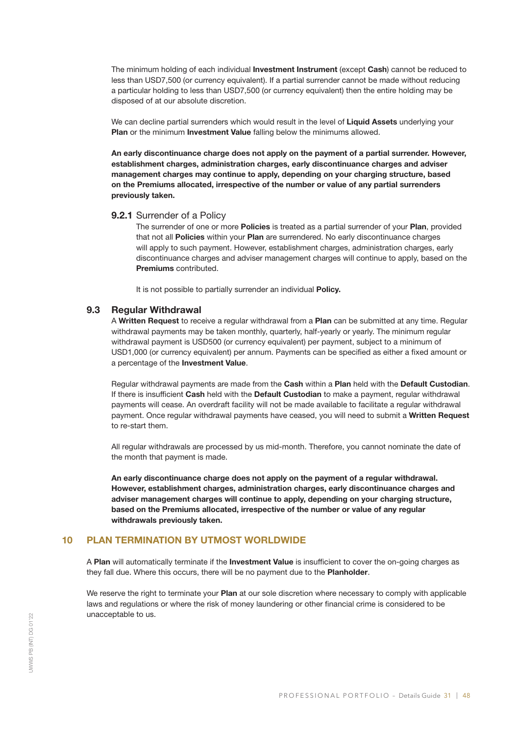The minimum holding of each individual **Investment Instrument** (except **Cash**) cannot be reduced to less than USD7,500 (or currency equivalent). If a partial surrender cannot be made without reducing a particular holding to less than USD7,500 (or currency equivalent) then the entire holding may be disposed of at our absolute discretion.

We can decline partial surrenders which would result in the level of **Liquid Assets** underlying your **Plan** or the minimum **Investment Value** falling below the minimums allowed.

**An early discontinuance charge does not apply on the payment of a partial surrender. However, establishment charges, administration charges, early discontinuance charges and adviser management charges may continue to apply, depending on your charging structure, based on the Premiums allocated, irrespective of the number or value of any partial surrenders previously taken.**

### **9.2.1** Surrender of a Policy

The surrender of one or more **Policies** is treated as a partial surrender of your **Plan**, provided that not all **Policies** within your **Plan** are surrendered. No early discontinuance charges will apply to such payment. However, establishment charges, administration charges, early discontinuance charges and adviser management charges will continue to apply, based on the **Premiums** contributed.

It is not possible to partially surrender an individual **Policy.**

## 9.3 Regular Withdrawal

A **Written Request** to receive a regular withdrawal from a **Plan** can be submitted at any time. Regular withdrawal payments may be taken monthly, quarterly, half-yearly or yearly. The minimum regular withdrawal payment is USD500 (or currency equivalent) per payment, subject to a minimum of USD1,000 (or currency equivalent) per annum. Payments can be specified as either a fixed amount or a percentage of the **Investment Value**.

Regular withdrawal payments are made from the **Cash** within a **Plan** held with the **Default Custodian**. If there is insufficient **Cash** held with the **Default Custodian** to make a payment, regular withdrawal payments will cease. An overdraft facility will not be made available to facilitate a regular withdrawal payment. Once regular withdrawal payments have ceased, you will need to submit a **Written Request** to re-start them.

All regular withdrawals are processed by us mid-month. Therefore, you cannot nominate the date of the month that payment is made.

**An early discontinuance charge does not apply on the payment of a regular withdrawal. However, establishment charges, administration charges, early discontinuance charges and adviser management charges will continue to apply, depending on your charging structure, based on the Premiums allocated, irrespective of the number or value of any regular withdrawals previously taken.**

# 10 PLAN TERMINATION BY UTMOST WORLDWIDE

A **Plan** will automatically terminate if the **Investment Value** is insufficient to cover the on-going charges as they fall due. Where this occurs, there will be no payment due to the **Planholder**.

We reserve the right to terminate your **Plan** at our sole discretion where necessary to comply with applicable laws and regulations or where the risk of money laundering or other financial crime is considered to be unacceptable to us.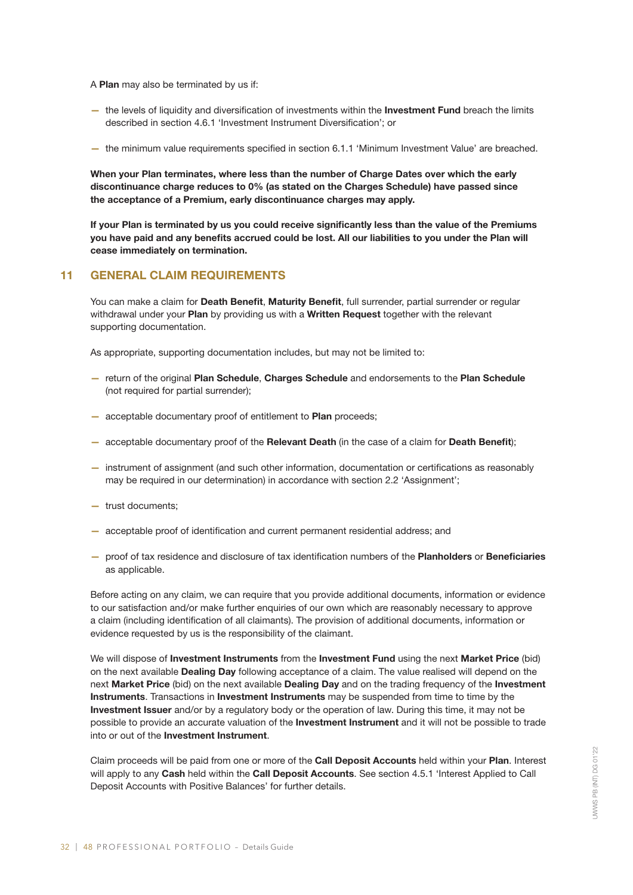A **Plan** may also be terminated by us if:

- the levels of liquidity and diversification of investments within the **Investment Fund** breach the limits described in section 4.6.1 'Investment Instrument Diversification'; or
- the minimum value requirements specified in section 6.1.1 'Minimum Investment Value' are breached.

**When your Plan terminates, where less than the number of Charge Dates over which the early discontinuance charge reduces to 0% (as stated on the Charges Schedule) have passed since the acceptance of a Premium, early discontinuance charges may apply.**

**If your Plan is terminated by us you could receive significantly less than the value of the Premiums you have paid and any benefits accrued could be lost. All our liabilities to you under the Plan will cease immediately on termination.**

## 11 GENERAL CLAIM REQUIREMENTS

You can make a claim for **Death Benefit**, **Maturity Benefit**, full surrender, partial surrender or regular withdrawal under your **Plan** by providing us with a **Written Request** together with the relevant supporting documentation.

As appropriate, supporting documentation includes, but may not be limited to:

- return of the original **Plan Schedule**, **Charges Schedule** and endorsements to the **Plan Schedule** (not required for partial surrender);
- acceptable documentary proof of entitlement to **Plan** proceeds;
- acceptable documentary proof of the **Relevant Death** (in the case of a claim for **Death Benefit**);
- instrument of assignment (and such other information, documentation or certifications as reasonably may be required in our determination) in accordance with section 2.2 'Assignment';
- trust documents;
- acceptable proof of identification and current permanent residential address; and
- proof of tax residence and disclosure of tax identification numbers of the **Planholders** or **Beneficiaries** as applicable.

Before acting on any claim, we can require that you provide additional documents, information or evidence to our satisfaction and/or make further enquiries of our own which are reasonably necessary to approve a claim (including identification of all claimants). The provision of additional documents, information or evidence requested by us is the responsibility of the claimant.

We will dispose of **Investment Instruments** from the **Investment Fund** using the next **Market Price** (bid) on the next available **Dealing Day** following acceptance of a claim. The value realised will depend on the next **Market Price** (bid) on the next available **Dealing Day** and on the trading frequency of the **Investment Instruments**. Transactions in **Investment Instruments** may be suspended from time to time by the **Investment Issuer** and/or by a regulatory body or the operation of law. During this time, it may not be possible to provide an accurate valuation of the **Investment Instrument** and it will not be possible to trade into or out of the **Investment Instrument**.

Claim proceeds will be paid from one or more of the **Call Deposit Accounts** held within your **Plan**. Interest will apply to any **Cash** held within the **Call Deposit Accounts**. See section 4.5.1 'Interest Applied to Call Deposit Accounts with Positive Balances' for further details.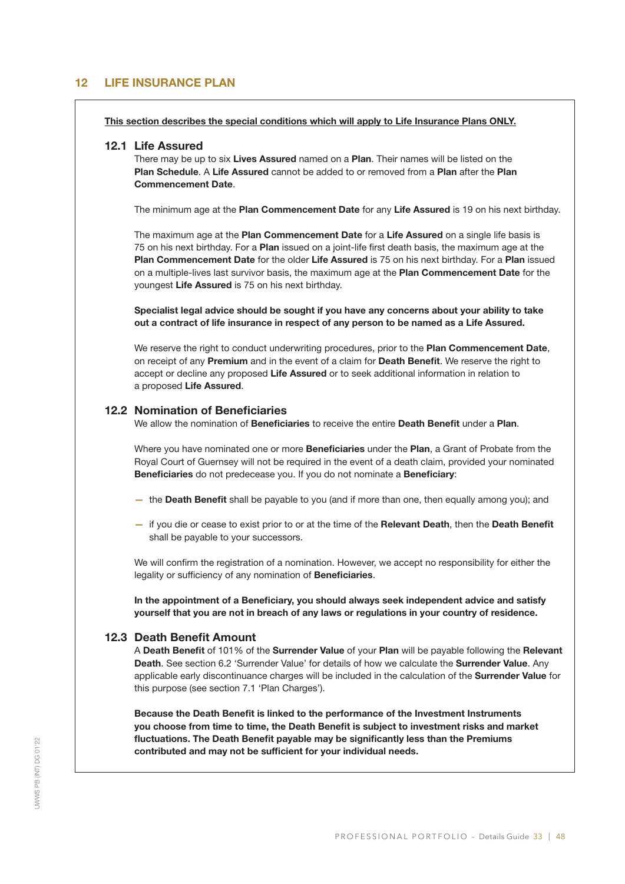## 12 LIFE INSURANCE PLAN

**This section describes the special conditions which will apply to Life Insurance Plans ONLY.**

### 12.1 Life Assured

There may be up to six **Lives Assured** named on a **Plan**. Their names will be listed on the **Plan Schedule**. A **Life Assured** cannot be added to or removed from a **Plan** after the **Plan Commencement Date**.

The minimum age at the **Plan Commencement Date** for any **Life Assured** is 19 on his next birthday.

The maximum age at the **Plan Commencement Date** for a **Life Assured** on a single life basis is 75 on his next birthday. For a **Plan** issued on a joint-life first death basis, the maximum age at the **Plan Commencement Date** for the older **Life Assured** is 75 on his next birthday. For a **Plan** issued on a multiple-lives last survivor basis, the maximum age at the **Plan Commencement Date** for the youngest **Life Assured** is 75 on his next birthday.

**Specialist legal advice should be sought if you have any concerns about your ability to take out a contract of life insurance in respect of any person to be named as a Life Assured.**

We reserve the right to conduct underwriting procedures, prior to the **Plan Commencement Date**, on receipt of any **Premium** and in the event of a claim for **Death Benefit**. We reserve the right to accept or decline any proposed **Life Assured** or to seek additional information in relation to a proposed **Life Assured**.

### 12.2 Nomination of Beneficiaries

We allow the nomination of **Beneficiaries** to receive the entire **Death Benefit** under a **Plan**.

Where you have nominated one or more **Beneficiaries** under the **Plan**, a Grant of Probate from the Royal Court of Guernsey will not be required in the event of a death claim, provided your nominated **Beneficiaries** do not predecease you. If you do not nominate a **Beneficiary**:

- the **Death Benefit** shall be payable to you (and if more than one, then equally among you); and
- if you die or cease to exist prior to or at the time of the **Relevant Death**, then the **Death Benefit** shall be payable to your successors.

We will confirm the registration of a nomination. However, we accept no responsibility for either the legality or sufficiency of any nomination of **Beneficiaries**.

**In the appointment of a Beneficiary, you should always seek independent advice and satisfy yourself that you are not in breach of any laws or regulations in your country of residence.**

### 12.3 Death Benefit Amount

A **Death Benefit** of 101% of the **Surrender Value** of your **Plan** will be payable following the **Relevant Death**. See section 6.2 'Surrender Value' for details of how we calculate the **Surrender Value**. Any applicable early discontinuance charges will be included in the calculation of the **Surrender Value** for this purpose (see section 7.1 'Plan Charges').

**Because the Death Benefit is linked to the performance of the Investment Instruments you choose from time to time, the Death Benefit is subject to investment risks and market fluctuations. The Death Benefit payable may be significantly less than the Premiums contributed and may not be sufficient for your individual needs.**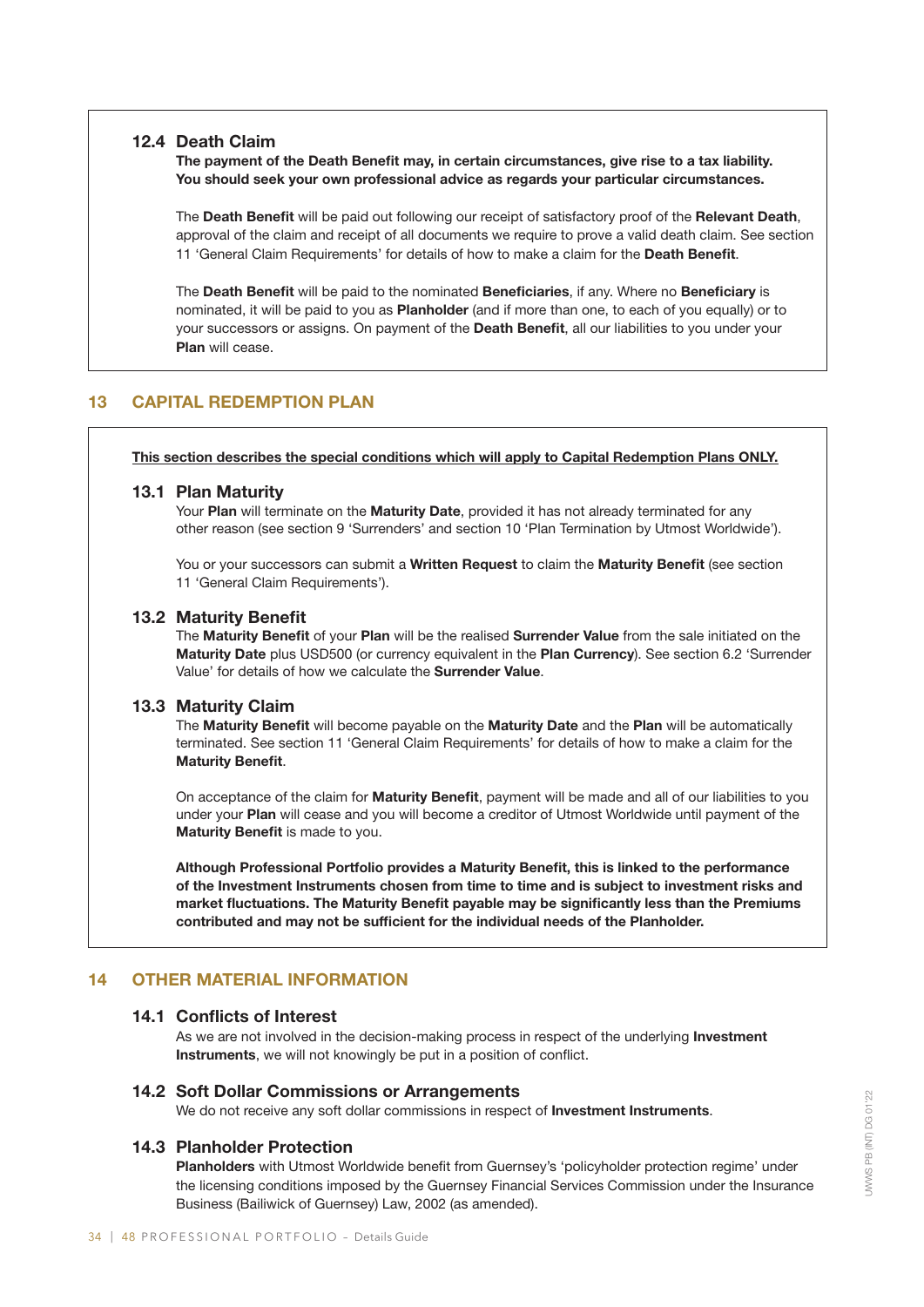### 12.4 Death Claim

**The payment of the Death Benefit may, in certain circumstances, give rise to a tax liability. You should seek your own professional advice as regards your particular circumstances.**

The **Death Benefit** will be paid out following our receipt of satisfactory proof of the **Relevant Death**, approval of the claim and receipt of all documents we require to prove a valid death claim. See section 11 'General Claim Requirements' for details of how to make a claim for the **Death Benefit**.

The **Death Benefit** will be paid to the nominated **Beneficiaries**, if any. Where no **Beneficiary** is nominated, it will be paid to you as **Planholder** (and if more than one, to each of you equally) or to your successors or assigns. On payment of the **Death Benefit**, all our liabilities to you under your **Plan** will cease.

## 13 CAPITAL REDEMPTION PLAN

**This section describes the special conditions which will apply to Capital Redemption Plans ONLY.**

### 13.1 Plan Maturity

Your **Plan** will terminate on the **Maturity Date**, provided it has not already terminated for any other reason (see section 9 'Surrenders' and section 10 'Plan Termination by Utmost Worldwide').

You or your successors can submit a **Written Request** to claim the **Maturity Benefit** (see section 11 'General Claim Requirements').

### 13.2 Maturity Benefit

The **Maturity Benefit** of your **Plan** will be the realised **Surrender Value** from the sale initiated on the **Maturity Date** plus USD500 (or currency equivalent in the **Plan Currency**). See section 6.2 'Surrender Value' for details of how we calculate the **Surrender Value**.

### 13.3 Maturity Claim

The **Maturity Benefit** will become payable on the **Maturity Date** and the **Plan** will be automatically terminated. See section 11 'General Claim Requirements' for details of how to make a claim for the **Maturity Benefit**.

On acceptance of the claim for **Maturity Benefit**, payment will be made and all of our liabilities to you under your **Plan** will cease and you will become a creditor of Utmost Worldwide until payment of the **Maturity Benefit** is made to you.

**Although Professional Portfolio provides a Maturity Benefit, this is linked to the performance of the Investment Instruments chosen from time to time and is subject to investment risks and market fluctuations. The Maturity Benefit payable may be significantly less than the Premiums contributed and may not be sufficient for the individual needs of the Planholder.**

## 14 OTHER MATERIAL INFORMATION

### 14.1 Conflicts of Interest

As we are not involved in the decision-making process in respect of the underlying **Investment Instruments**, we will not knowingly be put in a position of conflict.

### 14.2 Soft Dollar Commissions or Arrangements

We do not receive any soft dollar commissions in respect of **Investment Instruments**.

### 14.3 Planholder Protection

**Planholders** with Utmost Worldwide benefit from Guernsey's 'policyholder protection regime' under the licensing conditions imposed by the Guernsey Financial Services Commission under the Insurance Business (Bailiwick of Guernsey) Law, 2002 (as amended).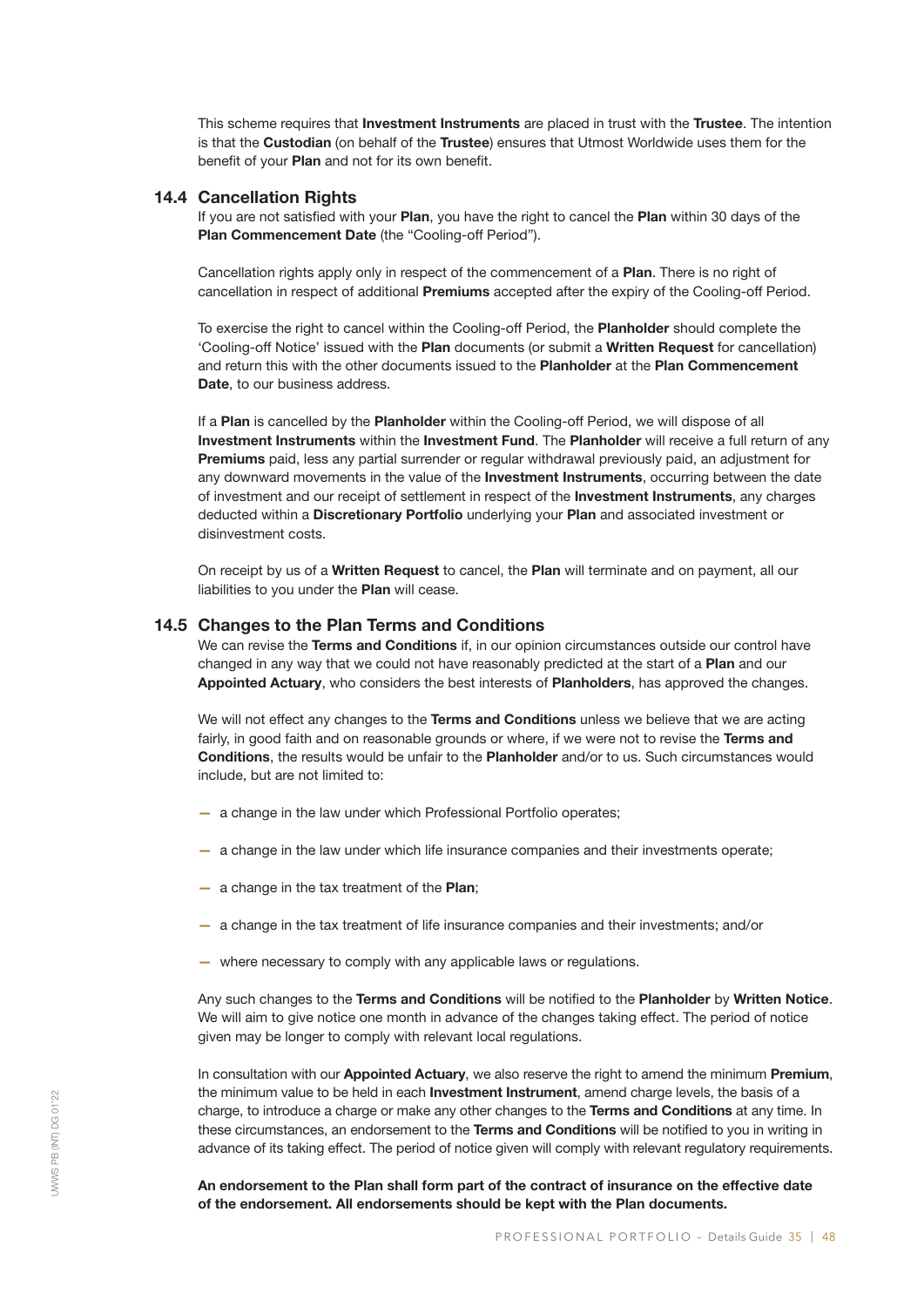This scheme requires that **Investment Instruments** are placed in trust with the **Trustee**. The intention is that the **Custodian** (on behalf of the **Trustee**) ensures that Utmost Worldwide uses them for the benefit of your **Plan** and not for its own benefit.

### 14.4 Cancellation Rights

If you are not satisfied with your **Plan**, you have the right to cancel the **Plan** within 30 days of the **Plan Commencement Date** (the "Cooling-off Period").

Cancellation rights apply only in respect of the commencement of a **Plan**. There is no right of cancellation in respect of additional **Premiums** accepted after the expiry of the Cooling-off Period.

To exercise the right to cancel within the Cooling-off Period, the **Planholder** should complete the 'Cooling-off Notice' issued with the **Plan** documents (or submit a **Written Request** for cancellation) and return this with the other documents issued to the **Planholder** at the **Plan Commencement Date**, to our business address.

If a **Plan** is cancelled by the **Planholder** within the Cooling-off Period, we will dispose of all **Investment Instruments** within the **Investment Fund**. The **Planholder** will receive a full return of any **Premiums** paid, less any partial surrender or regular withdrawal previously paid, an adjustment for any downward movements in the value of the **Investment Instruments**, occurring between the date of investment and our receipt of settlement in respect of the **Investment Instruments**, any charges deducted within a **Discretionary Portfolio** underlying your **Plan** and associated investment or disinvestment costs.

On receipt by us of a **Written Request** to cancel, the **Plan** will terminate and on payment, all our liabilities to you under the **Plan** will cease.

### 14.5 Changes to the Plan Terms and Conditions

We can revise the **Terms and Conditions** if, in our opinion circumstances outside our control have changed in any way that we could not have reasonably predicted at the start of a **Plan** and our **Appointed Actuary**, who considers the best interests of **Planholders**, has approved the changes.

We will not effect any changes to the **Terms and Conditions** unless we believe that we are acting fairly, in good faith and on reasonable grounds or where, if we were not to revise the **Terms and Conditions**, the results would be unfair to the **Planholder** and/or to us. Such circumstances would include, but are not limited to:

- a change in the law under which Professional Portfolio operates;
- a change in the law under which life insurance companies and their investments operate;
- a change in the tax treatment of the **Plan**;
- a change in the tax treatment of life insurance companies and their investments; and/or
- where necessary to comply with any applicable laws or regulations.

Any such changes to the **Terms and Conditions** will be notified to the **Planholder** by **Written Notice**. We will aim to give notice one month in advance of the changes taking effect. The period of notice given may be longer to comply with relevant local regulations.

In consultation with our **Appointed Actuary**, we also reserve the right to amend the minimum **Premium**, the minimum value to be held in each **Investment Instrument**, amend charge levels, the basis of a charge, to introduce a charge or make any other changes to the **Terms and Conditions** at any time. In these circumstances, an endorsement to the **Terms and Conditions** will be notified to you in writing in advance of its taking effect. The period of notice given will comply with relevant regulatory requirements.

**An endorsement to the Plan shall form part of the contract of insurance on the effective date of the endorsement. All endorsements should be kept with the Plan documents.**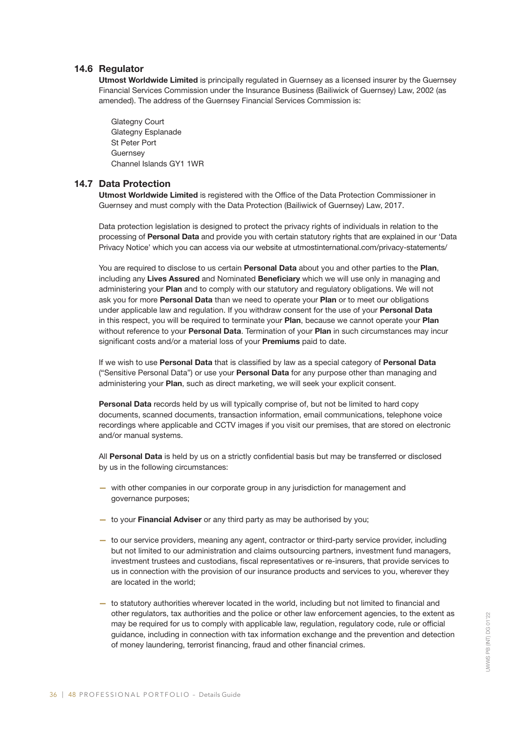### 14.6 Regulator

**Utmost Worldwide Limited** is principally regulated in Guernsey as a licensed insurer by the Guernsey Financial Services Commission under the Insurance Business (Bailiwick of Guernsey) Law, 2002 (as amended). The address of the Guernsey Financial Services Commission is:

Glategny Court
Glategny Esplanade
St Peter Port
Guernsey
Channel Islands GY1 1WR

### 14.7 Data Protection

**Utmost Worldwide Limited** is registered with the Office of the Data Protection Commissioner in Guernsey and must comply with the Data Protection (Bailiwick of Guernsey) Law, 2017.

Data protection legislation is designed to protect the privacy rights of individuals in relation to the processing of **Personal Data** and provide you with certain statutory rights that are explained in our 'Data Privacy Notice' which you can access via our website at utmostinternational.com/privacy-statements/

You are required to disclose to us certain **Personal Data** about you and other parties to the **Plan**, including any **Lives Assured** and Nominated **Beneficiary** which we will use only in managing and administering your **Plan** and to comply with our statutory and regulatory obligations. We will not ask you for more **Personal Data** than we need to operate your **Plan** or to meet our obligations under applicable law and regulation. If you withdraw consent for the use of your **Personal Data** in this respect, you will be required to terminate your **Plan**, because we cannot operate your **Plan** without reference to your **Personal Data**. Termination of your **Plan** in such circumstances may incur significant costs and/or a material loss of your **Premiums** paid to date.

If we wish to use **Personal Data** that is classified by law as a special category of **Personal Data** ("Sensitive Personal Data") or use your **Personal Data** for any purpose other than managing and administering your **Plan**, such as direct marketing, we will seek your explicit consent.

**Personal Data** records held by us will typically comprise of, but not be limited to hard copy documents, scanned documents, transaction information, email communications, telephone voice recordings where applicable and CCTV images if you visit our premises, that are stored on electronic and/or manual systems.

All **Personal Data** is held by us on a strictly confidential basis but may be transferred or disclosed by us in the following circumstances:

- with other companies in our corporate group in any jurisdiction for management and governance purposes;
- to your **Financial Adviser** or any third party as may be authorised by you;
- to our service providers, meaning any agent, contractor or third-party service provider, including but not limited to our administration and claims outsourcing partners, investment fund managers, investment trustees and custodians, fiscal representatives or re-insurers, that provide services to us in connection with the provision of our insurance products and services to you, wherever they are located in the world;
- to statutory authorities wherever located in the world, including but not limited to financial and other regulators, tax authorities and the police or other law enforcement agencies, to the extent as may be required for us to comply with applicable law, regulation, regulatory code, rule or official guidance, including in connection with tax information exchange and the prevention and detection of money laundering, terrorist financing, fraud and other financial crimes.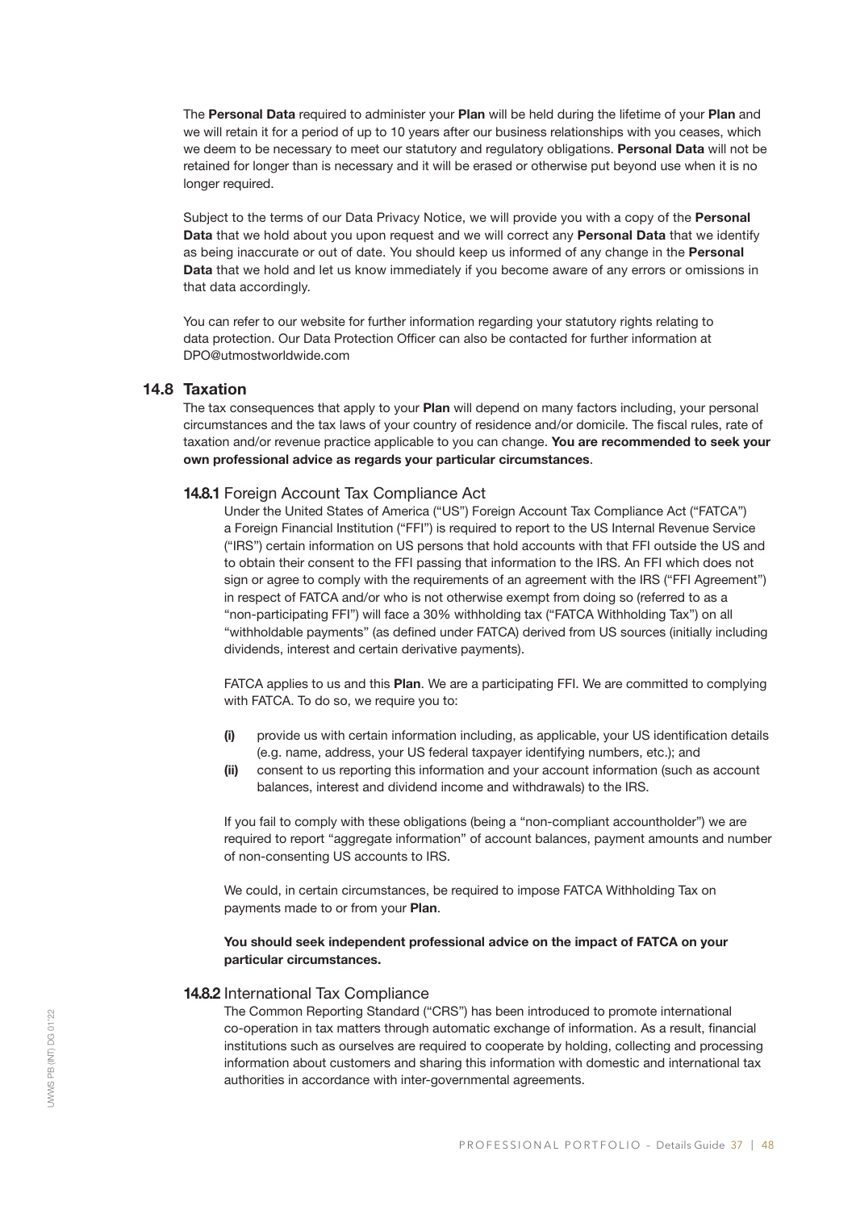The **Personal Data** required to administer your **Plan** will be held during the lifetime of your **Plan** and we will retain it for a period of up to 10 years after our business relationships with you ceases, which we deem to be necessary to meet our statutory and regulatory obligations. **Personal Data** will not be retained for longer than is necessary and it will be erased or otherwise put beyond use when it is no longer required.

Subject to the terms of our Data Privacy Notice, we will provide you with a copy of the **Personal Data** that we hold about you upon request and we will correct any **Personal Data** that we identify as being inaccurate or out of date. You should keep us informed of any change in the **Personal Data** that we hold and let us know immediately if you become aware of any errors or omissions in that data accordingly.

You can refer to our website for further information regarding your statutory rights relating to data protection. Our Data Protection Officer can also be contacted for further information at DPO@utmostworldwide.com

## 14.8 Taxation

The tax consequences that apply to your **Plan** will depend on many factors including, your personal circumstances and the tax laws of your country of residence and/or domicile. The fiscal rules, rate of taxation and/or revenue practice applicable to you can change. **You are recommended to seek your own professional advice as regards your particular circumstances**.

### 14.8.1 Foreign Account Tax Compliance Act

Under the United States of America ("US") Foreign Account Tax Compliance Act ("FATCA") a Foreign Financial Institution ("FFI") is required to report to the US Internal Revenue Service ("IRS") certain information on US persons that hold accounts with that FFI outside the US and to obtain their consent to the FFI passing that information to the IRS. An FFI which does not sign or agree to comply with the requirements of an agreement with the IRS ("FFI Agreement") in respect of FATCA and/or who is not otherwise exempt from doing so (referred to as a "non-participating FFI") will face a 30% withholding tax ("FATCA Withholding Tax") on all "withholdable payments" (as defined under FATCA) derived from US sources (initially including dividends, interest and certain derivative payments).

FATCA applies to us and this **Plan**. We are a participating FFI. We are committed to complying with FATCA. To do so, we require you to:

- **(i)** provide us with certain information including, as applicable, your US identification details (e.g. name, address, your US federal taxpayer identifying numbers, etc.); and
- **(ii)** consent to us reporting this information and your account information (such as account balances, interest and dividend income and withdrawals) to the IRS.

If you fail to comply with these obligations (being a "non-compliant accountholder") we are required to report "aggregate information" of account balances, payment amounts and number of non-consenting US accounts to IRS.

We could, in certain circumstances, be required to impose FATCA Withholding Tax on payments made to or from your **Plan**.

**You should seek independent professional advice on the impact of FATCA on your particular circumstances.**

### 14.8.2 International Tax Compliance

The Common Reporting Standard ("CRS") has been introduced to promote international co-operation in tax matters through automatic exchange of information. As a result, financial institutions such as ourselves are required to cooperate by holding, collecting and processing information about customers and sharing this information with domestic and international tax authorities in accordance with inter-governmental agreements.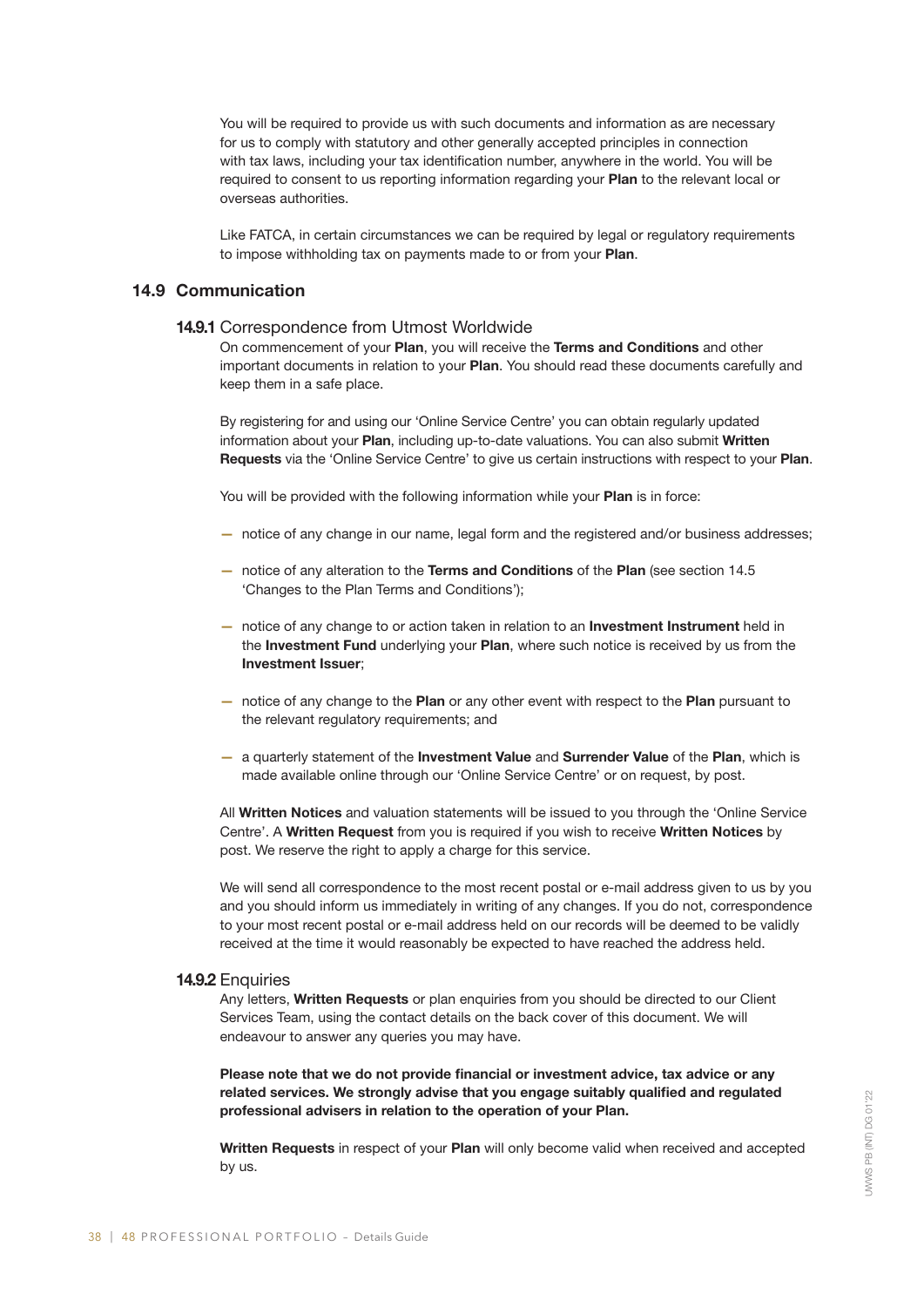You will be required to provide us with such documents and information as are necessary for us to comply with statutory and other generally accepted principles in connection with tax laws, including your tax identification number, anywhere in the world. You will be required to consent to us reporting information regarding your **Plan** to the relevant local or overseas authorities.

Like FATCA, in certain circumstances we can be required by legal or regulatory requirements to impose withholding tax on payments made to or from your **Plan**.

## 14.9 Communication

### 14.9.1 Correspondence from Utmost Worldwide

On commencement of your **Plan**, you will receive the **Terms and Conditions** and other important documents in relation to your **Plan**. You should read these documents carefully and keep them in a safe place.

By registering for and using our 'Online Service Centre' you can obtain regularly updated information about your **Plan**, including up-to-date valuations. You can also submit **Written Requests** via the 'Online Service Centre' to give us certain instructions with respect to your **Plan**.

You will be provided with the following information while your **Plan** is in force:

- notice of any change in our name, legal form and the registered and/or business addresses;
- notice of any alteration to the **Terms and Conditions** of the **Plan** (see section 14.5 'Changes to the Plan Terms and Conditions');
- notice of any change to or action taken in relation to an **Investment Instrument** held in the **Investment Fund** underlying your **Plan**, where such notice is received by us from the **Investment Issuer**;
- notice of any change to the **Plan** or any other event with respect to the **Plan** pursuant to the relevant regulatory requirements; and
- a quarterly statement of the **Investment Value** and **Surrender Value** of the **Plan**, which is made available online through our 'Online Service Centre' or on request, by post.

All **Written Notices** and valuation statements will be issued to you through the 'Online Service Centre'. A **Written Request** from you is required if you wish to receive **Written Notices** by post. We reserve the right to apply a charge for this service.

We will send all correspondence to the most recent postal or e-mail address given to us by you and you should inform us immediately in writing of any changes. If you do not, correspondence to your most recent postal or e-mail address held on our records will be deemed to be validly received at the time it would reasonably be expected to have reached the address held.

### 14.9.2 Enquiries

Any letters, **Written Requests** or plan enquiries from you should be directed to our Client Services Team, using the contact details on the back cover of this document. We will endeavour to answer any queries you may have.

**Please note that we do not provide financial or investment advice, tax advice or any related services. We strongly advise that you engage suitably qualified and regulated professional advisers in relation to the operation of your Plan.**

**Written Requests** in respect of your **Plan** will only become valid when received and accepted by us.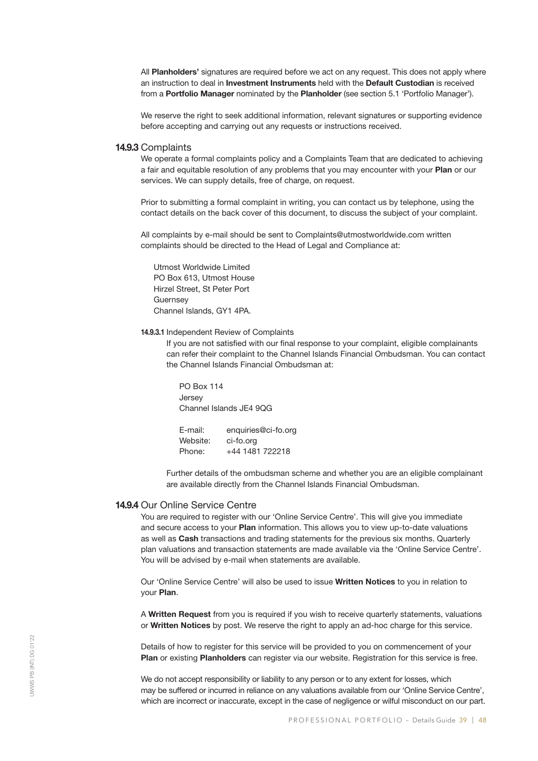All **Planholders'** signatures are required before we act on any request. This does not apply where an instruction to deal in **Investment Instruments** held with the **Default Custodian** is received from a **Portfolio Manager** nominated by the **Planholder** (see section 5.1 'Portfolio Manager').

We reserve the right to seek additional information, relevant signatures or supporting evidence before accepting and carrying out any requests or instructions received.

### 14.9.3 Complaints

We operate a formal complaints policy and a Complaints Team that are dedicated to achieving a fair and equitable resolution of any problems that you may encounter with your **Plan** or our services. We can supply details, free of charge, on request.

Prior to submitting a formal complaint in writing, you can contact us by telephone, using the contact details on the back cover of this document, to discuss the subject of your complaint.

All complaints by e-mail should be sent to Complaints@utmostworldwide.com written complaints should be directed to the Head of Legal and Compliance at:

Utmost Worldwide Limited
PO Box 613, Utmost House
Hirzel Street, St Peter Port
Guernsey
Channel Islands, GY1 4PA.

#### 14.9.3.1 Independent Review of Complaints

If you are not satisfied with our final response to your complaint, eligible complainants can refer their complaint to the Channel Islands Financial Ombudsman. You can contact the Channel Islands Financial Ombudsman at:

PO Box 114
Jersey
Channel Islands JE4 9QG

E-mail: enquiries@ci-fo.org
Website: ci-fo.org
Phone: +44 1481 722218

Further details of the ombudsman scheme and whether you are an eligible complainant are available directly from the Channel Islands Financial Ombudsman.

### 14.9.4 Our Online Service Centre

You are required to register with our 'Online Service Centre'. This will give you immediate and secure access to your **Plan** information. This allows you to view up-to-date valuations as well as **Cash** transactions and trading statements for the previous six months. Quarterly plan valuations and transaction statements are made available via the 'Online Service Centre'. You will be advised by e-mail when statements are available.

Our 'Online Service Centre' will also be used to issue **Written Notices** to you in relation to your **Plan**.

A **Written Request** from you is required if you wish to receive quarterly statements, valuations or **Written Notices** by post. We reserve the right to apply an ad-hoc charge for this service.

Details of how to register for this service will be provided to you on commencement of your **Plan** or existing **Planholders** can register via our website. Registration for this service is free.

We do not accept responsibility or liability to any person or to any extent for losses, which may be suffered or incurred in reliance on any valuations available from our 'Online Service Centre', which are incorrect or inaccurate, except in the case of negligence or wilful misconduct on our part.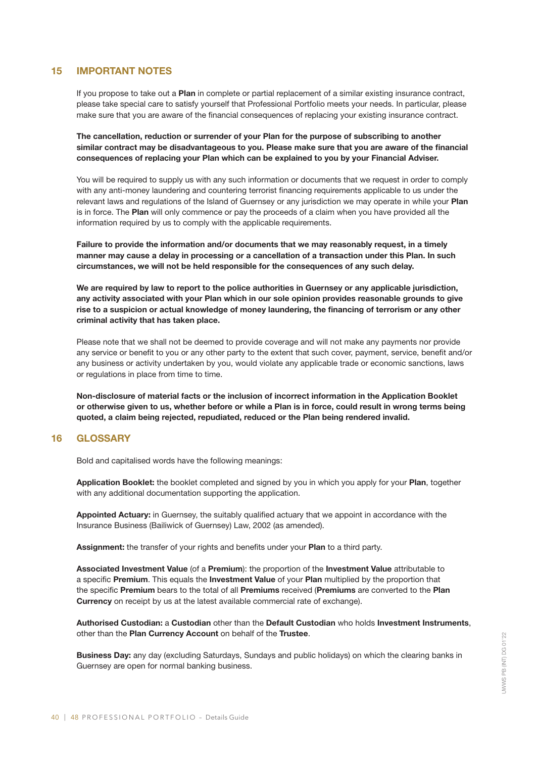## 15 IMPORTANT NOTES

If you propose to take out a **Plan** in complete or partial replacement of a similar existing insurance contract, please take special care to satisfy yourself that Professional Portfolio meets your needs. In particular, please make sure that you are aware of the financial consequences of replacing your existing insurance contract.

**The cancellation, reduction or surrender of your Plan for the purpose of subscribing to another similar contract may be disadvantageous to you. Please make sure that you are aware of the financial consequences of replacing your Plan which can be explained to you by your Financial Adviser.**

You will be required to supply us with any such information or documents that we request in order to comply with any anti-money laundering and countering terrorist financing requirements applicable to us under the relevant laws and regulations of the Island of Guernsey or any jurisdiction we may operate in while your **Plan** is in force. The **Plan** will only commence or pay the proceeds of a claim when you have provided all the information required by us to comply with the applicable requirements.

**Failure to provide the information and/or documents that we may reasonably request, in a timely manner may cause a delay in processing or a cancellation of a transaction under this Plan. In such circumstances, we will not be held responsible for the consequences of any such delay.**

**We are required by law to report to the police authorities in Guernsey or any applicable jurisdiction, any activity associated with your Plan which in our sole opinion provides reasonable grounds to give rise to a suspicion or actual knowledge of money laundering, the financing of terrorism or any other criminal activity that has taken place.**

Please note that we shall not be deemed to provide coverage and will not make any payments nor provide any service or benefit to you or any other party to the extent that such cover, payment, service, benefit and/or any business or activity undertaken by you, would violate any applicable trade or economic sanctions, laws or regulations in place from time to time.

**Non-disclosure of material facts or the inclusion of incorrect information in the Application Booklet or otherwise given to us, whether before or while a Plan is in force, could result in wrong terms being quoted, a claim being rejected, repudiated, reduced or the Plan being rendered invalid.**

## 16 GLOSSARY

Bold and capitalised words have the following meanings:

**Application Booklet:** the booklet completed and signed by you in which you apply for your **Plan**, together with any additional documentation supporting the application.

**Appointed Actuary:** in Guernsey, the suitably qualified actuary that we appoint in accordance with the Insurance Business (Bailiwick of Guernsey) Law, 2002 (as amended).

**Assignment:** the transfer of your rights and benefits under your **Plan** to a third party.

**Associated Investment Value** (of a **Premium**): the proportion of the **Investment Value** attributable to a specific **Premium**. This equals the **Investment Value** of your **Plan** multiplied by the proportion that the specific **Premium** bears to the total of all **Premiums** received (**Premiums** are converted to the **Plan Currency** on receipt by us at the latest available commercial rate of exchange).

**Authorised Custodian:** a **Custodian** other than the **Default Custodian** who holds **Investment Instruments**, other than the **Plan Currency Account** on behalf of the **Trustee**.

**Business Day:** any day (excluding Saturdays, Sundays and public holidays) on which the clearing banks in Guernsey are open for normal banking business.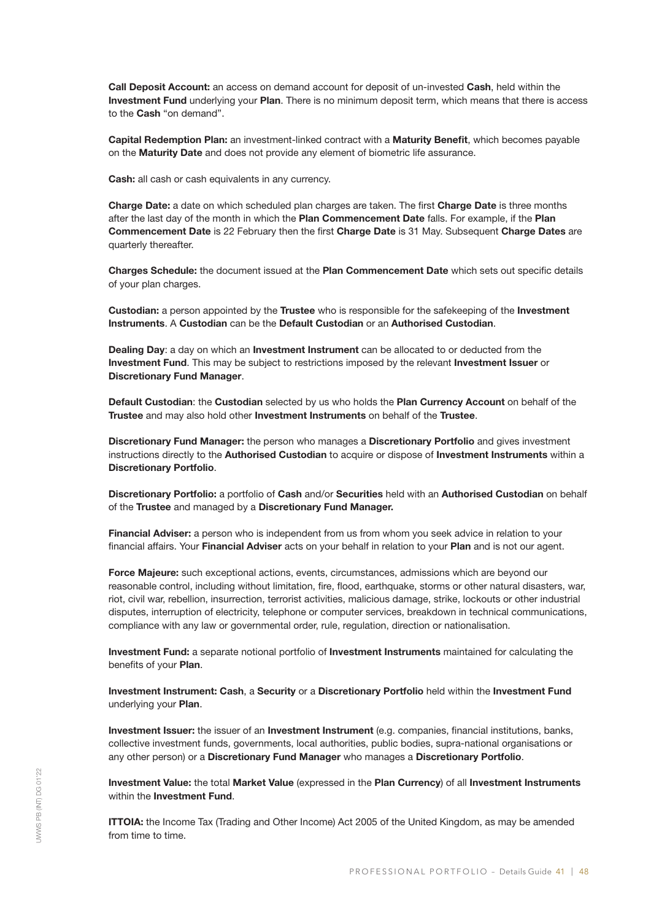**Call Deposit Account:** an access on demand account for deposit of un-invested **Cash**, held within the **Investment Fund** underlying your **Plan**. There is no minimum deposit term, which means that there is access to the **Cash** "on demand".

**Capital Redemption Plan:** an investment-linked contract with a **Maturity Benefit**, which becomes payable on the **Maturity Date** and does not provide any element of biometric life assurance.

**Cash:** all cash or cash equivalents in any currency.

**Charge Date:** a date on which scheduled plan charges are taken. The first **Charge Date** is three months after the last day of the month in which the **Plan Commencement Date** falls. For example, if the **Plan Commencement Date** is 22 February then the first **Charge Date** is 31 May. Subsequent **Charge Dates** are quarterly thereafter.

**Charges Schedule:** the document issued at the **Plan Commencement Date** which sets out specific details of your plan charges.

**Custodian:** a person appointed by the **Trustee** who is responsible for the safekeeping of the **Investment Instruments**. A **Custodian** can be the **Default Custodian** or an **Authorised Custodian**.

**Dealing Day**: a day on which an **Investment Instrument** can be allocated to or deducted from the **Investment Fund**. This may be subject to restrictions imposed by the relevant **Investment Issuer** or **Discretionary Fund Manager**.

**Default Custodian**: the **Custodian** selected by us who holds the **Plan Currency Account** on behalf of the **Trustee** and may also hold other **Investment Instruments** on behalf of the **Trustee**.

**Discretionary Fund Manager:** the person who manages a **Discretionary Portfolio** and gives investment instructions directly to the **Authorised Custodian** to acquire or dispose of **Investment Instruments** within a **Discretionary Portfolio**.

**Discretionary Portfolio:** a portfolio of **Cash** and/or **Securities** held with an **Authorised Custodian** on behalf of the **Trustee** and managed by a **Discretionary Fund Manager.**

**Financial Adviser:** a person who is independent from us from whom you seek advice in relation to your financial affairs. Your **Financial Adviser** acts on your behalf in relation to your **Plan** and is not our agent.

**Force Majeure:** such exceptional actions, events, circumstances, admissions which are beyond our reasonable control, including without limitation, fire, flood, earthquake, storms or other natural disasters, war, riot, civil war, rebellion, insurrection, terrorist activities, malicious damage, strike, lockouts or other industrial disputes, interruption of electricity, telephone or computer services, breakdown in technical communications, compliance with any law or governmental order, rule, regulation, direction or nationalisation.

**Investment Fund:** a separate notional portfolio of **Investment Instruments** maintained for calculating the benefits of your **Plan**.

**Investment Instrument: Cash**, a **Security** or a **Discretionary Portfolio** held within the **Investment Fund** underlying your **Plan**.

**Investment Issuer:** the issuer of an **Investment Instrument** (e.g. companies, financial institutions, banks, collective investment funds, governments, local authorities, public bodies, supra-national organisations or any other person) or a **Discretionary Fund Manager** who manages a **Discretionary Portfolio**.

**Investment Value:** the total **Market Value** (expressed in the **Plan Currency**) of all **Investment Instruments** within the **Investment Fund**.

**ITTOIA:** the Income Tax (Trading and Other Income) Act 2005 of the United Kingdom, as may be amended from time to time.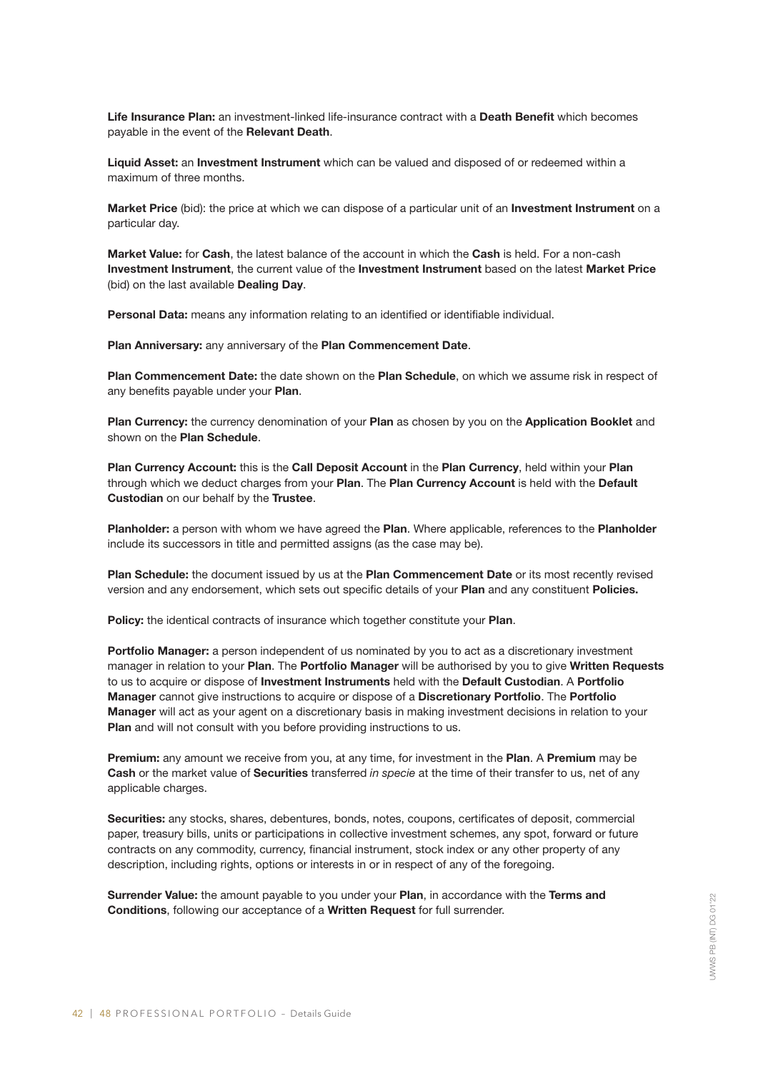**Life Insurance Plan:** an investment-linked life-insurance contract with a **Death Benefit** which becomes payable in the event of the **Relevant Death**.

**Liquid Asset:** an **Investment Instrument** which can be valued and disposed of or redeemed within a maximum of three months.

**Market Price** (bid): the price at which we can dispose of a particular unit of an **Investment Instrument** on a particular day.

**Market Value:** for **Cash**, the latest balance of the account in which the **Cash** is held. For a non-cash **Investment Instrument**, the current value of the **Investment Instrument** based on the latest **Market Price** (bid) on the last available **Dealing Day**.

**Personal Data:** means any information relating to an identified or identifiable individual.

**Plan Anniversary:** any anniversary of the **Plan Commencement Date**.

**Plan Commencement Date:** the date shown on the **Plan Schedule**, on which we assume risk in respect of any benefits payable under your **Plan**.

**Plan Currency:** the currency denomination of your **Plan** as chosen by you on the **Application Booklet** and shown on the **Plan Schedule**.

**Plan Currency Account:** this is the **Call Deposit Account** in the **Plan Currency**, held within your **Plan** through which we deduct charges from your **Plan**. The **Plan Currency Account** is held with the **Default Custodian** on our behalf by the **Trustee**.

**Planholder:** a person with whom we have agreed the **Plan**. Where applicable, references to the **Planholder** include its successors in title and permitted assigns (as the case may be).

**Plan Schedule:** the document issued by us at the **Plan Commencement Date** or its most recently revised version and any endorsement, which sets out specific details of your **Plan** and any constituent **Policies.**

**Policy:** the identical contracts of insurance which together constitute your **Plan**.

**Portfolio Manager:** a person independent of us nominated by you to act as a discretionary investment manager in relation to your **Plan**. The **Portfolio Manager** will be authorised by you to give **Written Requests** to us to acquire or dispose of **Investment Instruments** held with the **Default Custodian**. A **Portfolio Manager** cannot give instructions to acquire or dispose of a **Discretionary Portfolio**. The **Portfolio Manager** will act as your agent on a discretionary basis in making investment decisions in relation to your **Plan** and will not consult with you before providing instructions to us.

**Premium:** any amount we receive from you, at any time, for investment in the **Plan**. A **Premium** may be **Cash** or the market value of **Securities** transferred *in specie* at the time of their transfer to us, net of any applicable charges.

**Securities:** any stocks, shares, debentures, bonds, notes, coupons, certificates of deposit, commercial paper, treasury bills, units or participations in collective investment schemes, any spot, forward or future contracts on any commodity, currency, financial instrument, stock index or any other property of any description, including rights, options or interests in or in respect of any of the foregoing.

**Surrender Value:** the amount payable to you under your **Plan**, in accordance with the **Terms and Conditions**, following our acceptance of a **Written Request** for full surrender.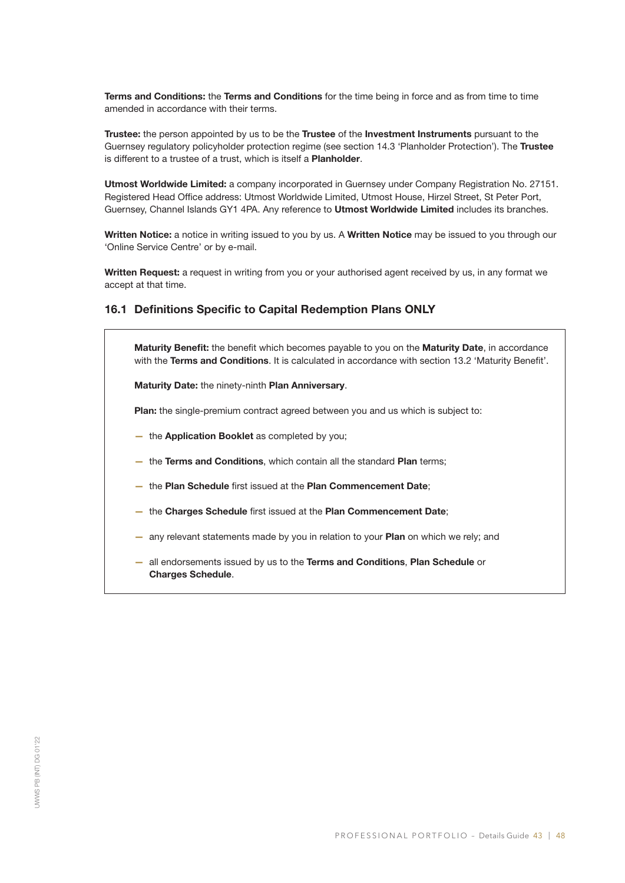**Terms and Conditions:** the **Terms and Conditions** for the time being in force and as from time to time amended in accordance with their terms.

**Trustee:** the person appointed by us to be the **Trustee** of the **Investment Instruments** pursuant to the Guernsey regulatory policyholder protection regime (see section 14.3 'Planholder Protection'). The **Trustee** is different to a trustee of a trust, which is itself a **Planholder**.

**Utmost Worldwide Limited:** a company incorporated in Guernsey under Company Registration No. 27151. Registered Head Office address: Utmost Worldwide Limited, Utmost House, Hirzel Street, St Peter Port, Guernsey, Channel Islands GY1 4PA. Any reference to **Utmost Worldwide Limited** includes its branches.

**Written Notice:** a notice in writing issued to you by us. A **Written Notice** may be issued to you through our 'Online Service Centre' or by e-mail.

**Written Request:** a request in writing from you or your authorised agent received by us, in any format we accept at that time.

### 16.1 Definitions Specific to Capital Redemption Plans ONLY

**Maturity Benefit:** the benefit which becomes payable to you on the **Maturity Date**, in accordance with the **Terms and Conditions**. It is calculated in accordance with section 13.2 'Maturity Benefit'.

**Maturity Date:** the ninety-ninth **Plan Anniversary**.

**Plan:** the single-premium contract agreed between you and us which is subject to:

- the **Application Booklet** as completed by you;
- the **Terms and Conditions**, which contain all the standard **Plan** terms;
- the **Plan Schedule** first issued at the **Plan Commencement Date**;
- the **Charges Schedule** first issued at the **Plan Commencement Date**;
- any relevant statements made by you in relation to your **Plan** on which we rely; and
- all endorsements issued by us to the **Terms and Conditions**, **Plan Schedule** or **Charges Schedule**.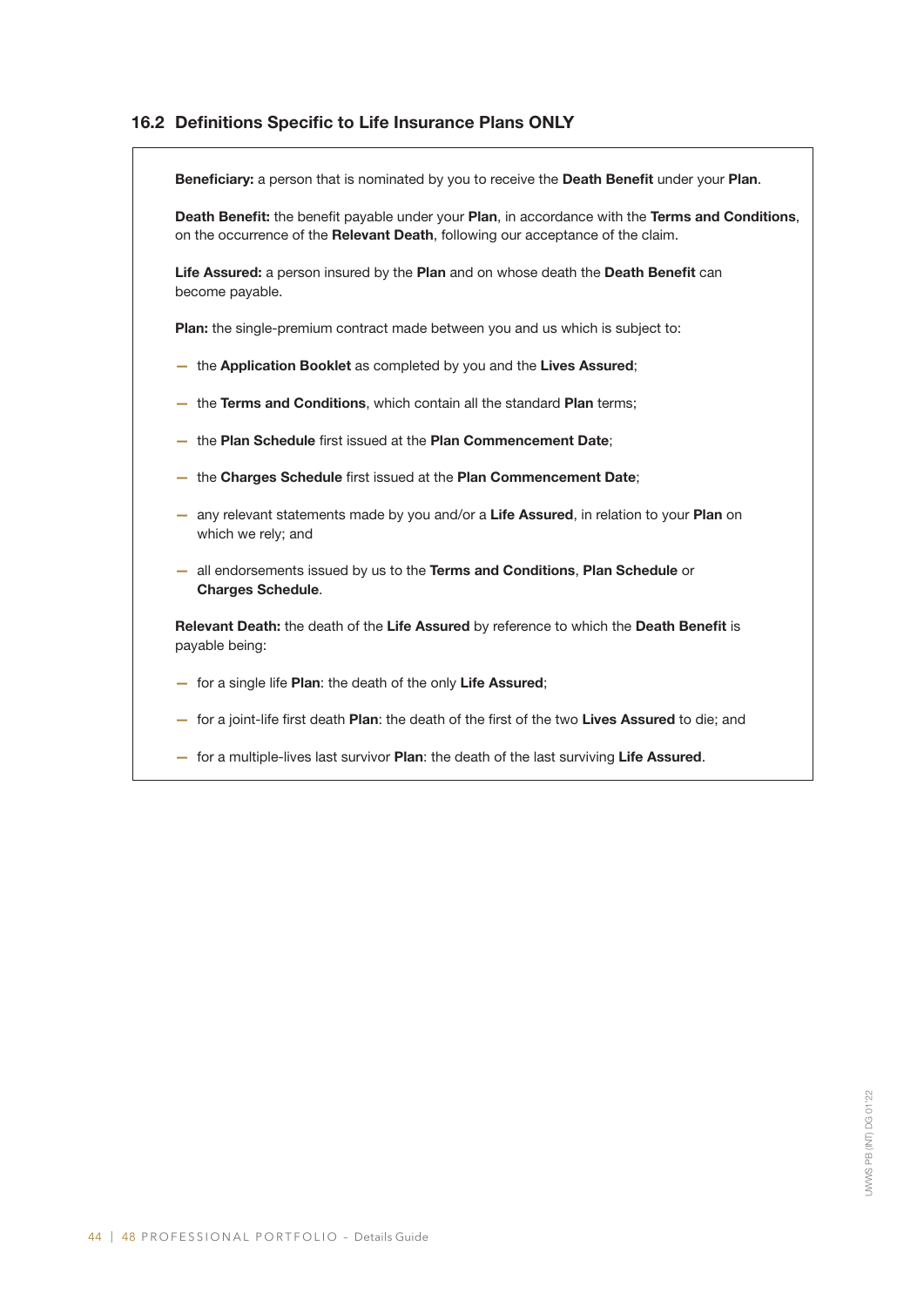### 16.2 Definitions Specific to Life Insurance Plans ONLY

**Beneficiary:** a person that is nominated by you to receive the **Death Benefit** under your **Plan**.

**Death Benefit:** the benefit payable under your **Plan**, in accordance with the **Terms and Conditions**, on the occurrence of the **Relevant Death**, following our acceptance of the claim.

**Life Assured:** a person insured by the **Plan** and on whose death the **Death Benefit** can become payable.

**Plan:** the single-premium contract made between you and us which is subject to:

- the **Application Booklet** as completed by you and the **Lives Assured**;
- the **Terms and Conditions**, which contain all the standard **Plan** terms;
- the **Plan Schedule** first issued at the **Plan Commencement Date**;
- the **Charges Schedule** first issued at the **Plan Commencement Date**;
- any relevant statements made by you and/or a **Life Assured**, in relation to your **Plan** on which we rely; and
- all endorsements issued by us to the **Terms and Conditions**, **Plan Schedule** or **Charges Schedule**.

**Relevant Death:** the death of the **Life Assured** by reference to which the **Death Benefit** is payable being:

- for a single life **Plan**: the death of the only **Life Assured**;
- for a joint-life first death **Plan**: the death of the first of the two **Lives Assured** to die; and
- for a multiple-lives last survivor **Plan**: the death of the last surviving **Life Assured**.

UWWS PB (INT) DG 01'22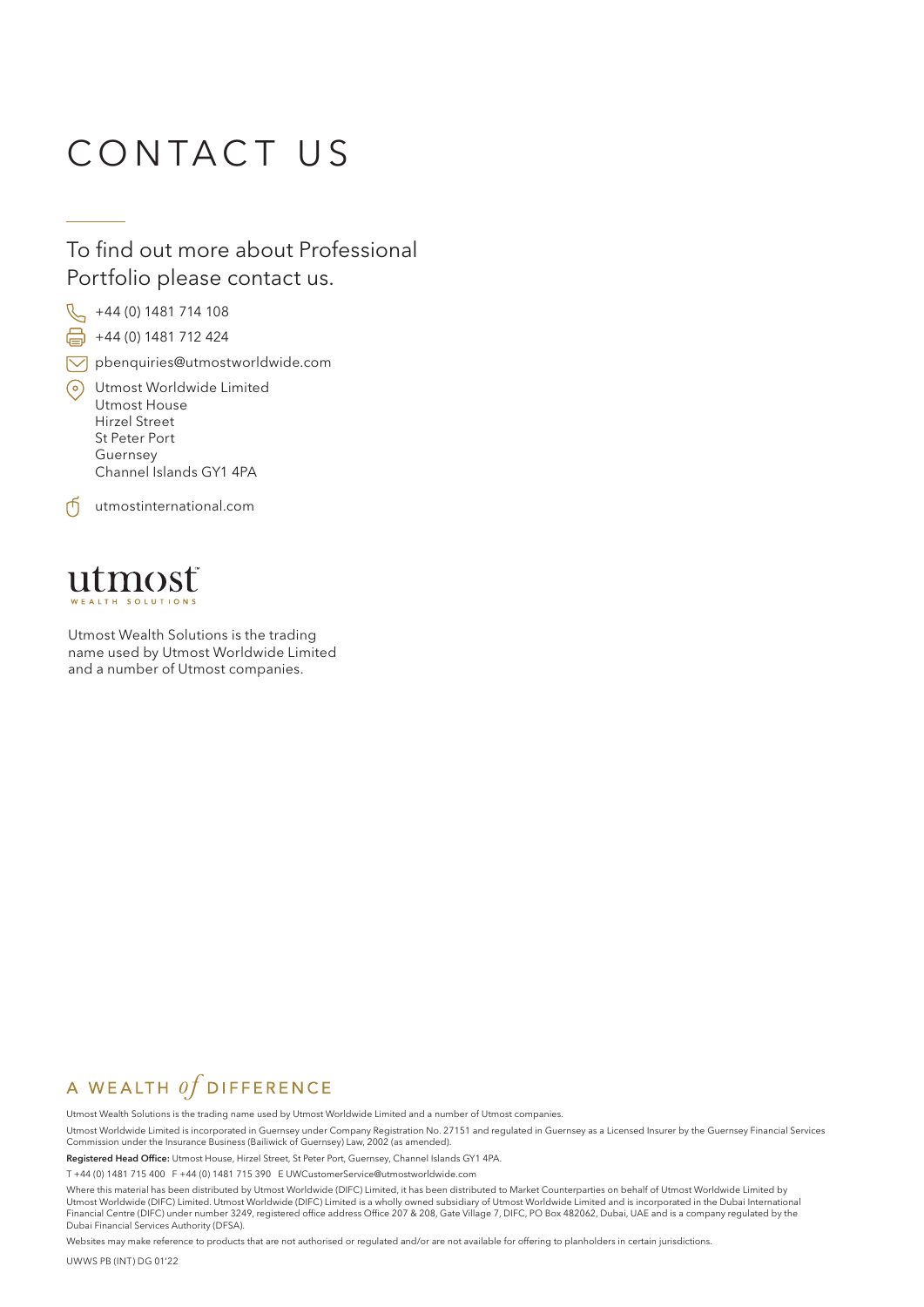# CONTACT US

## To find out more about Professional Portfolio please contact us.

+44 (0) 1481 714 108

+44 (0) 1481 712 424

pbenquiries@utmostworldwide.com

Utmost Worldwide Limited
Utmost House
Hirzel Street
St Peter Port
Guernsey
Channel Islands GY1 4PA

utmostinternational.com

utmost
WEALTH SOLUTIONS

Utmost Wealth Solutions is the trading name used by Utmost Worldwide Limited and a number of Utmost companies.

A WEALTH *of* DIFFERENCE

Utmost Wealth Solutions is the trading name used by Utmost Worldwide Limited and a number of Utmost companies.

Utmost Worldwide Limited is incorporated in Guernsey under Company Registration No. 27151 and regulated in Guernsey as a Licensed Insurer by the Guernsey Financial Services Commission under the Insurance Business (Bailiwick of Guernsey) Law, 2002 (as amended).

**Registered Head Office:** Utmost House, Hirzel Street, St Peter Port, Guernsey, Channel Islands GY1 4PA.

T +44 (0) 1481 715 400 F +44 (0) 1481 715 390 E UWCustomerService@utmostworldwide.com

Where this material has been distributed by Utmost Worldwide (DIFC) Limited, it has been distributed to Market Counterparties on behalf of Utmost Worldwide Limited by Utmost Worldwide (DIFC) Limited. Utmost Worldwide (DIFC) Limited is a wholly owned subsidiary of Utmost Worldwide Limited and is incorporated in the Dubai International Financial Centre (DIFC) under number 3249, registered office address Office 207 & 208, Gate Village 7, DIFC, PO Box 482062, Dubai, UAE and is a company regulated by the Dubai Financial Services Authority (DFSA).

Websites may make reference to products that are not authorised or regulated and/or are not available for offering to planholders in certain jurisdictions.

UWWS PB (INT) DG 01'22